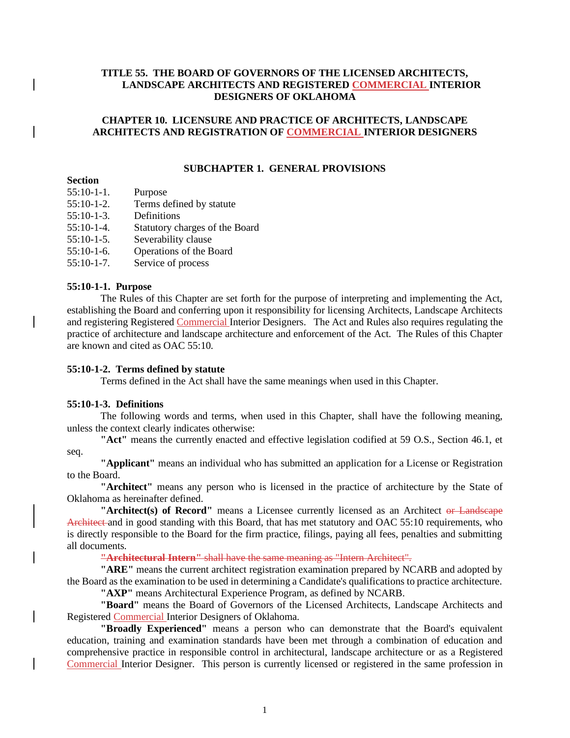# TITLE 55. THE BOARD OF GOVERNORS OF THE LICENSED ARCHITECTS, LANDSCAPE ARCHITECTS AND REGISTERED COMMERCIAL INTERIOR DESIGNERS OF OKLAHOMA

## CHAPTER 10. LICENSURE AND PRACTICE OF ARCHITECTS, LANDSCAPE ARCHITECTS AND REGISTRATION OF COMMERCIAL INTERIOR DESIGNERS

### SUBCHAPTER 1. GENERAL PROVISIONS

**Section**

55:10-1-1. Purpose
55:10-1-2. Terms defined by statute
55:10-1-3. Definitions
55:10-1-4. Statutory charges of the Board
55:10-1-5. Severability clause
55:10-1-6. Operations of the Board
55:10-1-7. Service of process

**55:10-1-1. Purpose**

The Rules of this Chapter are set forth for the purpose of interpreting and implementing the Act, establishing the Board and conferring upon it responsibility for licensing Architects, Landscape Architects and registering Registered Commercial Interior Designers. The Act and Rules also requires regulating the practice of architecture and landscape architecture and enforcement of the Act. The Rules of this Chapter are known and cited as OAC 55:10.

**55:10-1-2. Terms defined by statute**

Terms defined in the Act shall have the same meanings when used in this Chapter.

**55:10-1-3. Definitions**

The following words and terms, when used in this Chapter, shall have the following meaning, unless the context clearly indicates otherwise:

**"Act"** means the currently enacted and effective legislation codified at 59 O.S., Section 46.1, et seq.

**"Applicant"** means an individual who has submitted an application for a License or Registration to the Board.

**"Architect"** means any person who is licensed in the practice of architecture by the State of Oklahoma as hereinafter defined.

**"Architect(s) of Record"** means a Licensee currently licensed as an Architect ~~or Landscape Architect~~ and in good standing with this Board, that has met statutory and OAC 55:10 requirements, who is directly responsible to the Board for the firm practice, filings, paying all fees, penalties and submitting all documents.

~~**"Architectural Intern"** shall have the same meaning as "Intern Architect".~~

**"ARE"** means the current architect registration examination prepared by NCARB and adopted by the Board as the examination to be used in determining a Candidate's qualifications to practice architecture.

**"AXP"** means Architectural Experience Program, as defined by NCARB.

**"Board"** means the Board of Governors of the Licensed Architects, Landscape Architects and Registered Commercial Interior Designers of Oklahoma.

**"Broadly Experienced"** means a person who can demonstrate that the Board's equivalent education, training and examination standards have been met through a combination of education and comprehensive practice in responsible control in architectural, landscape architecture or as a Registered Commercial Interior Designer. This person is currently licensed or registered in the same profession in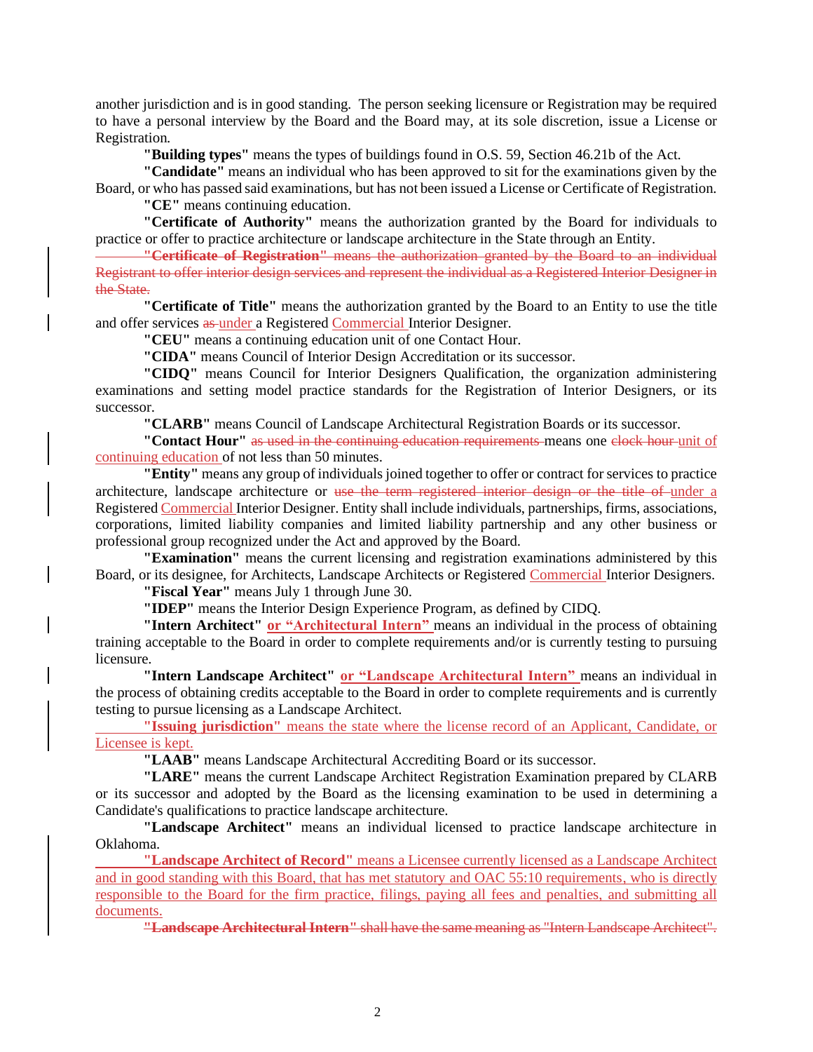another jurisdiction and is in good standing. The person seeking licensure or Registration may be required to have a personal interview by the Board and the Board may, at its sole discretion, issue a License or Registration.

**"Building types"** means the types of buildings found in O.S. 59, Section 46.21b of the Act.

**"Candidate"** means an individual who has been approved to sit for the examinations given by the Board, or who has passed said examinations, but has not been issued a License or Certificate of Registration.

**"CE"** means continuing education.

**"Certificate of Authority"** means the authorization granted by the Board for individuals to practice or offer to practice architecture or landscape architecture in the State through an Entity.

~~**"Certificate of Registration"** means the authorization granted by the Board to an individual Registrant to offer interior design services and represent the individual as a Registered Interior Designer in the State.~~

**"Certificate of Title"** means the authorization granted by the Board to an Entity to use the title and offer services ~~as~~ under a Registered Commercial Interior Designer.

**"CEU"** means a continuing education unit of one Contact Hour.

**"CIDA"** means Council of Interior Design Accreditation or its successor.

**"CIDQ"** means Council for Interior Designers Qualification, the organization administering examinations and setting model practice standards for the Registration of Interior Designers, or its successor.

**"CLARB"** means Council of Landscape Architectural Registration Boards or its successor.

**"Contact Hour"** ~~as used in the continuing education requirements~~ means one ~~clock hour~~ unit of continuing education of not less than 50 minutes.

**"Entity"** means any group of individuals joined together to offer or contract for services to practice architecture, landscape architecture or ~~use the term registered interior design or the title of~~ under a Registered Commercial Interior Designer. Entity shall include individuals, partnerships, firms, associations, corporations, limited liability companies and limited liability partnership and any other business or professional group recognized under the Act and approved by the Board.

**"Examination"** means the current licensing and registration examinations administered by this Board, or its designee, for Architects, Landscape Architects or Registered Commercial Interior Designers.

**"Fiscal Year"** means July 1 through June 30.

**"IDEP"** means the Interior Design Experience Program, as defined by CIDQ.

**"Intern Architect"** **or "Architectural Intern"** means an individual in the process of obtaining training acceptable to the Board in order to complete requirements and/or is currently testing to pursuing licensure.

**"Intern Landscape Architect"** **or "Landscape Architectural Intern"** means an individual in the process of obtaining credits acceptable to the Board in order to complete requirements and is currently testing to pursue licensing as a Landscape Architect.

**"Issuing jurisdiction"** means the state where the license record of an Applicant, Candidate, or Licensee is kept.

**"LAAB"** means Landscape Architectural Accrediting Board or its successor.

**"LARE"** means the current Landscape Architect Registration Examination prepared by CLARB or its successor and adopted by the Board as the licensing examination to be used in determining a Candidate's qualifications to practice landscape architecture.

**"Landscape Architect"** means an individual licensed to practice landscape architecture in Oklahoma.

**"Landscape Architect of Record"** means a Licensee currently licensed as a Landscape Architect and in good standing with this Board, that has met statutory and OAC 55:10 requirements, who is directly responsible to the Board for the firm practice, filings, paying all fees and penalties, and submitting all documents.

~~**"Landscape Architectural Intern"** shall have the same meaning as "Intern Landscape Architect".~~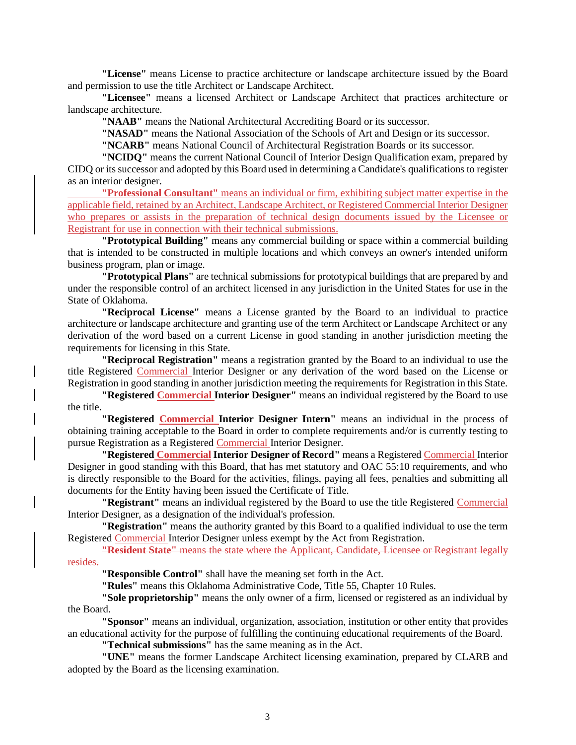**"License"** means License to practice architecture or landscape architecture issued by the Board and permission to use the title Architect or Landscape Architect.

**"Licensee"** means a licensed Architect or Landscape Architect that practices architecture or landscape architecture.

**"NAAB"** means the National Architectural Accrediting Board or its successor.

**"NASAD"** means the National Association of the Schools of Art and Design or its successor.

**"NCARB"** means National Council of Architectural Registration Boards or its successor.

**"NCIDQ"** means the current National Council of Interior Design Qualification exam, prepared by CIDQ or its successor and adopted by this Board used in determining a Candidate's qualifications to register as an interior designer.

**"Professional Consultant"** means an individual or firm, exhibiting subject matter expertise in the applicable field, retained by an Architect, Landscape Architect, or Registered Commercial Interior Designer who prepares or assists in the preparation of technical design documents issued by the Licensee or Registrant for use in connection with their technical submissions.

**"Prototypical Building"** means any commercial building or space within a commercial building that is intended to be constructed in multiple locations and which conveys an owner's intended uniform business program, plan or image.

**"Prototypical Plans"** are technical submissions for prototypical buildings that are prepared by and under the responsible control of an architect licensed in any jurisdiction in the United States for use in the State of Oklahoma.

**"Reciprocal License"** means a License granted by the Board to an individual to practice architecture or landscape architecture and granting use of the term Architect or Landscape Architect or any derivation of the word based on a current License in good standing in another jurisdiction meeting the requirements for licensing in this State.

**"Reciprocal Registration"** means a registration granted by the Board to an individual to use the title Registered Commercial Interior Designer or any derivation of the word based on the License or Registration in good standing in another jurisdiction meeting the requirements for Registration in this State.

**"Registered Commercial Interior Designer"** means an individual registered by the Board to use the title.

**"Registered Commercial Interior Designer Intern"** means an individual in the process of obtaining training acceptable to the Board in order to complete requirements and/or is currently testing to pursue Registration as a Registered Commercial Interior Designer.

**"Registered Commercial Interior Designer of Record"** means a Registered Commercial Interior Designer in good standing with this Board, that has met statutory and OAC 55:10 requirements, and who is directly responsible to the Board for the activities, filings, paying all fees, penalties and submitting all documents for the Entity having been issued the Certificate of Title.

**"Registrant"** means an individual registered by the Board to use the title Registered Commercial Interior Designer, as a designation of the individual's profession.

**"Registration"** means the authority granted by this Board to a qualified individual to use the term Registered Commercial Interior Designer unless exempt by the Act from Registration.

~~**"Resident State"** means the state where the Applicant, Candidate, Licensee or Registrant legally resides.~~

**"Responsible Control"** shall have the meaning set forth in the Act.

**"Rules"** means this Oklahoma Administrative Code, Title 55, Chapter 10 Rules.

**"Sole proprietorship"** means the only owner of a firm, licensed or registered as an individual by the Board.

**"Sponsor"** means an individual, organization, association, institution or other entity that provides an educational activity for the purpose of fulfilling the continuing educational requirements of the Board.

**"Technical submissions"** has the same meaning as in the Act.

**"UNE"** means the former Landscape Architect licensing examination, prepared by CLARB and adopted by the Board as the licensing examination.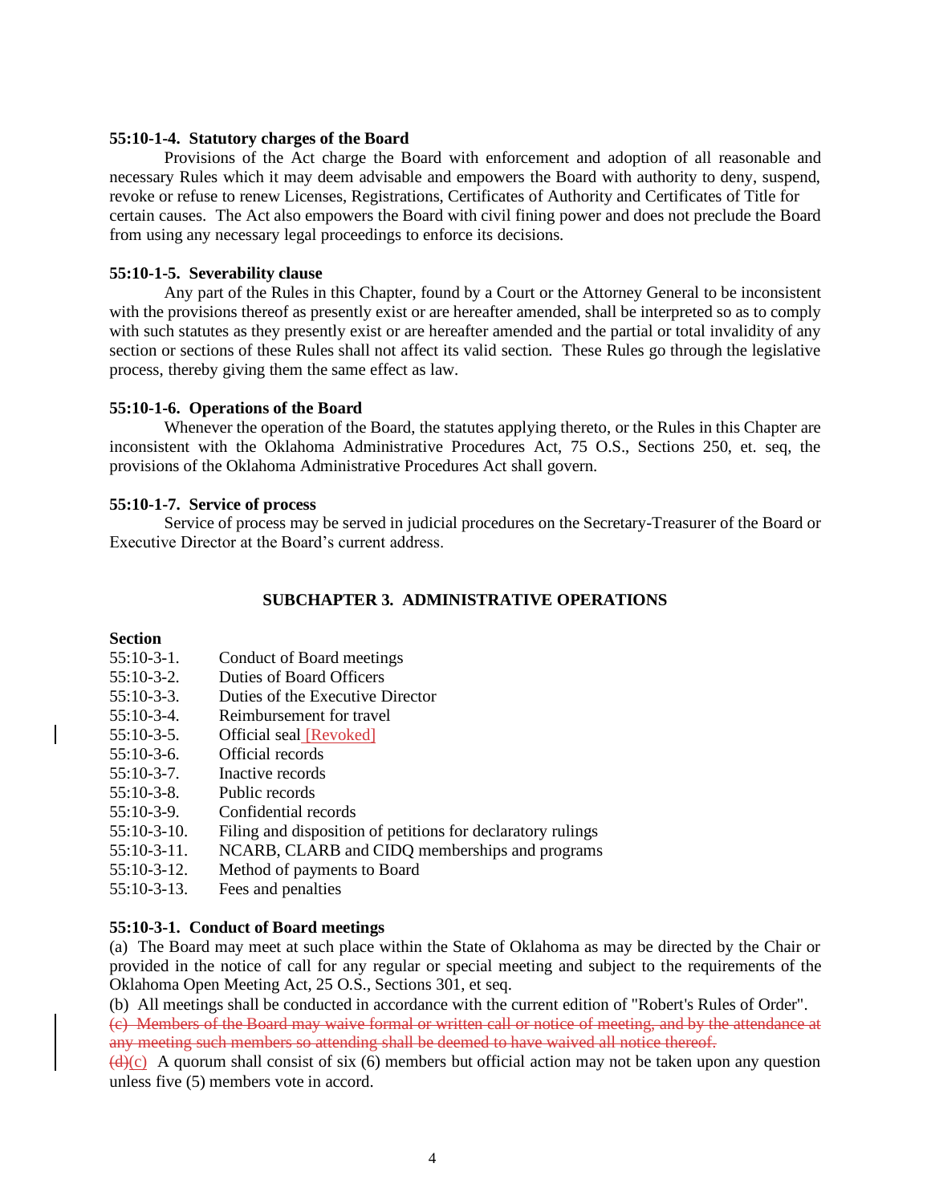**55:10-1-4. Statutory charges of the Board**

Provisions of the Act charge the Board with enforcement and adoption of all reasonable and necessary Rules which it may deem advisable and empowers the Board with authority to deny, suspend, revoke or refuse to renew Licenses, Registrations, Certificates of Authority and Certificates of Title for certain causes. The Act also empowers the Board with civil fining power and does not preclude the Board from using any necessary legal proceedings to enforce its decisions.

**55:10-1-5. Severability clause**

Any part of the Rules in this Chapter, found by a Court or the Attorney General to be inconsistent with the provisions thereof as presently exist or are hereafter amended, shall be interpreted so as to comply with such statutes as they presently exist or are hereafter amended and the partial or total invalidity of any section or sections of these Rules shall not affect its valid section. These Rules go through the legislative process, thereby giving them the same effect as law.

**55:10-1-6. Operations of the Board**

Whenever the operation of the Board, the statutes applying thereto, or the Rules in this Chapter are inconsistent with the Oklahoma Administrative Procedures Act, 75 O.S., Sections 250, et. seq, the provisions of the Oklahoma Administrative Procedures Act shall govern.

**55:10-1-7. Service of process**

Service of process may be served in judicial procedures on the Secretary-Treasurer of the Board or Executive Director at the Board's current address.

## SUBCHAPTER 3. ADMINISTRATIVE OPERATIONS

**Section**

| | |
|---|---|
| 55:10-3-1. | Conduct of Board meetings |
| 55:10-3-2. | Duties of Board Officers |
| 55:10-3-3. | Duties of the Executive Director |
| 55:10-3-4. | Reimbursement for travel |
| 55:10-3-5. | Official seal [Revoked] |
| 55:10-3-6. | Official records |
| 55:10-3-7. | Inactive records |
| 55:10-3-8. | Public records |
| 55:10-3-9. | Confidential records |
| 55:10-3-10. | Filing and disposition of petitions for declaratory rulings |
| 55:10-3-11. | NCARB, CLARB and CIDQ memberships and programs |
| 55:10-3-12. | Method of payments to Board |
| 55:10-3-13. | Fees and penalties |

**55:10-3-1. Conduct of Board meetings**

(a) The Board may meet at such place within the State of Oklahoma as may be directed by the Chair or provided in the notice of call for any regular or special meeting and subject to the requirements of the Oklahoma Open Meeting Act, 25 O.S., Sections 301, et seq.

(b) All meetings shall be conducted in accordance with the current edition of "Robert's Rules of Order".

~~(c) Members of the Board may waive formal or written call or notice of meeting, and by the attendance at any meeting such members so attending shall be deemed to have waived all notice thereof.~~

~~(d)~~(c) A quorum shall consist of six (6) members but official action may not be taken upon any question unless five (5) members vote in accord.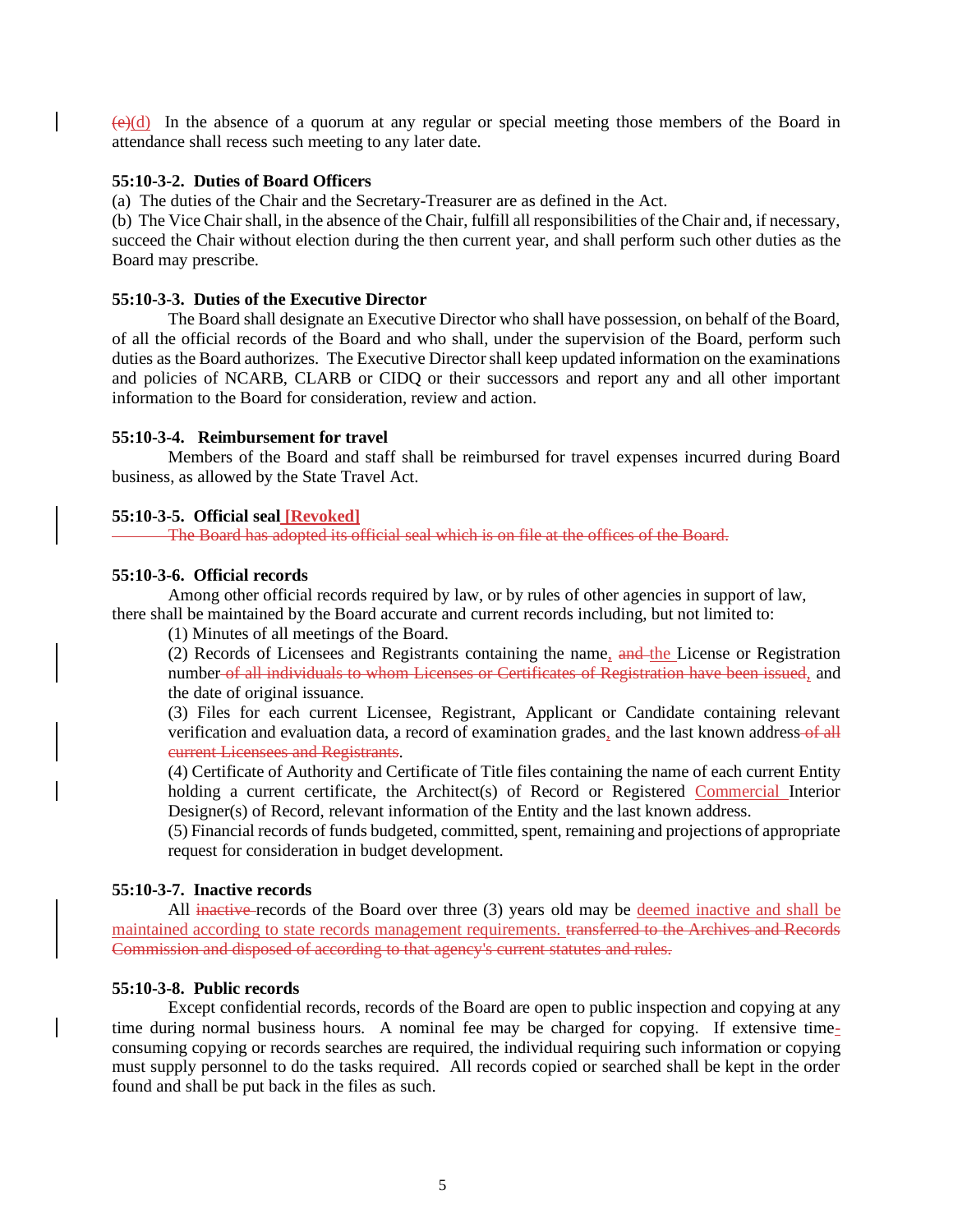~~(c)~~(d) In the absence of a quorum at any regular or special meeting those members of the Board in attendance shall recess such meeting to any later date.

**55:10-3-2. Duties of Board Officers**

(a) The duties of the Chair and the Secretary-Treasurer are as defined in the Act.

(b) The Vice Chair shall, in the absence of the Chair, fulfill all responsibilities of the Chair and, if necessary, succeed the Chair without election during the then current year, and shall perform such other duties as the Board may prescribe.

**55:10-3-3. Duties of the Executive Director**

The Board shall designate an Executive Director who shall have possession, on behalf of the Board, of all the official records of the Board and who shall, under the supervision of the Board, perform such duties as the Board authorizes. The Executive Director shall keep updated information on the examinations and policies of NCARB, CLARB or CIDQ or their successors and report any and all other important information to the Board for consideration, review and action.

**55:10-3-4. Reimbursement for travel**

Members of the Board and staff shall be reimbursed for travel expenses incurred during Board business, as allowed by the State Travel Act.

**55:10-3-5. Official seal <u>[Revoked]</u>**

~~The Board has adopted its official seal which is on file at the offices of the Board.~~

**55:10-3-6. Official records**

Among other official records required by law, or by rules of other agencies in support of law, there shall be maintained by the Board accurate and current records including, but not limited to:

(1) Minutes of all meetings of the Board.

(2) Records of Licensees and Registrants containing the name<u>,</u> ~~and~~ <u>the</u> License or Registration number ~~of all individuals to whom Licenses or Certificates of Registration have been issued~~<u>,</u> and the date of original issuance.

(3) Files for each current Licensee, Registrant, Applicant or Candidate containing relevant verification and evaluation data, a record of examination grades<u>,</u> and the last known address ~~of all current Licensees and Registrants~~.

(4) Certificate of Authority and Certificate of Title files containing the name of each current Entity holding a current certificate, the Architect(s) of Record or Registered <u>Commercial</u> Interior Designer(s) of Record, relevant information of the Entity and the last known address.

(5) Financial records of funds budgeted, committed, spent, remaining and projections of appropriate request for consideration in budget development.

**55:10-3-7. Inactive records**

All ~~inactive~~ records of the Board over three (3) years old may be <u>deemed inactive and shall be maintained according to state records management requirements.</u> ~~transferred to the Archives and Records Commission and disposed of according to that agency's current statutes and rules.~~

**55:10-3-8. Public records**

Except confidential records, records of the Board are open to public inspection and copying at any time during normal business hours. A nominal fee may be charged for copying. If extensive time<u>-</u>consuming copying or records searches are required, the individual requiring such information or copying must supply personnel to do the tasks required. All records copied or searched shall be kept in the order found and shall be put back in the files as such.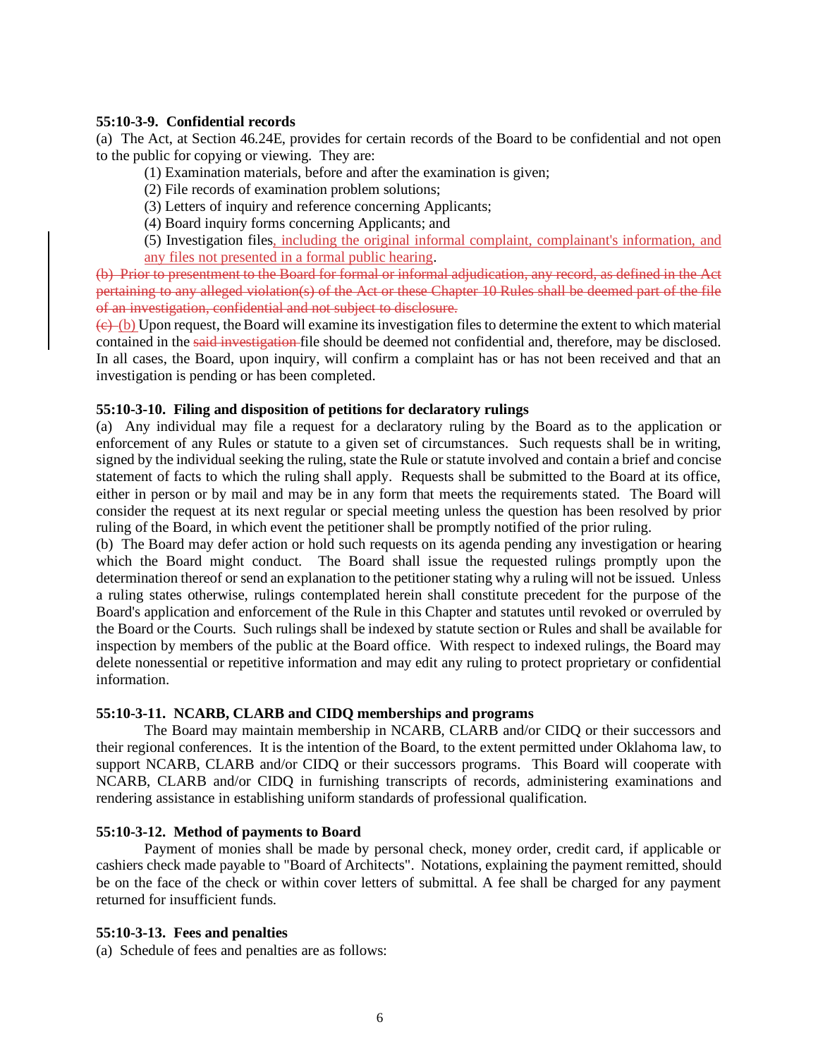**55:10-3-9. Confidential records**

(a) The Act, at Section 46.24E, provides for certain records of the Board to be confidential and not open to the public for copying or viewing. They are:

(1) Examination materials, before and after the examination is given;

(2) File records of examination problem solutions;

(3) Letters of inquiry and reference concerning Applicants;

(4) Board inquiry forms concerning Applicants; and

(5) Investigation files, including the original informal complaint, complainant's information, and any files not presented in a formal public hearing.

~~(b) Prior to presentment to the Board for formal or informal adjudication, any record, as defined in the Act pertaining to any alleged violation(s) of the Act or these Chapter 10 Rules shall be deemed part of the file of an investigation, confidential and not subject to disclosure.~~

~~(c)~~ (b) Upon request, the Board will examine its investigation files to determine the extent to which material contained in the ~~said investigation~~ file should be deemed not confidential and, therefore, may be disclosed. In all cases, the Board, upon inquiry, will confirm a complaint has or has not been received and that an investigation is pending or has been completed.

**55:10-3-10. Filing and disposition of petitions for declaratory rulings**

(a) Any individual may file a request for a declaratory ruling by the Board as to the application or enforcement of any Rules or statute to a given set of circumstances. Such requests shall be in writing, signed by the individual seeking the ruling, state the Rule or statute involved and contain a brief and concise statement of facts to which the ruling shall apply. Requests shall be submitted to the Board at its office, either in person or by mail and may be in any form that meets the requirements stated. The Board will consider the request at its next regular or special meeting unless the question has been resolved by prior ruling of the Board, in which event the petitioner shall be promptly notified of the prior ruling.

(b) The Board may defer action or hold such requests on its agenda pending any investigation or hearing which the Board might conduct. The Board shall issue the requested rulings promptly upon the determination thereof or send an explanation to the petitioner stating why a ruling will not be issued. Unless a ruling states otherwise, rulings contemplated herein shall constitute precedent for the purpose of the Board's application and enforcement of the Rule in this Chapter and statutes until revoked or overruled by the Board or the Courts. Such rulings shall be indexed by statute section or Rules and shall be available for inspection by members of the public at the Board office. With respect to indexed rulings, the Board may delete nonessential or repetitive information and may edit any ruling to protect proprietary or confidential information.

**55:10-3-11. NCARB, CLARB and CIDQ memberships and programs**

The Board may maintain membership in NCARB, CLARB and/or CIDQ or their successors and their regional conferences. It is the intention of the Board, to the extent permitted under Oklahoma law, to support NCARB, CLARB and/or CIDQ or their successors programs. This Board will cooperate with NCARB, CLARB and/or CIDQ in furnishing transcripts of records, administering examinations and rendering assistance in establishing uniform standards of professional qualification.

**55:10-3-12. Method of payments to Board**

Payment of monies shall be made by personal check, money order, credit card, if applicable or cashiers check made payable to "Board of Architects". Notations, explaining the payment remitted, should be on the face of the check or within cover letters of submittal. A fee shall be charged for any payment returned for insufficient funds.

**55:10-3-13. Fees and penalties**

(a) Schedule of fees and penalties are as follows: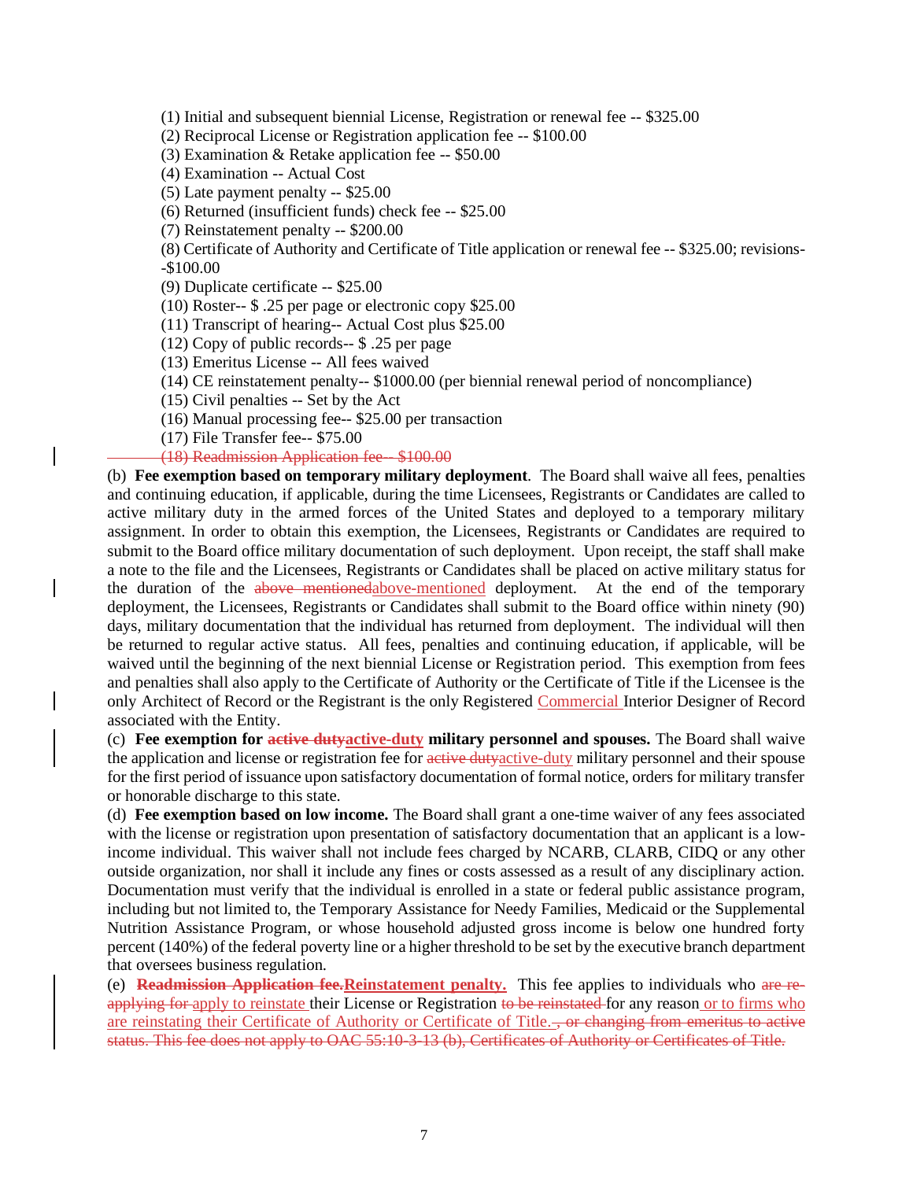(1) Initial and subsequent biennial License, Registration or renewal fee -- $325.00
(2) Reciprocal License or Registration application fee -- $100.00
(3) Examination & Retake application fee -- $50.00
(4) Examination -- Actual Cost
(5) Late payment penalty -- $25.00
(6) Returned (insufficient funds) check fee -- $25.00
(7) Reinstatement penalty -- $200.00
(8) Certificate of Authority and Certificate of Title application or renewal fee -- $325.00; revisions--$100.00
(9) Duplicate certificate -- $25.00
(10) Roster-- $ .25 per page or electronic copy $25.00
(11) Transcript of hearing-- Actual Cost plus $25.00
(12) Copy of public records-- $ .25 per page
(13) Emeritus License -- All fees waived
(14) CE reinstatement penalty-- $1000.00 (per biennial renewal period of noncompliance)
(15) Civil penalties -- Set by the Act
(16) Manual processing fee-- $25.00 per transaction
(17) File Transfer fee-- $75.00
~~(18) Readmission Application fee-- $100.00~~

(b) **Fee exemption based on temporary military deployment**. The Board shall waive all fees, penalties and continuing education, if applicable, during the time Licensees, Registrants or Candidates are called to active military duty in the armed forces of the United States and deployed to a temporary military assignment. In order to obtain this exemption, the Licensees, Registrants or Candidates are required to submit to the Board office military documentation of such deployment. Upon receipt, the staff shall make a note to the file and the Licensees, Registrants or Candidates shall be placed on active military status for the duration of the ~~above mentioned~~above-mentioned deployment. At the end of the temporary deployment, the Licensees, Registrants or Candidates shall submit to the Board office within ninety (90) days, military documentation that the individual has returned from deployment. The individual will then be returned to regular active status. All fees, penalties and continuing education, if applicable, will be waived until the beginning of the next biennial License or Registration period. This exemption from fees and penalties shall also apply to the Certificate of Authority or the Certificate of Title if the Licensee is the only Architect of Record or the Registrant is the only Registered Commercial Interior Designer of Record associated with the Entity.

(c) **Fee exemption for ~~active duty~~active-duty military personnel and spouses.** The Board shall waive the application and license or registration fee for ~~active duty~~active-duty military personnel and their spouse for the first period of issuance upon satisfactory documentation of formal notice, orders for military transfer or honorable discharge to this state.

(d) **Fee exemption based on low income.** The Board shall grant a one-time waiver of any fees associated with the license or registration upon presentation of satisfactory documentation that an applicant is a low-income individual. This waiver shall not include fees charged by NCARB, CLARB, CIDQ or any other outside organization, nor shall it include any fines or costs assessed as a result of any disciplinary action. Documentation must verify that the individual is enrolled in a state or federal public assistance program, including but not limited to, the Temporary Assistance for Needy Families, Medicaid or the Supplemental Nutrition Assistance Program, or whose household adjusted gross income is below one hundred forty percent (140%) of the federal poverty line or a higher threshold to be set by the executive branch department that oversees business regulation.

(e) **~~Readmission Application fee.~~Reinstatement penalty.** This fee applies to individuals who ~~are re-applying for~~ apply to reinstate their License or Registration ~~to be reinstated~~ for any reason or to firms who are reinstating their Certificate of Authority or Certificate of Title.~~, or changing from emeritus to active status. This fee does not apply to OAC 55:10-3-13 (b), Certificates of Authority or Certificates of Title.~~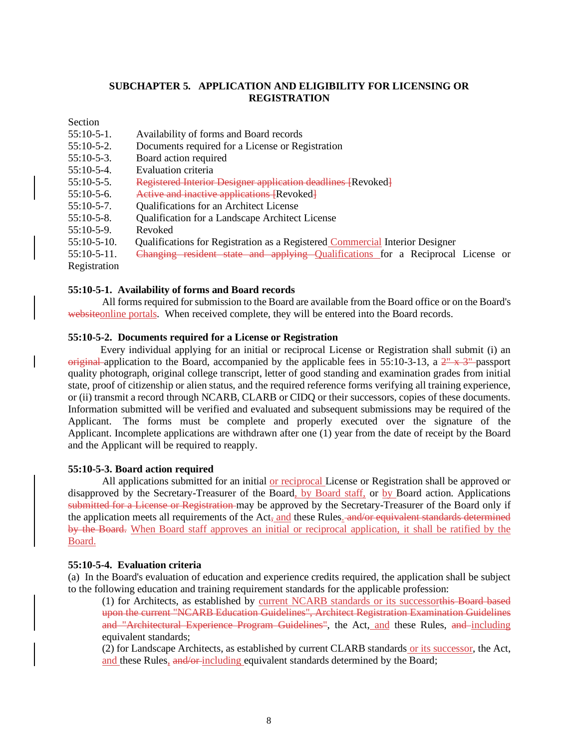## SUBCHAPTER 5. APPLICATION AND ELIGIBILITY FOR LICENSING OR REGISTRATION

Section
55:10-5-1. Availability of forms and Board records
55:10-5-2. Documents required for a License or Registration
55:10-5-3. Board action required
55:10-5-4. Evaluation criteria
55:10-5-5. ~~Registered Interior Designer application deadlines [~~Revoked~~]~~
55:10-5-6. ~~Active and inactive applications [~~Revoked~~]~~
55:10-5-7. Qualifications for an Architect License
55:10-5-8. Qualification for a Landscape Architect License
55:10-5-9. Revoked
55:10-5-10. Qualifications for Registration as a Registered Commercial Interior Designer
55:10-5-11. ~~Changing resident state and applying~~ Qualifications for a Reciprocal License or Registration

**55:10-5-1. Availability of forms and Board records**

All forms required for submission to the Board are available from the Board office or on the Board's ~~website~~online portals. When received complete, they will be entered into the Board records.

**55:10-5-2. Documents required for a License or Registration**

Every individual applying for an initial or reciprocal License or Registration shall submit (i) an ~~original~~ application to the Board, accompanied by the applicable fees in 55:10-3-13, a ~~2" x 3"~~ passport quality photograph, original college transcript, letter of good standing and examination grades from initial state, proof of citizenship or alien status, and the required reference forms verifying all training experience, or (ii) transmit a record through NCARB, CLARB or CIDQ or their successors, copies of these documents. Information submitted will be verified and evaluated and subsequent submissions may be required of the Applicant. The forms must be complete and properly executed over the signature of the Applicant. Incomplete applications are withdrawn after one (1) year from the date of receipt by the Board and the Applicant will be required to reapply.

**55:10-5-3. Board action required**

All applications submitted for an initial or reciprocal License or Registration shall be approved or disapproved by the Secretary-Treasurer of the Board, by Board staff, or by Board action. Applications ~~submitted for a License or Registration~~ may be approved by the Secretary-Treasurer of the Board only if the application meets all requirements of the Act~~,~~ and these Rules. ~~and/or equivalent standards determined by the Board.~~ When Board staff approves an initial or reciprocal application, it shall be ratified by the Board.

**55:10-5-4. Evaluation criteria**

(a) In the Board's evaluation of education and experience credits required, the application shall be subject to the following education and training requirement standards for the applicable profession:

(1) for Architects, as established by current NCARB standards or its successor~~this Board based upon the current "NCARB Education Guidelines", Architect Registration Examination Guidelines and "Architectural Experience Program Guidelines"~~, the Act, and these Rules, ~~and~~ including equivalent standards;

(2) for Landscape Architects, as established by current CLARB standards or its successor, the Act, and these Rules, ~~and/or~~ including equivalent standards determined by the Board;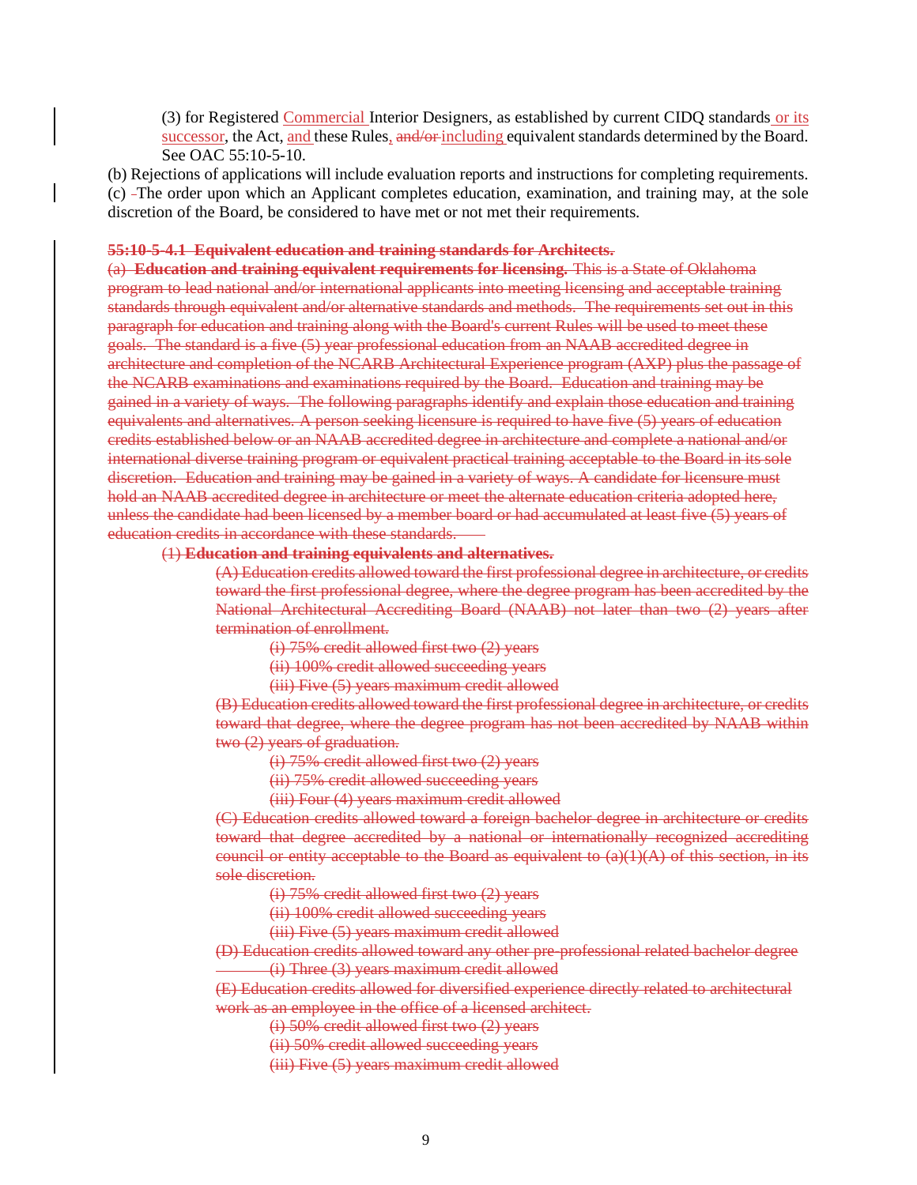(3) for Registered Commercial Interior Designers, as established by current CIDQ standards or its successor, the Act, and these Rules, ~~and/or~~ including equivalent standards determined by the Board. See OAC 55:10-5-10.

(b) Rejections of applications will include evaluation reports and instructions for completing requirements.

(c) The order upon which an Applicant completes education, examination, and training may, at the sole discretion of the Board, be considered to have met or not met their requirements.

~~**55:10-5-4.1 Equivalent education and training standards for Architects.**~~

~~(a) **Education and training equivalent requirements for licensing.** This is a State of Oklahoma program to lead national and/or international applicants into meeting licensing and acceptable training standards through equivalent and/or alternative standards and methods. The requirements set out in this paragraph for education and training along with the Board's current Rules will be used to meet these goals. The standard is a five (5) year professional education from an NAAB accredited degree in architecture and completion of the NCARB Architectural Experience program (AXP) plus the passage of the NCARB examinations and examinations required by the Board. Education and training may be gained in a variety of ways. The following paragraphs identify and explain those education and training equivalents and alternatives. A person seeking licensure is required to have five (5) years of education credits established below or an NAAB accredited degree in architecture and complete a national and/or international diverse training program or equivalent practical training acceptable to the Board in its sole discretion. Education and training may be gained in a variety of ways. A candidate for licensure must hold an NAAB accredited degree in architecture or meet the alternate education criteria adopted here, unless the candidate had been licensed by a member board or had accumulated at least five (5) years of education credits in accordance with these standards.~~

~~(1) **Education and training equivalents and alternatives.**~~

~~(A) Education credits allowed toward the first professional degree in architecture, or credits toward the first professional degree, where the degree program has been accredited by the National Architectural Accrediting Board (NAAB) not later than two (2) years after termination of enrollment.~~

~~(i) 75% credit allowed first two (2) years~~

~~(ii) 100% credit allowed succeeding years~~

~~(iii) Five (5) years maximum credit allowed~~

~~(B) Education credits allowed toward the first professional degree in architecture, or credits toward that degree, where the degree program has not been accredited by NAAB within two (2) years of graduation.~~

~~(i) 75% credit allowed first two (2) years~~

~~(ii) 75% credit allowed succeeding years~~

~~(iii) Four (4) years maximum credit allowed~~

~~(C) Education credits allowed toward a foreign bachelor degree in architecture or credits toward that degree accredited by a national or internationally recognized accrediting council or entity acceptable to the Board as equivalent to (a)(1)(A) of this section, in its sole discretion.~~

~~(i) 75% credit allowed first two (2) years~~

~~(ii) 100% credit allowed succeeding years~~

~~(iii) Five (5) years maximum credit allowed~~

~~(D) Education credits allowed toward any other pre-professional related bachelor degree~~

~~(i) Three (3) years maximum credit allowed~~

~~(E) Education credits allowed for diversified experience directly related to architectural work as an employee in the office of a licensed architect.~~

~~(i) 50% credit allowed first two (2) years~~

~~(ii) 50% credit allowed succeeding years~~

~~(iii) Five (5) years maximum credit allowed~~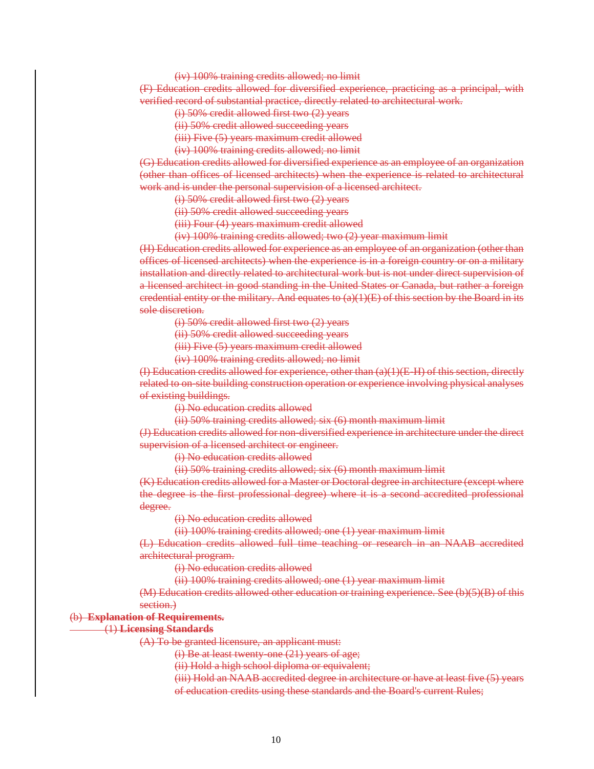~~(iv) 100% training credits allowed; no limit~~

~~(F) Education credits allowed for diversified experience, practicing as a principal, with verified record of substantial practice, directly related to architectural work.~~

~~(i) 50% credit allowed first two (2) years~~

~~(ii) 50% credit allowed succeeding years~~

~~(iii) Five (5) years maximum credit allowed~~

~~(iv) 100% training credits allowed; no limit~~

~~(G) Education credits allowed for diversified experience as an employee of an organization (other than offices of licensed architects) when the experience is related to architectural work and is under the personal supervision of a licensed architect.~~

~~(i) 50% credit allowed first two (2) years~~

~~(ii) 50% credit allowed succeeding years~~

~~(iii) Four (4) years maximum credit allowed~~

~~(iv) 100% training credits allowed; two (2) year maximum limit~~

~~(H) Education credits allowed for experience as an employee of an organization (other than offices of licensed architects) when the experience is in a foreign country or on a military installation and directly related to architectural work but is not under direct supervision of a licensed architect in good standing in the United States or Canada, but rather a foreign credential entity or the military. And equates to (a)(1)(E) of this section by the Board in its sole discretion.~~

~~(i) 50% credit allowed first two (2) years~~

~~(ii) 50% credit allowed succeeding years~~

~~(iii) Five (5) years maximum credit allowed~~

~~(iv) 100% training credits allowed; no limit~~

~~(I) Education credits allowed for experience, other than (a)(1)(E-H) of this section, directly related to on-site building construction operation or experience involving physical analyses of existing buildings.~~

~~(i) No education credits allowed~~

~~(ii) 50% training credits allowed; six (6) month maximum limit~~

~~(J) Education credits allowed for non-diversified experience in architecture under the direct supervision of a licensed architect or engineer.~~

~~(i) No education credits allowed~~

~~(ii) 50% training credits allowed; six (6) month maximum limit~~

~~(K) Education credits allowed for a Master or Doctoral degree in architecture (except where the degree is the first professional degree) where it is a second accredited professional degree.~~

~~(i) No education credits allowed~~

~~(ii) 100% training credits allowed; one (1) year maximum limit~~

~~(L) Education credits allowed full time teaching or research in an NAAB accredited architectural program.~~

~~(i) No education credits allowed~~

~~(ii) 100% training credits allowed; one (1) year maximum limit~~

~~(M) Education credits allowed other education or training experience. See (b)(5)(B) of this section.)~~

~~(b) **Explanation of Requirements.**~~

~~(1) **Licensing Standards**~~

~~(A) To be granted licensure, an applicant must:~~

~~(i) Be at least twenty-one (21) years of age;~~

~~(ii) Hold a high school diploma or equivalent;~~

~~(iii) Hold an NAAB accredited degree in architecture or have at least five (5) years of education credits using these standards and the Board's current Rules;~~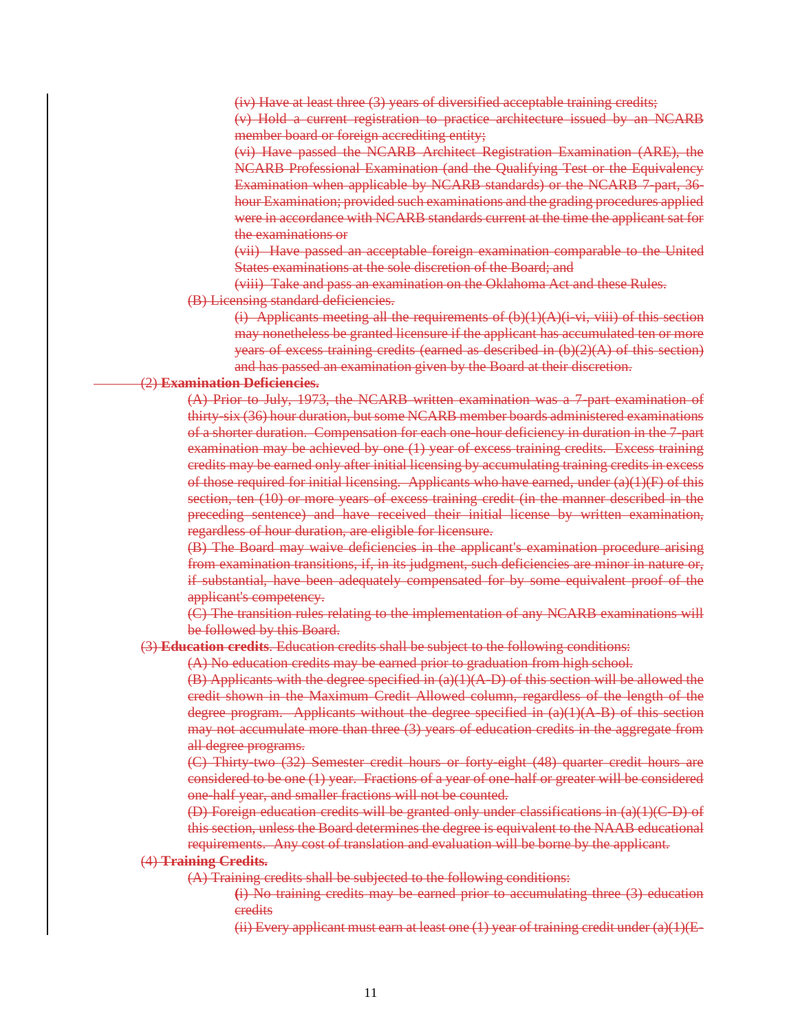(iv) Have at least three (3) years of diversified acceptable training credits;

(v) Hold a current registration to practice architecture issued by an NCARB member board or foreign accrediting entity;

(vi) Have passed the NCARB Architect Registration Examination (ARE), the NCARB Professional Examination (and the Qualifying Test or the Equivalency Examination when applicable by NCARB standards) or the NCARB 7-part, 36-hour Examination; provided such examinations and the grading procedures applied were in accordance with NCARB standards current at the time the applicant sat for the examinations or

(vii) Have passed an acceptable foreign examination comparable to the United States examinations at the sole discretion of the Board; and

(viii) Take and pass an examination on the Oklahoma Act and these Rules.

(B) Licensing standard deficiencies.

(i) Applicants meeting all the requirements of (b)(1)(A)(i-vi, viii) of this section may nonetheless be granted licensure if the applicant has accumulated ten or more years of excess training credits (earned as described in (b)(2)(A) of this section) and has passed an examination given by the Board at their discretion.

(2) **Examination Deficiencies.**

(A) Prior to July, 1973, the NCARB written examination was a 7-part examination of thirty-six (36) hour duration, but some NCARB member boards administered examinations of a shorter duration. Compensation for each one-hour deficiency in duration in the 7-part examination may be achieved by one (1) year of excess training credits. Excess training credits may be earned only after initial licensing by accumulating training credits in excess of those required for initial licensing. Applicants who have earned, under (a)(1)(F) of this section, ten (10) or more years of excess training credit (in the manner described in the preceding sentence) and have received their initial license by written examination, regardless of hour duration, are eligible for licensure.

(B) The Board may waive deficiencies in the applicant's examination procedure arising from examination transitions, if, in its judgment, such deficiencies are minor in nature or, if substantial, have been adequately compensated for by some equivalent proof of the applicant's competency.

(C) The transition rules relating to the implementation of any NCARB examinations will be followed by this Board.

(3) **Education credits**. Education credits shall be subject to the following conditions:

(A) No education credits may be earned prior to graduation from high school.

(B) Applicants with the degree specified in (a)(1)(A-D) of this section will be allowed the credit shown in the Maximum Credit Allowed column, regardless of the length of the degree program. Applicants without the degree specified in (a)(1)(A-B) of this section may not accumulate more than three (3) years of education credits in the aggregate from all degree programs.

(C) Thirty-two (32) Semester credit hours or forty-eight (48) quarter credit hours are considered to be one (1) year. Fractions of a year of one-half or greater will be considered one-half year, and smaller fractions will not be counted.

(D) Foreign education credits will be granted only under classifications in (a)(1)(C-D) of this section, unless the Board determines the degree is equivalent to the NAAB educational requirements. Any cost of translation and evaluation will be borne by the applicant.

(4) **Training Credits.**

(A) Training credits shall be subjected to the following conditions:

(i) No training credits may be earned prior to accumulating three (3) education credits

(ii) Every applicant must earn at least one (1) year of training credit under (a)(1)(E-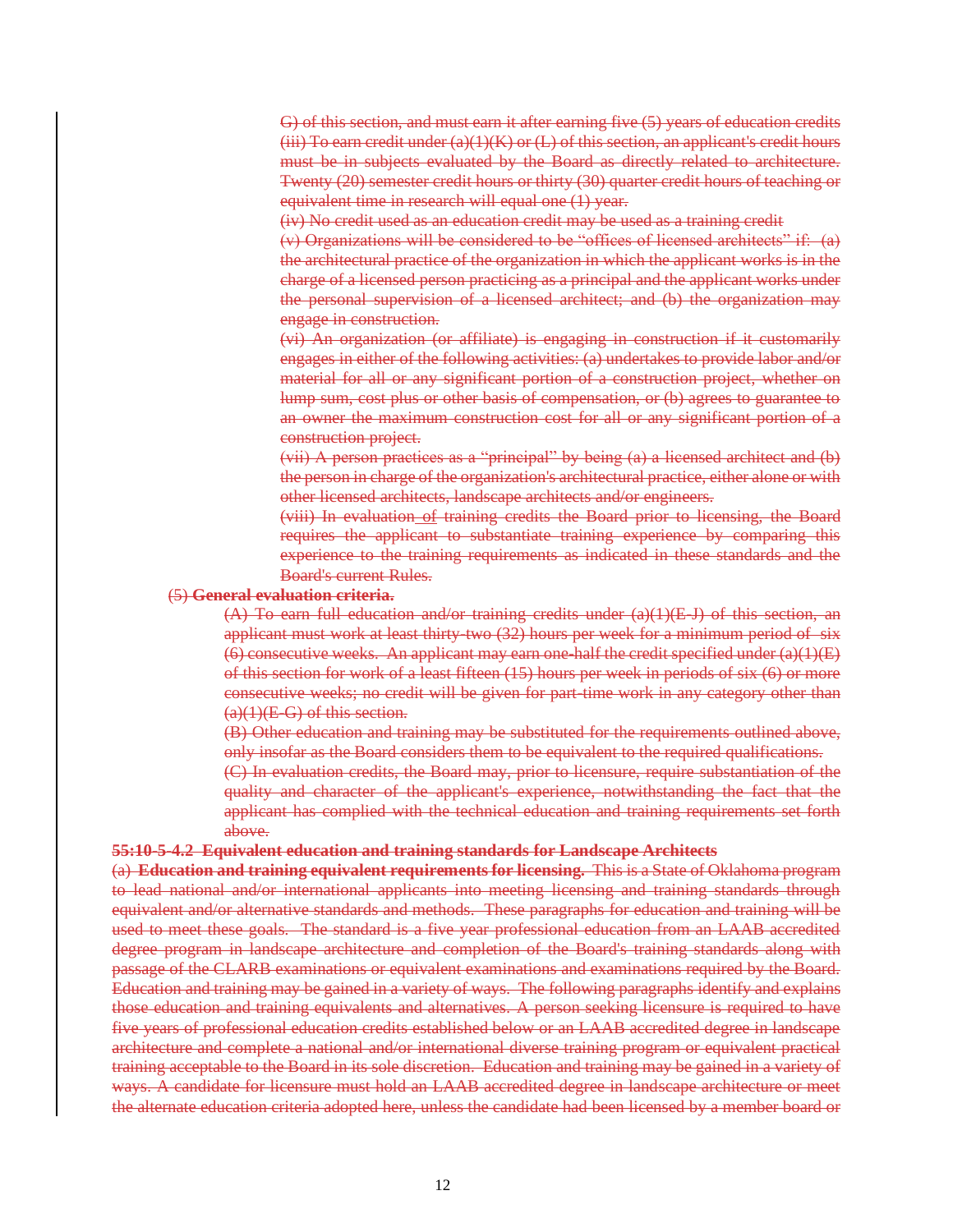G) of this section, and must earn it after earning five (5) years of education credits

(iii) To earn credit under (a)(1)(K) or (L) of this section, an applicant's credit hours must be in subjects evaluated by the Board as directly related to architecture. Twenty (20) semester credit hours or thirty (30) quarter credit hours of teaching or equivalent time in research will equal one (1) year.

(iv) No credit used as an education credit may be used as a training credit

(v) Organizations will be considered to be "offices of licensed architects" if: (a) the architectural practice of the organization in which the applicant works is in the charge of a licensed person practicing as a principal and the applicant works under the personal supervision of a licensed architect; and (b) the organization may engage in construction.

(vi) An organization (or affiliate) is engaging in construction if it customarily engages in either of the following activities: (a) undertakes to provide labor and/or material for all or any significant portion of a construction project, whether on lump sum, cost plus or other basis of compensation, or (b) agrees to guarantee to an owner the maximum construction cost for all or any significant portion of a construction project.

(vii) A person practices as a "principal" by being (a) a licensed architect and (b) the person in charge of the organization's architectural practice, either alone or with other licensed architects, landscape architects and/or engineers.

(viii) In evaluation of training credits the Board prior to licensing, the Board requires the applicant to substantiate training experience by comparing this experience to the training requirements as indicated in these standards and the Board's current Rules.

(5) **General evaluation criteria.**

(A) To earn full education and/or training credits under (a)(1)(E-J) of this section, an applicant must work at least thirty-two (32) hours per week for a minimum period of six (6) consecutive weeks. An applicant may earn one-half the credit specified under (a)(1)(E) of this section for work of a least fifteen (15) hours per week in periods of six (6) or more consecutive weeks; no credit will be given for part-time work in any category other than (a)(1)(E-G) of this section.

(B) Other education and training may be substituted for the requirements outlined above, only insofar as the Board considers them to be equivalent to the required qualifications.

(C) In evaluation credits, the Board may, prior to licensure, require substantiation of the quality and character of the applicant's experience, notwithstanding the fact that the applicant has complied with the technical education and training requirements set forth above.

**55:10-5-4.2 Equivalent education and training standards for Landscape Architects**

(a) **Education and training equivalent requirements for licensing.** This is a State of Oklahoma program to lead national and/or international applicants into meeting licensing and training standards through equivalent and/or alternative standards and methods. These paragraphs for education and training will be used to meet these goals. The standard is a five year professional education from an LAAB accredited degree program in landscape architecture and completion of the Board's training standards along with passage of the CLARB examinations or equivalent examinations and examinations required by the Board. Education and training may be gained in a variety of ways. The following paragraphs identify and explains those education and training equivalents and alternatives. A person seeking licensure is required to have five years of professional education credits established below or an LAAB accredited degree in landscape architecture and complete a national and/or international diverse training program or equivalent practical training acceptable to the Board in its sole discretion. Education and training may be gained in a variety of ways. A candidate for licensure must hold an LAAB accredited degree in landscape architecture or meet the alternate education criteria adopted here, unless the candidate had been licensed by a member board or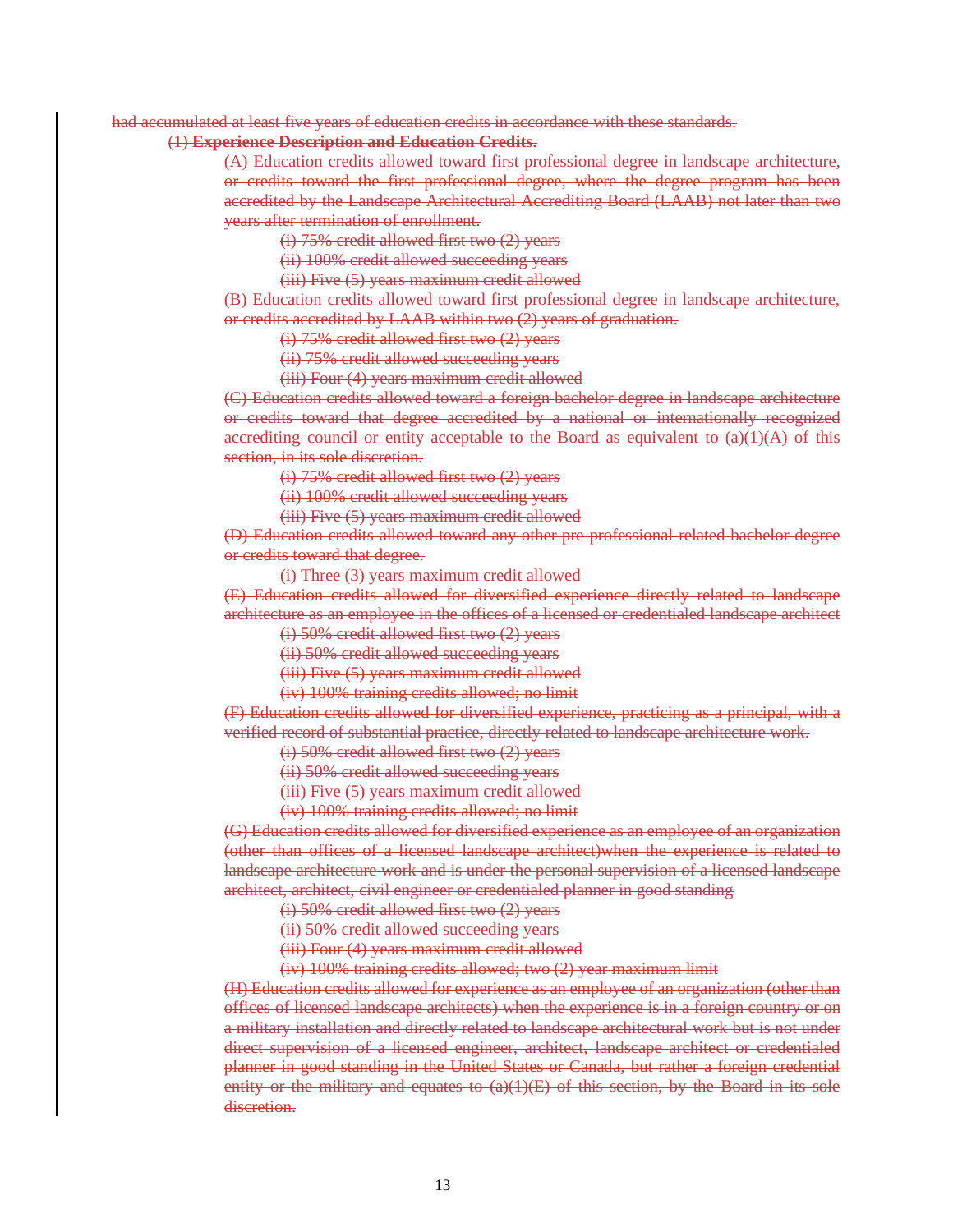~~had accumulated at least five years of education credits in accordance with these standards.~~

~~(1) **Experience Description and Education Credits.**~~

~~(A) Education credits allowed toward first professional degree in landscape architecture, or credits toward the first professional degree, where the degree program has been accredited by the Landscape Architectural Accrediting Board (LAAB) not later than two years after termination of enrollment.~~

~~(i) 75% credit allowed first two (2) years~~

~~(ii) 100% credit allowed succeeding years~~

~~(iii) Five (5) years maximum credit allowed~~

~~(B) Education credits allowed toward first professional degree in landscape architecture, or credits accredited by LAAB within two (2) years of graduation.~~

~~(i) 75% credit allowed first two (2) years~~

~~(ii) 75% credit allowed succeeding years~~

~~(iii) Four (4) years maximum credit allowed~~

~~(C) Education credits allowed toward a foreign bachelor degree in landscape architecture or credits toward that degree accredited by a national or internationally recognized accrediting council or entity acceptable to the Board as equivalent to (a)(1)(A) of this section, in its sole discretion.~~

~~(i) 75% credit allowed first two (2) years~~

~~(ii) 100% credit allowed succeeding years~~

~~(iii) Five (5) years maximum credit allowed~~

~~(D) Education credits allowed toward any other pre-professional related bachelor degree or credits toward that degree.~~

~~(i) Three (3) years maximum credit allowed~~

~~(E) Education credits allowed for diversified experience directly related to landscape architecture as an employee in the offices of a licensed or credentialed landscape architect~~

~~(i) 50% credit allowed first two (2) years~~

~~(ii) 50% credit allowed succeeding years~~

~~(iii) Five (5) years maximum credit allowed~~

~~(iv) 100% training credits allowed; no limit~~

~~(F) Education credits allowed for diversified experience, practicing as a principal, with a verified record of substantial practice, directly related to landscape architecture work.~~

~~(i) 50% credit allowed first two (2) years~~

~~(ii) 50% credit allowed succeeding years~~

~~(iii) Five (5) years maximum credit allowed~~

~~(iv) 100% training credits allowed; no limit~~

~~(G) Education credits allowed for diversified experience as an employee of an organization (other than offices of a licensed landscape architect)when the experience is related to landscape architecture work and is under the personal supervision of a licensed landscape architect, architect, civil engineer or credentialed planner in good standing~~

~~(i) 50% credit allowed first two (2) years~~

~~(ii) 50% credit allowed succeeding years~~

~~(iii) Four (4) years maximum credit allowed~~

~~(iv) 100% training credits allowed; two (2) year maximum limit~~

~~(H) Education credits allowed for experience as an employee of an organization (other than offices of licensed landscape architects) when the experience is in a foreign country or on a military installation and directly related to landscape architectural work but is not under direct supervision of a licensed engineer, architect, landscape architect or credentialed planner in good standing in the United States or Canada, but rather a foreign credential entity or the military and equates to (a)(1)(E) of this section, by the Board in its sole discretion.~~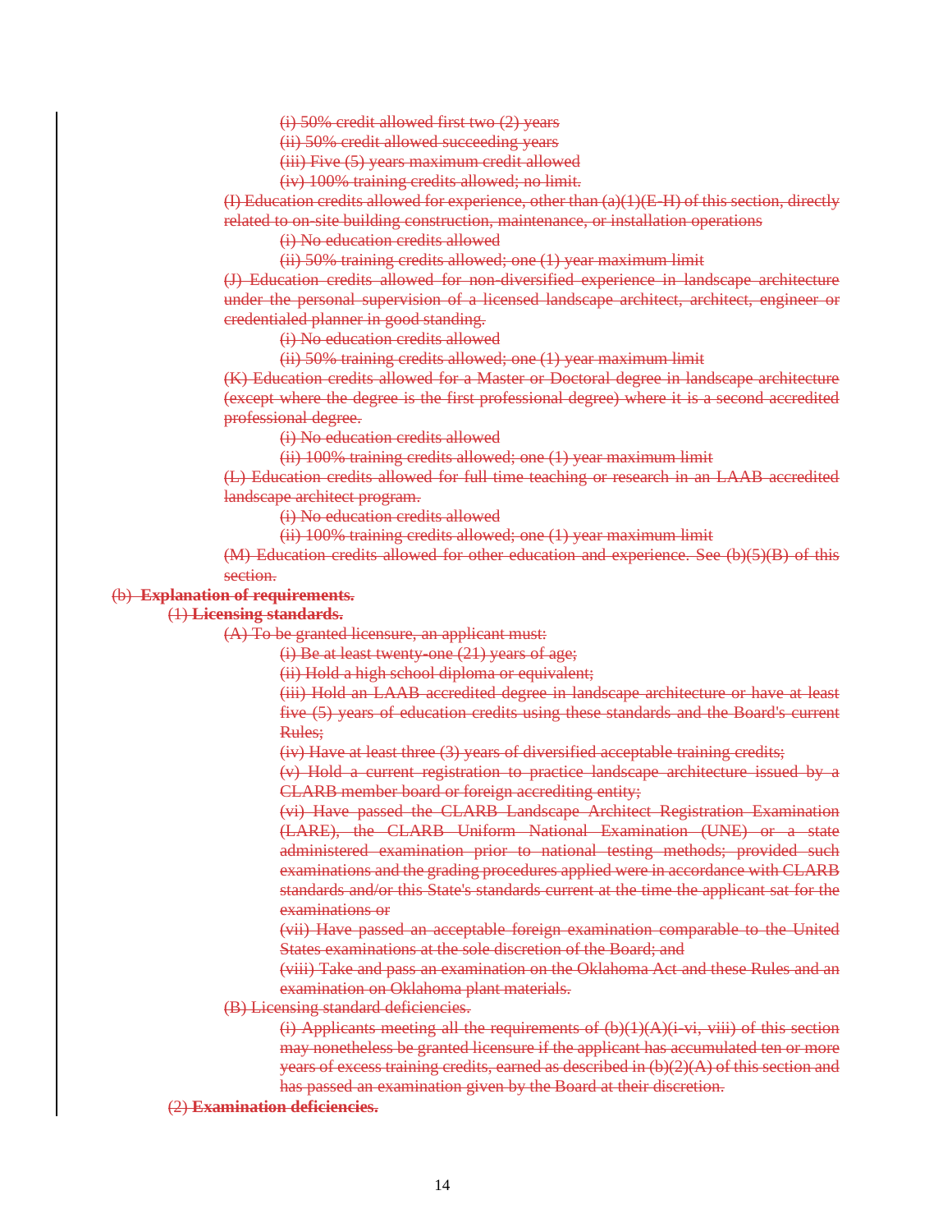(i) 50% credit allowed first two (2) years

(ii) 50% credit allowed succeeding years

(iii) Five (5) years maximum credit allowed

(iv) 100% training credits allowed; no limit.

(I) Education credits allowed for experience, other than (a)(1)(E-H) of this section, directly related to on-site building construction, maintenance, or installation operations

(i) No education credits allowed

(ii) 50% training credits allowed; one (1) year maximum limit

(J) Education credits allowed for non-diversified experience in landscape architecture under the personal supervision of a licensed landscape architect, architect, engineer or credentialed planner in good standing.

(i) No education credits allowed

(ii) 50% training credits allowed; one (1) year maximum limit

(K) Education credits allowed for a Master or Doctoral degree in landscape architecture (except where the degree is the first professional degree) where it is a second accredited professional degree.

(i) No education credits allowed

(ii) 100% training credits allowed; one (1) year maximum limit

(L) Education credits allowed for full time teaching or research in an LAAB accredited landscape architect program.

(i) No education credits allowed

(ii) 100% training credits allowed; one (1) year maximum limit

(M) Education credits allowed for other education and experience. See (b)(5)(B) of this section.

(b) **Explanation of requirements.**

(1) **Licensing standards.**

(A) To be granted licensure, an applicant must:

(i) Be at least twenty-one (21) years of age;

(ii) Hold a high school diploma or equivalent;

(iii) Hold an LAAB accredited degree in landscape architecture or have at least five (5) years of education credits using these standards and the Board's current Rules;

(iv) Have at least three (3) years of diversified acceptable training credits;

(v) Hold a current registration to practice landscape architecture issued by a CLARB member board or foreign accrediting entity;

(vi) Have passed the CLARB Landscape Architect Registration Examination (LARE), the CLARB Uniform National Examination (UNE) or a state administered examination prior to national testing methods; provided such examinations and the grading procedures applied were in accordance with CLARB standards and/or this State's standards current at the time the applicant sat for the examinations or

(vii) Have passed an acceptable foreign examination comparable to the United States examinations at the sole discretion of the Board; and

(viii) Take and pass an examination on the Oklahoma Act and these Rules and an examination on Oklahoma plant materials.

(B) Licensing standard deficiencies.

(i) Applicants meeting all the requirements of (b)(1)(A)(i-vi, viii) of this section may nonetheless be granted licensure if the applicant has accumulated ten or more years of excess training credits, earned as described in (b)(2)(A) of this section and has passed an examination given by the Board at their discretion.

(2) **Examination deficiencies.**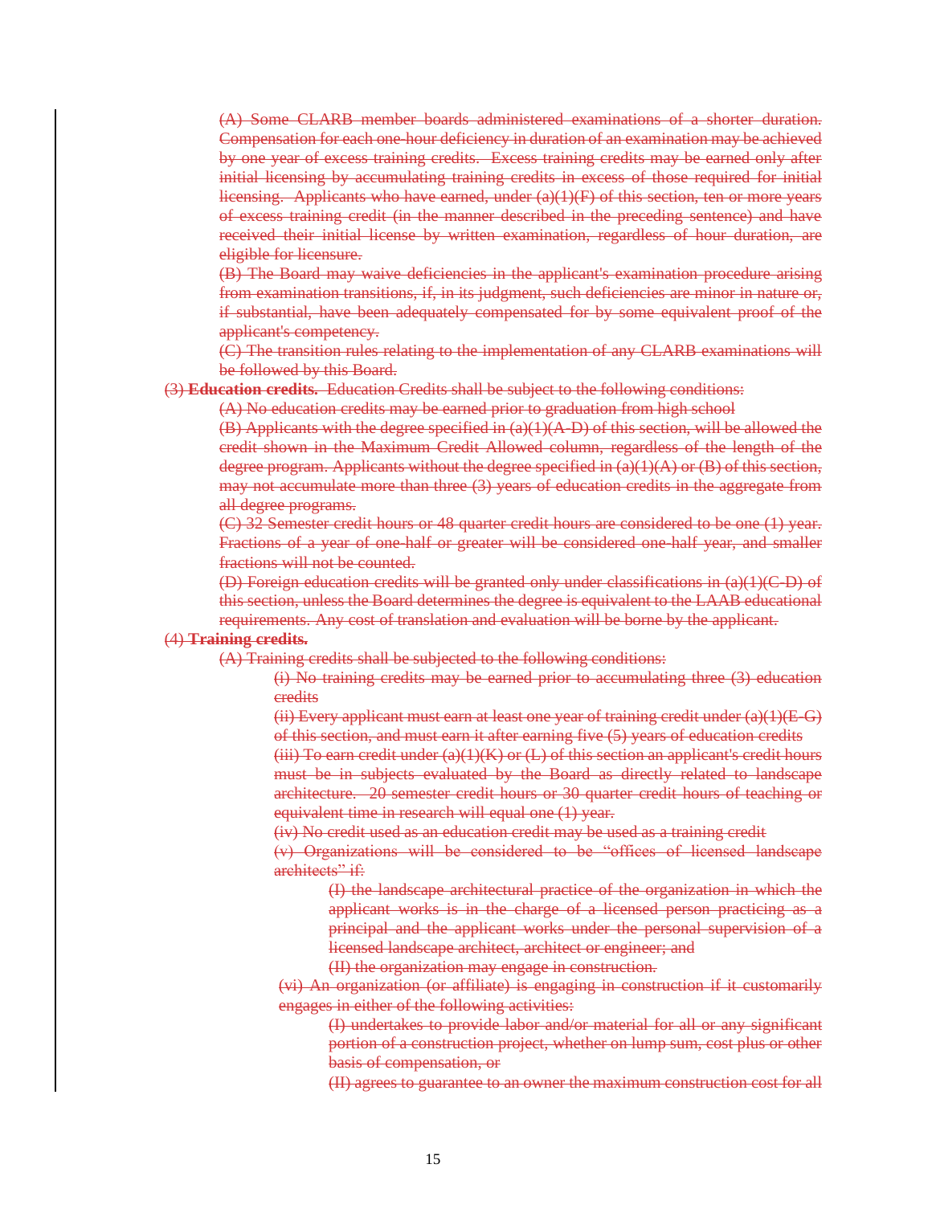~~(A) Some CLARB member boards administered examinations of a shorter duration. Compensation for each one-hour deficiency in duration of an examination may be achieved by one year of excess training credits. Excess training credits may be earned only after initial licensing by accumulating training credits in excess of those required for initial licensing. Applicants who have earned, under (a)(1)(F) of this section, ten or more years of excess training credit (in the manner described in the preceding sentence) and have received their initial license by written examination, regardless of hour duration, are eligible for licensure.~~

~~(B) The Board may waive deficiencies in the applicant's examination procedure arising from examination transitions, if, in its judgment, such deficiencies are minor in nature or, if substantial, have been adequately compensated for by some equivalent proof of the applicant's competency.~~

~~(C) The transition rules relating to the implementation of any CLARB examinations will be followed by this Board.~~

~~(3) **Education credits.** Education Credits shall be subject to the following conditions:~~

~~(A) No education credits may be earned prior to graduation from high school~~

~~(B) Applicants with the degree specified in (a)(1)(A-D) of this section, will be allowed the credit shown in the Maximum Credit Allowed column, regardless of the length of the degree program. Applicants without the degree specified in (a)(1)(A) or (B) of this section, may not accumulate more than three (3) years of education credits in the aggregate from all degree programs.~~

~~(C) 32 Semester credit hours or 48 quarter credit hours are considered to be one (1) year. Fractions of a year of one-half or greater will be considered one-half year, and smaller fractions will not be counted.~~

~~(D) Foreign education credits will be granted only under classifications in (a)(1)(C-D) of this section, unless the Board determines the degree is equivalent to the LAAB educational requirements. Any cost of translation and evaluation will be borne by the applicant.~~

~~(4) **Training credits.**~~

~~(A) Training credits shall be subjected to the following conditions:~~

~~(i) No training credits may be earned prior to accumulating three (3) education credits~~

~~(ii) Every applicant must earn at least one year of training credit under (a)(1)(E-G) of this section, and must earn it after earning five (5) years of education credits~~

~~(iii) To earn credit under (a)(1)(K) or (L) of this section an applicant's credit hours must be in subjects evaluated by the Board as directly related to landscape architecture. 20 semester credit hours or 30 quarter credit hours of teaching or equivalent time in research will equal one (1) year.~~

~~(iv) No credit used as an education credit may be used as a training credit~~

~~(v) Organizations will be considered to be "offices of licensed landscape architects" if:~~

~~(I) the landscape architectural practice of the organization in which the applicant works is in the charge of a licensed person practicing as a principal and the applicant works under the personal supervision of a licensed landscape architect, architect or engineer; and~~

~~(II) the organization may engage in construction.~~

~~(vi) An organization (or affiliate) is engaging in construction if it customarily engages in either of the following activities:~~

~~(I) undertakes to provide labor and/or material for all or any significant portion of a construction project, whether on lump sum, cost plus or other basis of compensation, or~~

~~(II) agrees to guarantee to an owner the maximum construction cost for all~~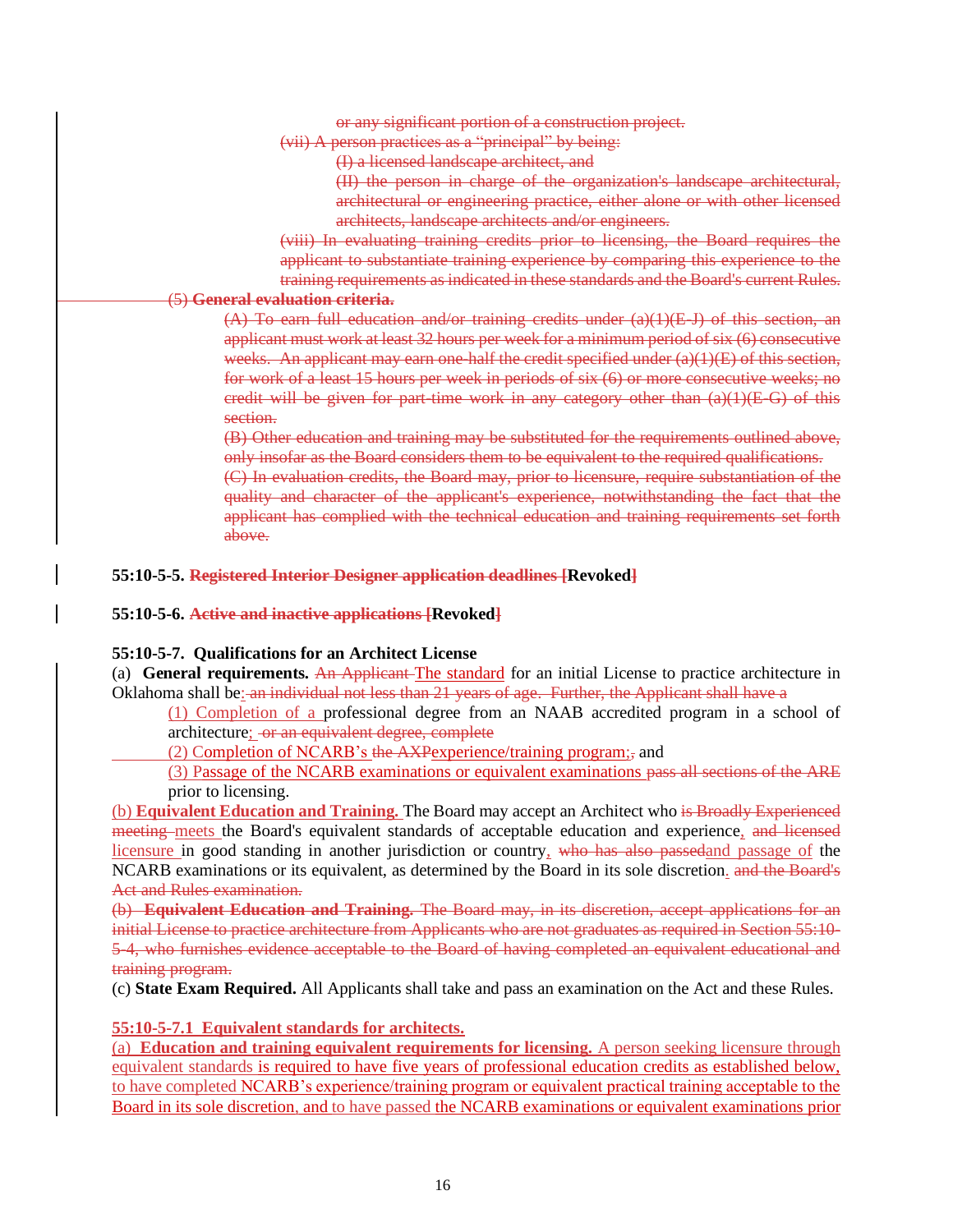or any significant portion of a construction project.

(vii) A person practices as a "principal" by being:

(I) a licensed landscape architect, and

(II) the person in charge of the organization's landscape architectural, architectural or engineering practice, either alone or with other licensed architects, landscape architects and/or engineers.

(viii) In evaluating training credits prior to licensing, the Board requires the applicant to substantiate training experience by comparing this experience to the training requirements as indicated in these standards and the Board's current Rules.

(5) **General evaluation criteria.**

(A) To earn full education and/or training credits under (a)(1)(E-J) of this section, an applicant must work at least 32 hours per week for a minimum period of six (6) consecutive weeks. An applicant may earn one-half the credit specified under (a)(1)(E) of this section, for work of a least 15 hours per week in periods of six (6) or more consecutive weeks; no credit will be given for part-time work in any category other than (a)(1)(E-G) of this section.

(B) Other education and training may be substituted for the requirements outlined above, only insofar as the Board considers them to be equivalent to the required qualifications.

(C) In evaluation credits, the Board may, prior to licensure, require substantiation of the quality and character of the applicant's experience, notwithstanding the fact that the applicant has complied with the technical education and training requirements set forth above.

**55:10-5-5. Registered Interior Designer application deadlines [Revoked]**

**55:10-5-6. Active and inactive applications [Revoked]**

**55:10-5-7. Qualifications for an Architect License**

(a) **General requirements.** An Applicant The standard for an initial License to practice architecture in Oklahoma shall be: an individual not less than 21 years of age. Further, the Applicant shall have a

(1) Completion of a professional degree from an NAAB accredited program in a school of architecture; or an equivalent degree, complete

(2) Completion of NCARB's the AXPexperience/training program;, and

(3) Passage of the NCARB examinations or equivalent examinations pass all sections of the ARE prior to licensing.

(b) **Equivalent Education and Training.** The Board may accept an Architect who is Broadly Experienced meeting meets the Board's equivalent standards of acceptable education and experience, and licensed licensure in good standing in another jurisdiction or country, who has also passedand passage of the NCARB examinations or its equivalent, as determined by the Board in its sole discretion. and the Board's Act and Rules examination.

(b) **Equivalent Education and Training.** The Board may, in its discretion, accept applications for an initial License to practice architecture from Applicants who are not graduates as required in Section 55:10-5-4, who furnishes evidence acceptable to the Board of having completed an equivalent educational and training program.

(c) **State Exam Required.** All Applicants shall take and pass an examination on the Act and these Rules.

**55:10-5-7.1 Equivalent standards for architects.**

(a) **Education and training equivalent requirements for licensing.** A person seeking licensure through equivalent standards is required to have five years of professional education credits as established below, to have completed NCARB's experience/training program or equivalent practical training acceptable to the Board in its sole discretion, and to have passed the NCARB examinations or equivalent examinations prior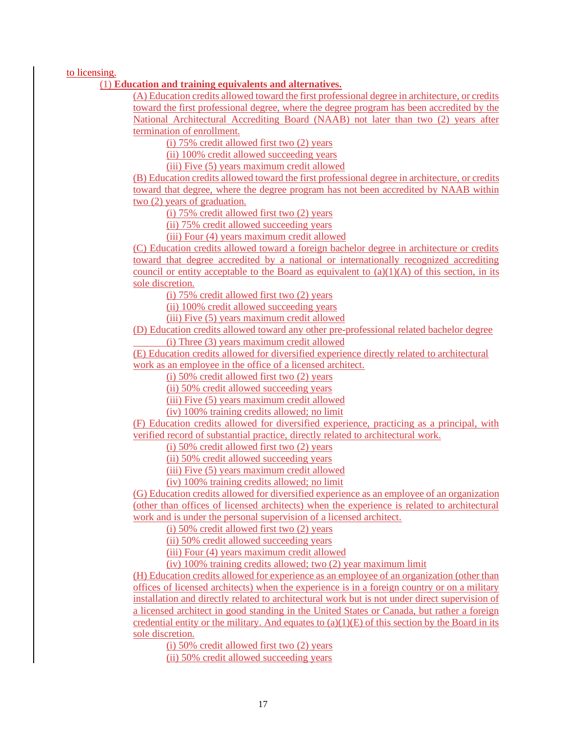to licensing.

(1) **Education and training equivalents and alternatives.**

(A) Education credits allowed toward the first professional degree in architecture, or credits toward the first professional degree, where the degree program has been accredited by the National Architectural Accrediting Board (NAAB) not later than two (2) years after termination of enrollment.

(i) 75% credit allowed first two (2) years

(ii) 100% credit allowed succeeding years

(iii) Five (5) years maximum credit allowed

(B) Education credits allowed toward the first professional degree in architecture, or credits toward that degree, where the degree program has not been accredited by NAAB within two (2) years of graduation.

(i) 75% credit allowed first two (2) years

(ii) 75% credit allowed succeeding years

(iii) Four (4) years maximum credit allowed

(C) Education credits allowed toward a foreign bachelor degree in architecture or credits toward that degree accredited by a national or internationally recognized accrediting council or entity acceptable to the Board as equivalent to (a)(1)(A) of this section, in its sole discretion.

(i) 75% credit allowed first two (2) years

(ii) 100% credit allowed succeeding years

(iii) Five (5) years maximum credit allowed

(D) Education credits allowed toward any other pre-professional related bachelor degree

(i) Three (3) years maximum credit allowed

(E) Education credits allowed for diversified experience directly related to architectural work as an employee in the office of a licensed architect.

(i) 50% credit allowed first two (2) years

(ii) 50% credit allowed succeeding years

(iii) Five (5) years maximum credit allowed

(iv) 100% training credits allowed; no limit

(F) Education credits allowed for diversified experience, practicing as a principal, with verified record of substantial practice, directly related to architectural work.

(i) 50% credit allowed first two (2) years

(ii) 50% credit allowed succeeding years

(iii) Five (5) years maximum credit allowed

(iv) 100% training credits allowed; no limit

(G) Education credits allowed for diversified experience as an employee of an organization (other than offices of licensed architects) when the experience is related to architectural work and is under the personal supervision of a licensed architect.

(i) 50% credit allowed first two (2) years

(ii) 50% credit allowed succeeding years

(iii) Four (4) years maximum credit allowed

(iv) 100% training credits allowed; two (2) year maximum limit

(H) Education credits allowed for experience as an employee of an organization (other than offices of licensed architects) when the experience is in a foreign country or on a military installation and directly related to architectural work but is not under direct supervision of a licensed architect in good standing in the United States or Canada, but rather a foreign credential entity or the military. And equates to (a)(1)(E) of this section by the Board in its sole discretion.

(i) 50% credit allowed first two (2) years

(ii) 50% credit allowed succeeding years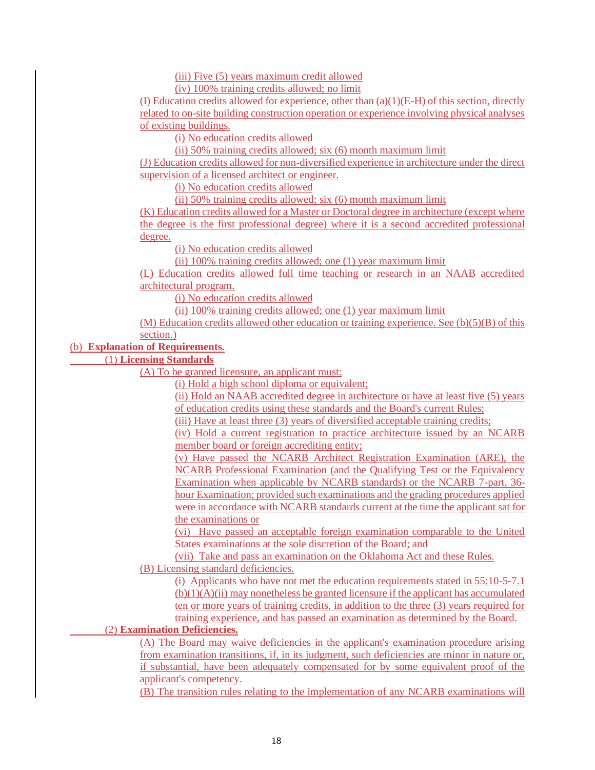(iii) Five (5) years maximum credit allowed

(iv) 100% training credits allowed; no limit

(I) Education credits allowed for experience, other than (a)(1)(E-H) of this section, directly related to on-site building construction operation or experience involving physical analyses of existing buildings.

(i) No education credits allowed

(ii) 50% training credits allowed; six (6) month maximum limit

(J) Education credits allowed for non-diversified experience in architecture under the direct supervision of a licensed architect or engineer.

(i) No education credits allowed

(ii) 50% training credits allowed; six (6) month maximum limit

(K) Education credits allowed for a Master or Doctoral degree in architecture (except where the degree is the first professional degree) where it is a second accredited professional degree.

(i) No education credits allowed

(ii) 100% training credits allowed; one (1) year maximum limit

(L) Education credits allowed full time teaching or research in an NAAB accredited architectural program.

(i) No education credits allowed

(ii) 100% training credits allowed; one (1) year maximum limit

(M) Education credits allowed other education or training experience. See (b)(5)(B) of this section.)

(b) **Explanation of Requirements.**

(1) **Licensing Standards**

(A) To be granted licensure, an applicant must:

(i) Hold a high school diploma or equivalent;

(ii) Hold an NAAB accredited degree in architecture or have at least five (5) years of education credits using these standards and the Board's current Rules;

(iii) Have at least three (3) years of diversified acceptable training credits;

(iv) Hold a current registration to practice architecture issued by an NCARB member board or foreign accrediting entity;

(v) Have passed the NCARB Architect Registration Examination (ARE), the NCARB Professional Examination (and the Qualifying Test or the Equivalency Examination when applicable by NCARB standards) or the NCARB 7-part, 36-hour Examination; provided such examinations and the grading procedures applied were in accordance with NCARB standards current at the time the applicant sat for the examinations or

(vi) Have passed an acceptable foreign examination comparable to the United States examinations at the sole discretion of the Board; and

(vii) Take and pass an examination on the Oklahoma Act and these Rules.

(B) Licensing standard deficiencies.

(i) Applicants who have not met the education requirements stated in 55:10-5-7.1 (b)(1)(A)(ii) may nonetheless be granted licensure if the applicant has accumulated ten or more years of training credits, in addition to the three (3) years required for training experience, and has passed an examination as determined by the Board.

(2) **Examination Deficiencies.**

(A) The Board may waive deficiencies in the applicant's examination procedure arising from examination transitions, if, in its judgment, such deficiencies are minor in nature or, if substantial, have been adequately compensated for by some equivalent proof of the applicant's competency.

(B) The transition rules relating to the implementation of any NCARB examinations will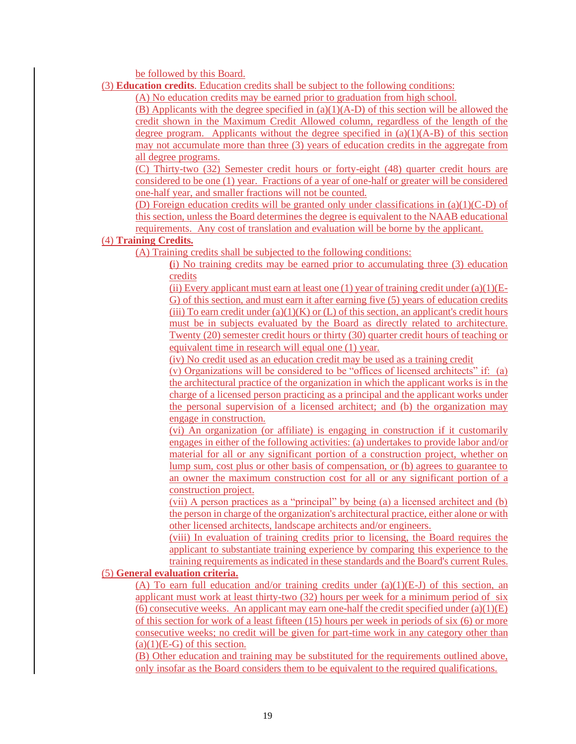be followed by this Board.

(3) **Education credits**. Education credits shall be subject to the following conditions:

(A) No education credits may be earned prior to graduation from high school.

(B) Applicants with the degree specified in (a)(1)(A-D) of this section will be allowed the credit shown in the Maximum Credit Allowed column, regardless of the length of the degree program. Applicants without the degree specified in (a)(1)(A-B) of this section may not accumulate more than three (3) years of education credits in the aggregate from all degree programs.

(C) Thirty-two (32) Semester credit hours or forty-eight (48) quarter credit hours are considered to be one (1) year. Fractions of a year of one-half or greater will be considered one-half year, and smaller fractions will not be counted.

(D) Foreign education credits will be granted only under classifications in (a)(1)(C-D) of this section, unless the Board determines the degree is equivalent to the NAAB educational requirements. Any cost of translation and evaluation will be borne by the applicant.

(4) **Training Credits.**

(A) Training credits shall be subjected to the following conditions:

(i) No training credits may be earned prior to accumulating three (3) education credits

(ii) Every applicant must earn at least one (1) year of training credit under (a)(1)(E-G) of this section, and must earn it after earning five (5) years of education credits

(iii) To earn credit under (a)(1)(K) or (L) of this section, an applicant's credit hours must be in subjects evaluated by the Board as directly related to architecture. Twenty (20) semester credit hours or thirty (30) quarter credit hours of teaching or equivalent time in research will equal one (1) year.

(iv) No credit used as an education credit may be used as a training credit

(v) Organizations will be considered to be "offices of licensed architects" if: (a) the architectural practice of the organization in which the applicant works is in the charge of a licensed person practicing as a principal and the applicant works under the personal supervision of a licensed architect; and (b) the organization may engage in construction.

(vi) An organization (or affiliate) is engaging in construction if it customarily engages in either of the following activities: (a) undertakes to provide labor and/or material for all or any significant portion of a construction project, whether on lump sum, cost plus or other basis of compensation, or (b) agrees to guarantee to an owner the maximum construction cost for all or any significant portion of a construction project.

(vii) A person practices as a "principal" by being (a) a licensed architect and (b) the person in charge of the organization's architectural practice, either alone or with other licensed architects, landscape architects and/or engineers.

(viii) In evaluation of training credits prior to licensing, the Board requires the applicant to substantiate training experience by comparing this experience to the training requirements as indicated in these standards and the Board's current Rules.

(5) **General evaluation criteria.**

(A) To earn full education and/or training credits under (a)(1)(E-J) of this section, an applicant must work at least thirty-two (32) hours per week for a minimum period of six (6) consecutive weeks. An applicant may earn one-half the credit specified under (a)(1)(E) of this section for work of a least fifteen (15) hours per week in periods of six (6) or more consecutive weeks; no credit will be given for part-time work in any category other than (a)(1)(E-G) of this section.

(B) Other education and training may be substituted for the requirements outlined above, only insofar as the Board considers them to be equivalent to the required qualifications.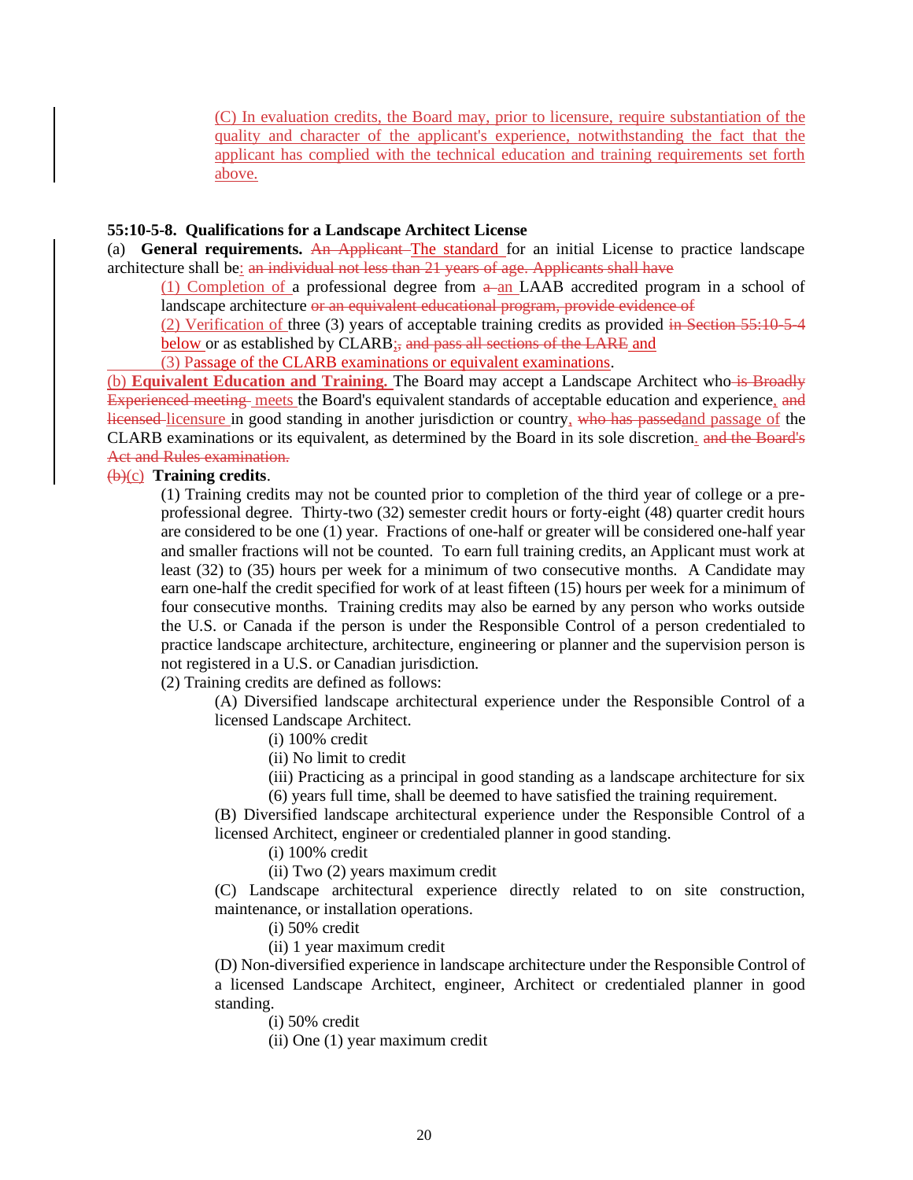(C) In evaluation credits, the Board may, prior to licensure, require substantiation of the quality and character of the applicant's experience, notwithstanding the fact that the applicant has complied with the technical education and training requirements set forth above.

**55:10-5-8. Qualifications for a Landscape Architect License**

(a) **General requirements.** ~~An Applicant~~ The standard for an initial License to practice landscape architecture shall be: ~~an individual not less than 21 years of age. Applicants shall have~~

(1) Completion of a professional degree from ~~a~~ an LAAB accredited program in a school of landscape architecture ~~or an equivalent educational program, provide evidence of~~

(2) Verification of three (3) years of acceptable training credits as provided ~~in Section 55:10-5-4~~ below or as established by CLARB; ~~,~~ ~~and pass all sections of the LARE~~ and

(3) Passage of the CLARB examinations or equivalent examinations.

(b) **Equivalent Education and Training.** The Board may accept a Landscape Architect who ~~is Broadly Experienced meeting~~ meets the Board's equivalent standards of acceptable education and experience, ~~and licensed~~ licensure in good standing in another jurisdiction or country, ~~who has passed~~ and passage of the CLARB examinations or its equivalent, as determined by the Board in its sole discretion. ~~and the Board's Act and Rules examination.~~

~~(b)~~(c) **Training credits**.

(1) Training credits may not be counted prior to completion of the third year of college or a pre-professional degree. Thirty-two (32) semester credit hours or forty-eight (48) quarter credit hours are considered to be one (1) year. Fractions of one-half or greater will be considered one-half year and smaller fractions will not be counted. To earn full training credits, an Applicant must work at least (32) to (35) hours per week for a minimum of two consecutive months. A Candidate may earn one-half the credit specified for work of at least fifteen (15) hours per week for a minimum of four consecutive months. Training credits may also be earned by any person who works outside the U.S. or Canada if the person is under the Responsible Control of a person credentialed to practice landscape architecture, architecture, engineering or planner and the supervision person is not registered in a U.S. or Canadian jurisdiction.

(2) Training credits are defined as follows:

(A) Diversified landscape architectural experience under the Responsible Control of a licensed Landscape Architect.

(i) 100% credit

(ii) No limit to credit

(iii) Practicing as a principal in good standing as a landscape architecture for six (6) years full time, shall be deemed to have satisfied the training requirement.

(B) Diversified landscape architectural experience under the Responsible Control of a licensed Architect, engineer or credentialed planner in good standing.

(i) 100% credit

(ii) Two (2) years maximum credit

(C) Landscape architectural experience directly related to on site construction, maintenance, or installation operations.

(i) 50% credit

(ii) 1 year maximum credit

(D) Non-diversified experience in landscape architecture under the Responsible Control of a licensed Landscape Architect, engineer, Architect or credentialed planner in good standing.

(i) 50% credit

(ii) One (1) year maximum credit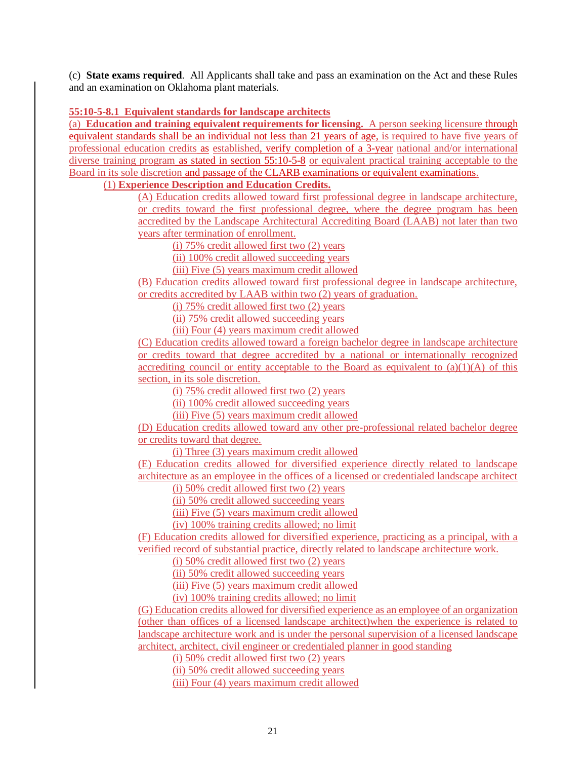(c) **State exams required**. All Applicants shall take and pass an examination on the Act and these Rules and an examination on Oklahoma plant materials.

**55:10-5-8.1 Equivalent standards for landscape architects**

(a) **Education and training equivalent requirements for licensing.** A person seeking licensure through equivalent standards shall be an individual not less than 21 years of age, is required to have five years of professional education credits as established, verify completion of a 3-year national and/or international diverse training program as stated in section 55:10-5-8 or equivalent practical training acceptable to the Board in its sole discretion and passage of the CLARB examinations or equivalent examinations.

(1) **Experience Description and Education Credits.**

(A) Education credits allowed toward first professional degree in landscape architecture, or credits toward the first professional degree, where the degree program has been accredited by the Landscape Architectural Accrediting Board (LAAB) not later than two years after termination of enrollment.

(i) 75% credit allowed first two (2) years

(ii) 100% credit allowed succeeding years

(iii) Five (5) years maximum credit allowed

(B) Education credits allowed toward first professional degree in landscape architecture, or credits accredited by LAAB within two (2) years of graduation.

(i) 75% credit allowed first two (2) years

(ii) 75% credit allowed succeeding years

(iii) Four (4) years maximum credit allowed

(C) Education credits allowed toward a foreign bachelor degree in landscape architecture or credits toward that degree accredited by a national or internationally recognized accrediting council or entity acceptable to the Board as equivalent to (a)(1)(A) of this section, in its sole discretion.

(i) 75% credit allowed first two (2) years

(ii) 100% credit allowed succeeding years

(iii) Five (5) years maximum credit allowed

(D) Education credits allowed toward any other pre-professional related bachelor degree or credits toward that degree.

(i) Three (3) years maximum credit allowed

(E) Education credits allowed for diversified experience directly related to landscape architecture as an employee in the offices of a licensed or credentialed landscape architect

(i) 50% credit allowed first two (2) years

(ii) 50% credit allowed succeeding years

(iii) Five (5) years maximum credit allowed

(iv) 100% training credits allowed; no limit

(F) Education credits allowed for diversified experience, practicing as a principal, with a verified record of substantial practice, directly related to landscape architecture work.

(i) 50% credit allowed first two (2) years

(ii) 50% credit allowed succeeding years

(iii) Five (5) years maximum credit allowed

(iv) 100% training credits allowed; no limit

(G) Education credits allowed for diversified experience as an employee of an organization (other than offices of a licensed landscape architect)when the experience is related to landscape architecture work and is under the personal supervision of a licensed landscape architect, architect, civil engineer or credentialed planner in good standing

(i) 50% credit allowed first two (2) years

(ii) 50% credit allowed succeeding years

(iii) Four (4) years maximum credit allowed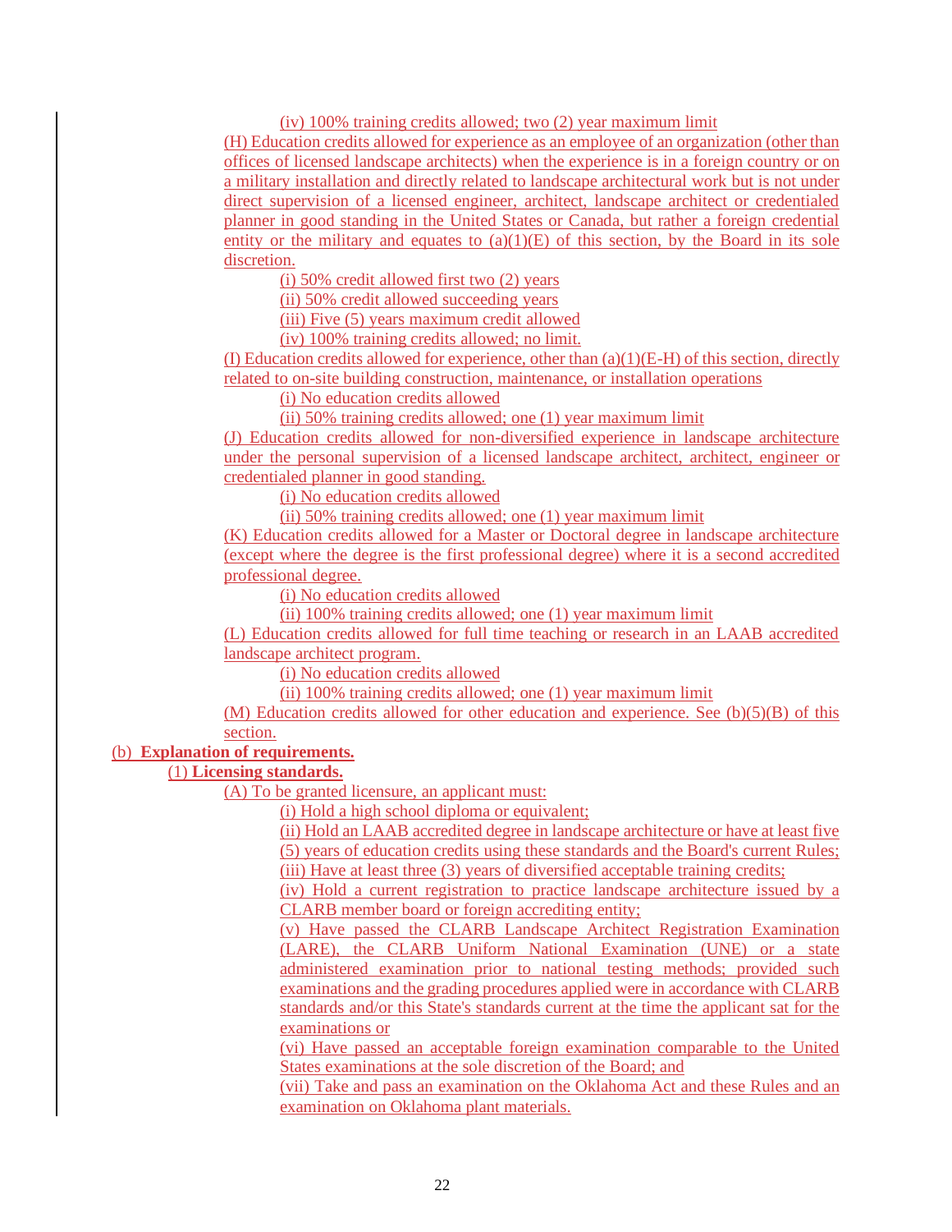(iv) 100% training credits allowed; two (2) year maximum limit

(H) Education credits allowed for experience as an employee of an organization (other than offices of licensed landscape architects) when the experience is in a foreign country or on a military installation and directly related to landscape architectural work but is not under direct supervision of a licensed engineer, architect, landscape architect or credentialed planner in good standing in the United States or Canada, but rather a foreign credential entity or the military and equates to (a)(1)(E) of this section, by the Board in its sole discretion.

(i) 50% credit allowed first two (2) years

(ii) 50% credit allowed succeeding years

(iii) Five (5) years maximum credit allowed

(iv) 100% training credits allowed; no limit.

(I) Education credits allowed for experience, other than (a)(1)(E-H) of this section, directly related to on-site building construction, maintenance, or installation operations

(i) No education credits allowed

(ii) 50% training credits allowed; one (1) year maximum limit

(J) Education credits allowed for non-diversified experience in landscape architecture under the personal supervision of a licensed landscape architect, architect, engineer or credentialed planner in good standing.

(i) No education credits allowed

(ii) 50% training credits allowed; one (1) year maximum limit

(K) Education credits allowed for a Master or Doctoral degree in landscape architecture (except where the degree is the first professional degree) where it is a second accredited professional degree.

(i) No education credits allowed

(ii) 100% training credits allowed; one (1) year maximum limit

(L) Education credits allowed for full time teaching or research in an LAAB accredited landscape architect program.

(i) No education credits allowed

(ii) 100% training credits allowed; one (1) year maximum limit

(M) Education credits allowed for other education and experience. See (b)(5)(B) of this section.

(b) **Explanation of requirements.**

(1) **Licensing standards.**

(A) To be granted licensure, an applicant must:

(i) Hold a high school diploma or equivalent;

(ii) Hold an LAAB accredited degree in landscape architecture or have at least five (5) years of education credits using these standards and the Board's current Rules;

(iii) Have at least three (3) years of diversified acceptable training credits;

(iv) Hold a current registration to practice landscape architecture issued by a CLARB member board or foreign accrediting entity;

(v) Have passed the CLARB Landscape Architect Registration Examination (LARE), the CLARB Uniform National Examination (UNE) or a state administered examination prior to national testing methods; provided such examinations and the grading procedures applied were in accordance with CLARB standards and/or this State's standards current at the time the applicant sat for the examinations or

(vi) Have passed an acceptable foreign examination comparable to the United States examinations at the sole discretion of the Board; and

(vii) Take and pass an examination on the Oklahoma Act and these Rules and an examination on Oklahoma plant materials.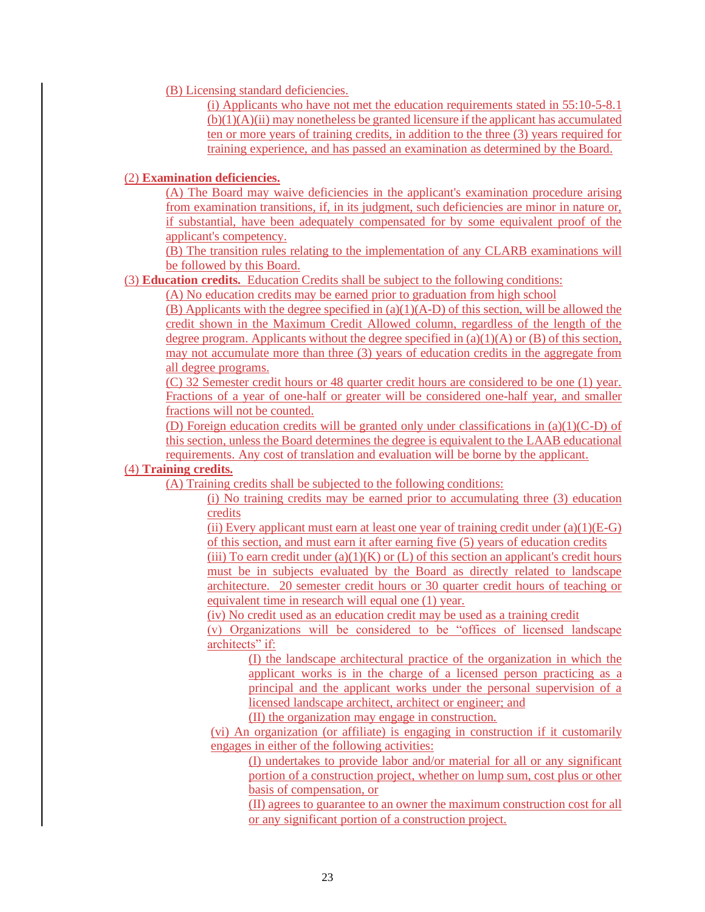(B) Licensing standard deficiencies.

(i) Applicants who have not met the education requirements stated in 55:10-5-8.1 (b)(1)(A)(ii) may nonetheless be granted licensure if the applicant has accumulated ten or more years of training credits, in addition to the three (3) years required for training experience, and has passed an examination as determined by the Board.

(2) **Examination deficiencies.**

(A) The Board may waive deficiencies in the applicant's examination procedure arising from examination transitions, if, in its judgment, such deficiencies are minor in nature or, if substantial, have been adequately compensated for by some equivalent proof of the applicant's competency.

(B) The transition rules relating to the implementation of any CLARB examinations will be followed by this Board.

(3) **Education credits.** Education Credits shall be subject to the following conditions:

(A) No education credits may be earned prior to graduation from high school

(B) Applicants with the degree specified in (a)(1)(A-D) of this section, will be allowed the credit shown in the Maximum Credit Allowed column, regardless of the length of the degree program. Applicants without the degree specified in (a)(1)(A) or (B) of this section, may not accumulate more than three (3) years of education credits in the aggregate from all degree programs.

(C) 32 Semester credit hours or 48 quarter credit hours are considered to be one (1) year. Fractions of a year of one-half or greater will be considered one-half year, and smaller fractions will not be counted.

(D) Foreign education credits will be granted only under classifications in (a)(1)(C-D) of this section, unless the Board determines the degree is equivalent to the LAAB educational requirements. Any cost of translation and evaluation will be borne by the applicant.

(4) **Training credits.**

(A) Training credits shall be subjected to the following conditions:

(i) No training credits may be earned prior to accumulating three (3) education credits

(ii) Every applicant must earn at least one year of training credit under (a)(1)(E-G) of this section, and must earn it after earning five (5) years of education credits

(iii) To earn credit under (a)(1)(K) or (L) of this section an applicant's credit hours must be in subjects evaluated by the Board as directly related to landscape architecture. 20 semester credit hours or 30 quarter credit hours of teaching or equivalent time in research will equal one (1) year.

(iv) No credit used as an education credit may be used as a training credit

(v) Organizations will be considered to be "offices of licensed landscape architects" if:

(I) the landscape architectural practice of the organization in which the applicant works is in the charge of a licensed person practicing as a principal and the applicant works under the personal supervision of a licensed landscape architect, architect or engineer; and

(II) the organization may engage in construction.

(vi) An organization (or affiliate) is engaging in construction if it customarily engages in either of the following activities:

(I) undertakes to provide labor and/or material for all or any significant portion of a construction project, whether on lump sum, cost plus or other basis of compensation, or

(II) agrees to guarantee to an owner the maximum construction cost for all or any significant portion of a construction project.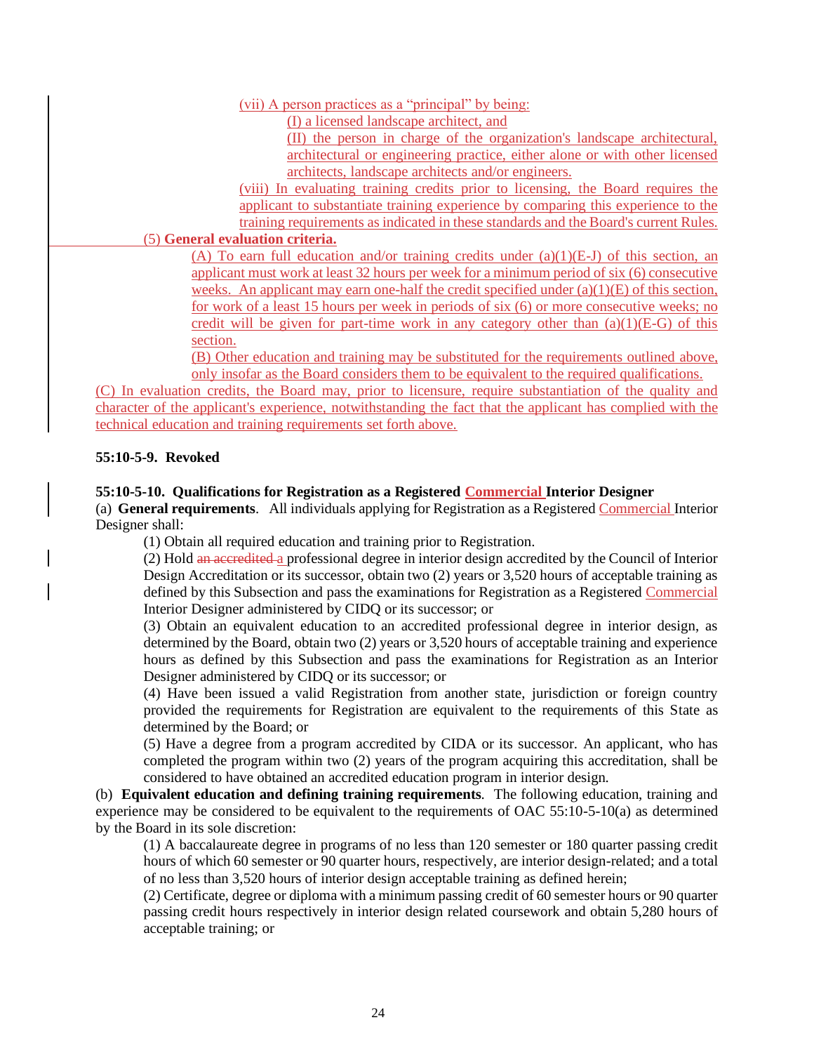(vii) A person practices as a "principal" by being:

(I) a licensed landscape architect, and

(II) the person in charge of the organization's landscape architectural, architectural or engineering practice, either alone or with other licensed architects, landscape architects and/or engineers.

(viii) In evaluating training credits prior to licensing, the Board requires the applicant to substantiate training experience by comparing this experience to the training requirements as indicated in these standards and the Board's current Rules.

(5) **General evaluation criteria.**

(A) To earn full education and/or training credits under (a)(1)(E-J) of this section, an applicant must work at least 32 hours per week for a minimum period of six (6) consecutive weeks. An applicant may earn one-half the credit specified under (a)(1)(E) of this section, for work of a least 15 hours per week in periods of six (6) or more consecutive weeks; no credit will be given for part-time work in any category other than (a)(1)(E-G) of this section.

(B) Other education and training may be substituted for the requirements outlined above, only insofar as the Board considers them to be equivalent to the required qualifications.

(C) In evaluation credits, the Board may, prior to licensure, require substantiation of the quality and character of the applicant's experience, notwithstanding the fact that the applicant has complied with the technical education and training requirements set forth above.

**55:10-5-9. Revoked**

**55:10-5-10. Qualifications for Registration as a Registered Commercial Interior Designer**

(a) **General requirements**. All individuals applying for Registration as a Registered Commercial Interior Designer shall:

(1) Obtain all required education and training prior to Registration.

(2) Hold ~~an accredited~~ a professional degree in interior design accredited by the Council of Interior Design Accreditation or its successor, obtain two (2) years or 3,520 hours of acceptable training as defined by this Subsection and pass the examinations for Registration as a Registered Commercial Interior Designer administered by CIDQ or its successor; or

(3) Obtain an equivalent education to an accredited professional degree in interior design, as determined by the Board, obtain two (2) years or 3,520 hours of acceptable training and experience hours as defined by this Subsection and pass the examinations for Registration as an Interior Designer administered by CIDQ or its successor; or

(4) Have been issued a valid Registration from another state, jurisdiction or foreign country provided the requirements for Registration are equivalent to the requirements of this State as determined by the Board; or

(5) Have a degree from a program accredited by CIDA or its successor. An applicant, who has completed the program within two (2) years of the program acquiring this accreditation, shall be considered to have obtained an accredited education program in interior design.

(b) **Equivalent education and defining training requirements**. The following education, training and experience may be considered to be equivalent to the requirements of OAC 55:10-5-10(a) as determined by the Board in its sole discretion:

(1) A baccalaureate degree in programs of no less than 120 semester or 180 quarter passing credit hours of which 60 semester or 90 quarter hours, respectively, are interior design-related; and a total of no less than 3,520 hours of interior design acceptable training as defined herein;

(2) Certificate, degree or diploma with a minimum passing credit of 60 semester hours or 90 quarter passing credit hours respectively in interior design related coursework and obtain 5,280 hours of acceptable training; or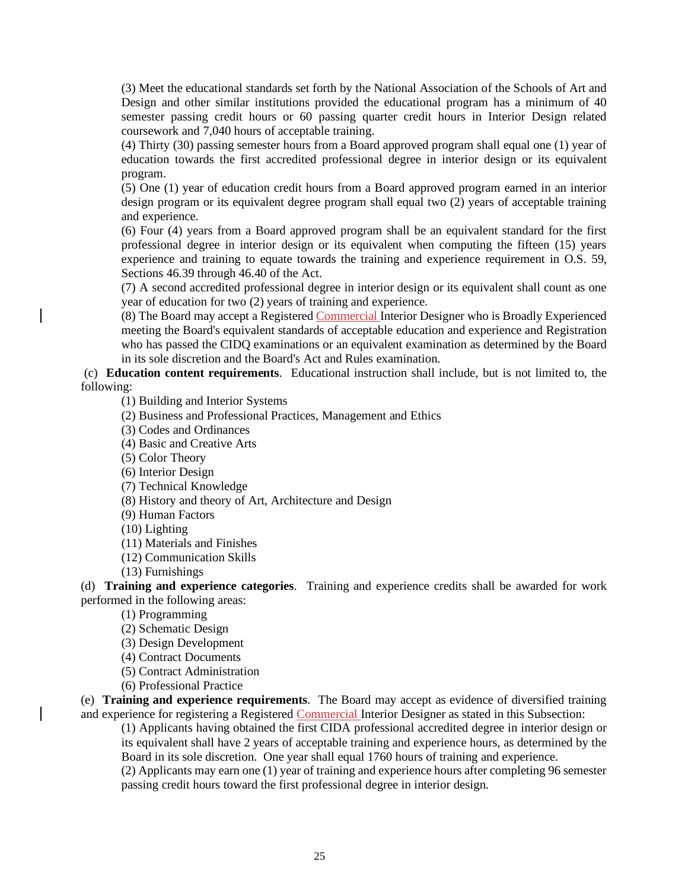(3) Meet the educational standards set forth by the National Association of the Schools of Art and Design and other similar institutions provided the educational program has a minimum of 40 semester passing credit hours or 60 passing quarter credit hours in Interior Design related coursework and 7,040 hours of acceptable training.

(4) Thirty (30) passing semester hours from a Board approved program shall equal one (1) year of education towards the first accredited professional degree in interior design or its equivalent program.

(5) One (1) year of education credit hours from a Board approved program earned in an interior design program or its equivalent degree program shall equal two (2) years of acceptable training and experience.

(6) Four (4) years from a Board approved program shall be an equivalent standard for the first professional degree in interior design or its equivalent when computing the fifteen (15) years experience and training to equate towards the training and experience requirement in O.S. 59, Sections 46.39 through 46.40 of the Act.

(7) A second accredited professional degree in interior design or its equivalent shall count as one year of education for two (2) years of training and experience.

(8) The Board may accept a Registered Commercial Interior Designer who is Broadly Experienced meeting the Board's equivalent standards of acceptable education and experience and Registration who has passed the CIDQ examinations or an equivalent examination as determined by the Board in its sole discretion and the Board's Act and Rules examination.

(c) **Education content requirements**. Educational instruction shall include, but is not limited to, the following:

(1) Building and Interior Systems
(2) Business and Professional Practices, Management and Ethics
(3) Codes and Ordinances
(4) Basic and Creative Arts
(5) Color Theory
(6) Interior Design
(7) Technical Knowledge
(8) History and theory of Art, Architecture and Design
(9) Human Factors
(10) Lighting
(11) Materials and Finishes
(12) Communication Skills
(13) Furnishings

(d) **Training and experience categories**. Training and experience credits shall be awarded for work performed in the following areas:

(1) Programming
(2) Schematic Design
(3) Design Development
(4) Contract Documents
(5) Contract Administration
(6) Professional Practice

(e) **Training and experience requirements**. The Board may accept as evidence of diversified training and experience for registering a Registered Commercial Interior Designer as stated in this Subsection:

(1) Applicants having obtained the first CIDA professional accredited degree in interior design or its equivalent shall have 2 years of acceptable training and experience hours, as determined by the Board in its sole discretion. One year shall equal 1760 hours of training and experience.

(2) Applicants may earn one (1) year of training and experience hours after completing 96 semester passing credit hours toward the first professional degree in interior design.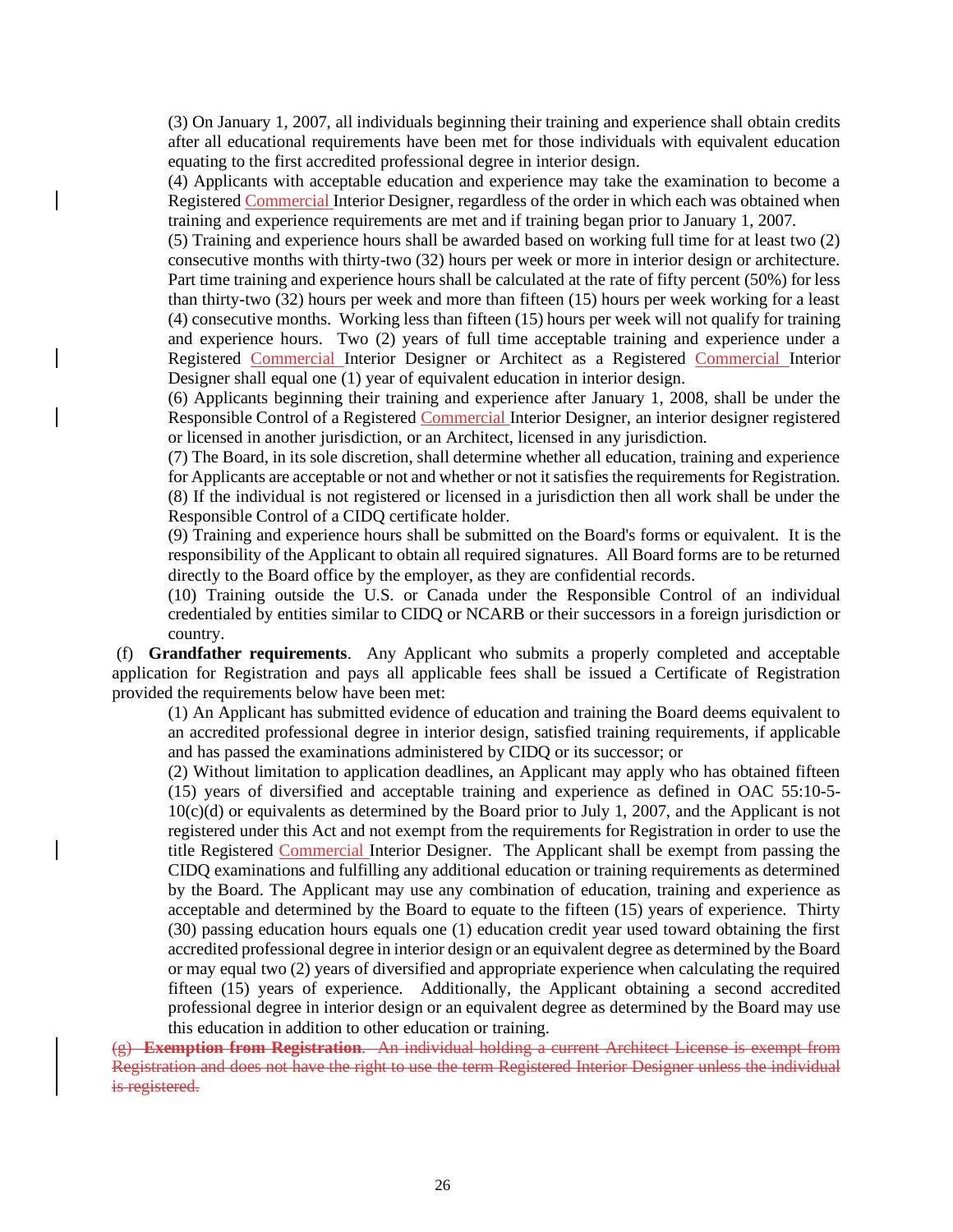(3) On January 1, 2007, all individuals beginning their training and experience shall obtain credits after all educational requirements have been met for those individuals with equivalent education equating to the first accredited professional degree in interior design.

(4) Applicants with acceptable education and experience may take the examination to become a Registered Commercial Interior Designer, regardless of the order in which each was obtained when training and experience requirements are met and if training began prior to January 1, 2007.

(5) Training and experience hours shall be awarded based on working full time for at least two (2) consecutive months with thirty-two (32) hours per week or more in interior design or architecture. Part time training and experience hours shall be calculated at the rate of fifty percent (50%) for less than thirty-two (32) hours per week and more than fifteen (15) hours per week working for a least (4) consecutive months. Working less than fifteen (15) hours per week will not qualify for training and experience hours. Two (2) years of full time acceptable training and experience under a Registered Commercial Interior Designer or Architect as a Registered Commercial Interior Designer shall equal one (1) year of equivalent education in interior design.

(6) Applicants beginning their training and experience after January 1, 2008, shall be under the Responsible Control of a Registered Commercial Interior Designer, an interior designer registered or licensed in another jurisdiction, or an Architect, licensed in any jurisdiction.

(7) The Board, in its sole discretion, shall determine whether all education, training and experience for Applicants are acceptable or not and whether or not it satisfies the requirements for Registration.

(8) If the individual is not registered or licensed in a jurisdiction then all work shall be under the Responsible Control of a CIDQ certificate holder.

(9) Training and experience hours shall be submitted on the Board's forms or equivalent. It is the responsibility of the Applicant to obtain all required signatures. All Board forms are to be returned directly to the Board office by the employer, as they are confidential records.

(10) Training outside the U.S. or Canada under the Responsible Control of an individual credentialed by entities similar to CIDQ or NCARB or their successors in a foreign jurisdiction or country.

(f) **Grandfather requirements**. Any Applicant who submits a properly completed and acceptable application for Registration and pays all applicable fees shall be issued a Certificate of Registration provided the requirements below have been met:

(1) An Applicant has submitted evidence of education and training the Board deems equivalent to an accredited professional degree in interior design, satisfied training requirements, if applicable and has passed the examinations administered by CIDQ or its successor; or

(2) Without limitation to application deadlines, an Applicant may apply who has obtained fifteen (15) years of diversified and acceptable training and experience as defined in OAC 55:10-5-10(c)(d) or equivalents as determined by the Board prior to July 1, 2007, and the Applicant is not registered under this Act and not exempt from the requirements for Registration in order to use the title Registered Commercial Interior Designer. The Applicant shall be exempt from passing the CIDQ examinations and fulfilling any additional education or training requirements as determined by the Board. The Applicant may use any combination of education, training and experience as acceptable and determined by the Board to equate to the fifteen (15) years of experience. Thirty (30) passing education hours equals one (1) education credit year used toward obtaining the first accredited professional degree in interior design or an equivalent degree as determined by the Board or may equal two (2) years of diversified and appropriate experience when calculating the required fifteen (15) years of experience. Additionally, the Applicant obtaining a second accredited professional degree in interior design or an equivalent degree as determined by the Board may use this education in addition to other education or training.

~~(g) **Exemption from Registration**. An individual holding a current Architect License is exempt from Registration and does not have the right to use the term Registered Interior Designer unless the individual is registered.~~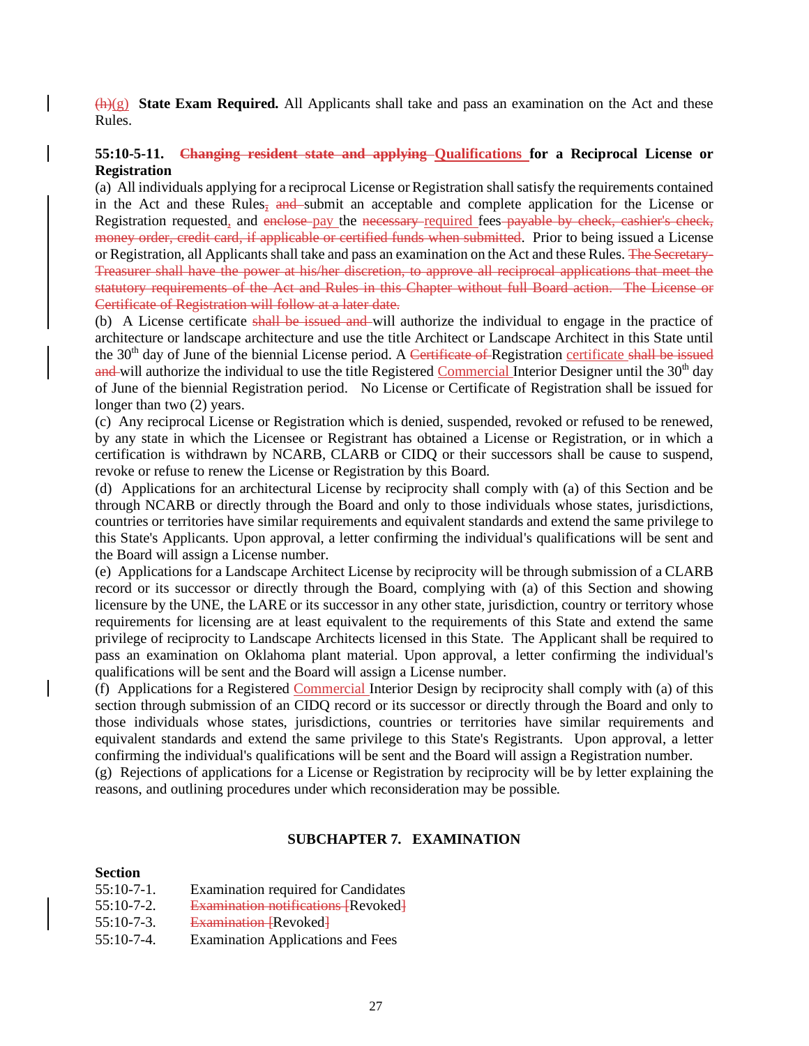~~(h)~~(g) **State Exam Required.** All Applicants shall take and pass an examination on the Act and these Rules.

**55:10-5-11. ~~Changing resident state and applying~~ Qualifications for a Reciprocal License or Registration**

(a) All individuals applying for a reciprocal License or Registration shall satisfy the requirements contained in the Act and these Rules~~,~~ ~~and~~ submit an acceptable and complete application for the License or Registration requested, and ~~enclose~~ pay the ~~necessary~~ required fees ~~payable by check, cashier's check, money order, credit card, if applicable or certified funds when submitted~~. Prior to being issued a License or Registration, all Applicants shall take and pass an examination on the Act and these Rules. ~~The Secretary-Treasurer shall have the power at his/her discretion, to approve all reciprocal applications that meet the statutory requirements of the Act and Rules in this Chapter without full Board action. The License or Certificate of Registration will follow at a later date.~~

(b) A License certificate ~~shall be issued and~~ will authorize the individual to engage in the practice of architecture or landscape architecture and use the title Architect or Landscape Architect in this State until the 30th day of June of the biennial License period. A ~~Certificate of~~ Registration certificate ~~shall be issued and~~ will authorize the individual to use the title Registered Commercial Interior Designer until the 30th day of June of the biennial Registration period. No License or Certificate of Registration shall be issued for longer than two (2) years.

(c) Any reciprocal License or Registration which is denied, suspended, revoked or refused to be renewed, by any state in which the Licensee or Registrant has obtained a License or Registration, or in which a certification is withdrawn by NCARB, CLARB or CIDQ or their successors shall be cause to suspend, revoke or refuse to renew the License or Registration by this Board.

(d) Applications for an architectural License by reciprocity shall comply with (a) of this Section and be through NCARB or directly through the Board and only to those individuals whose states, jurisdictions, countries or territories have similar requirements and equivalent standards and extend the same privilege to this State's Applicants. Upon approval, a letter confirming the individual's qualifications will be sent and the Board will assign a License number.

(e) Applications for a Landscape Architect License by reciprocity will be through submission of a CLARB record or its successor or directly through the Board, complying with (a) of this Section and showing licensure by the UNE, the LARE or its successor in any other state, jurisdiction, country or territory whose requirements for licensing are at least equivalent to the requirements of this State and extend the same privilege of reciprocity to Landscape Architects licensed in this State. The Applicant shall be required to pass an examination on Oklahoma plant material. Upon approval, a letter confirming the individual's qualifications will be sent and the Board will assign a License number.

(f) Applications for a Registered Commercial Interior Design by reciprocity shall comply with (a) of this section through submission of an CIDQ record or its successor or directly through the Board and only to those individuals whose states, jurisdictions, countries or territories have similar requirements and equivalent standards and extend the same privilege to this State's Registrants. Upon approval, a letter confirming the individual's qualifications will be sent and the Board will assign a Registration number.

(g) Rejections of applications for a License or Registration by reciprocity will be by letter explaining the reasons, and outlining procedures under which reconsideration may be possible.

## SUBCHAPTER 7. EXAMINATION

**Section**

| | |
|---|---|
| 55:10-7-1. | Examination required for Candidates |
| 55:10-7-2. | ~~Examination notifications [~~Revoked~~]~~ |
| 55:10-7-3. | ~~Examination [~~Revoked~~]~~ |
| 55:10-7-4. | Examination Applications and Fees |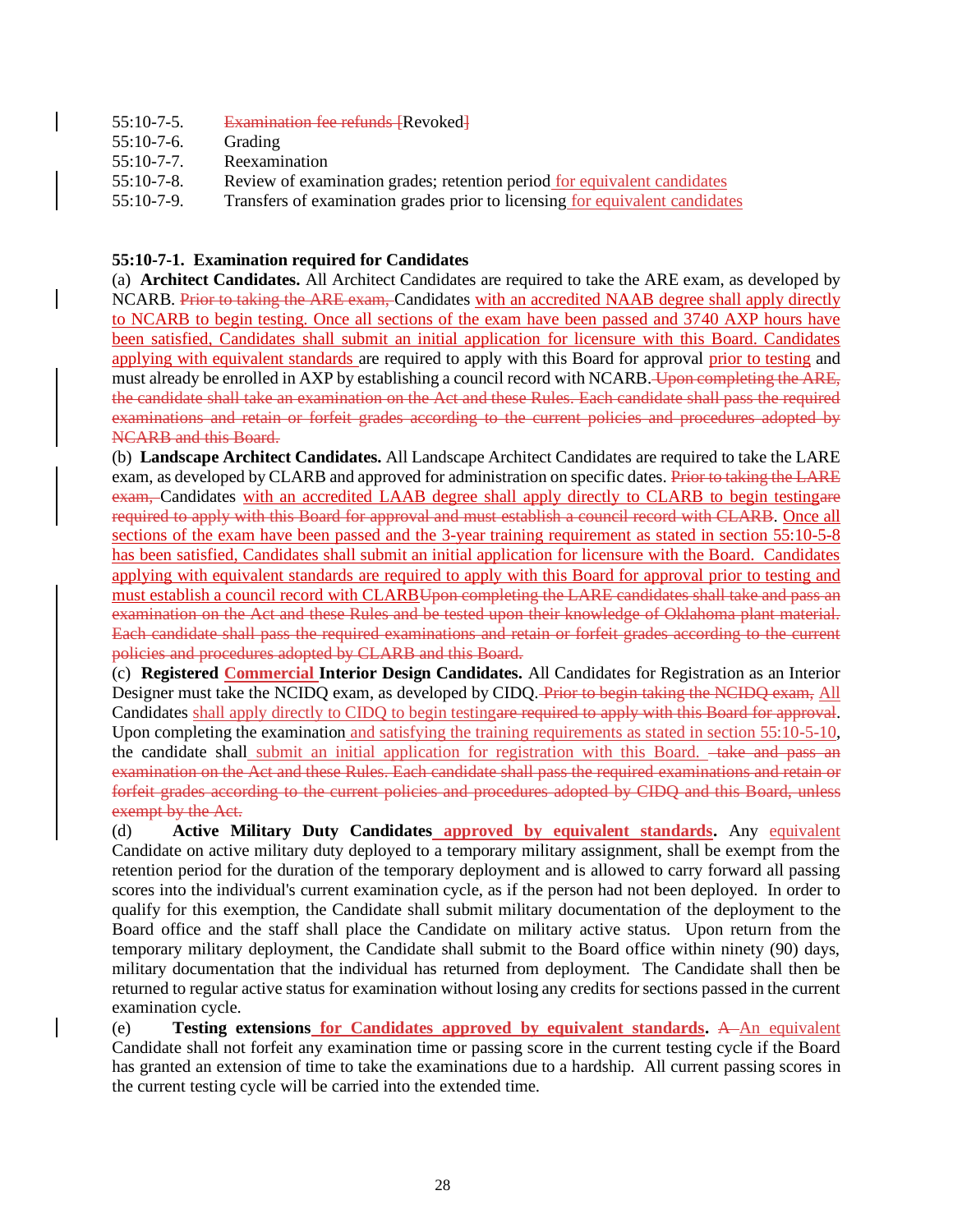| | |
|---|---|
| 55:10-7-5. | ~~Examination fee refunds [~~Revoked~~]~~ |
| 55:10-7-6. | Grading |
| 55:10-7-7. | Reexamination |
| 55:10-7-8. | Review of examination grades; retention period for equivalent candidates |
| 55:10-7-9. | Transfers of examination grades prior to licensing for equivalent candidates |

**55:10-7-1. Examination required for Candidates**

(a) **Architect Candidates.** All Architect Candidates are required to take the ARE exam, as developed by NCARB. ~~Prior to taking the ARE exam,~~ Candidates with an accredited NAAB degree shall apply directly to NCARB to begin testing. Once all sections of the exam have been passed and 3740 AXP hours have been satisfied, Candidates shall submit an initial application for licensure with this Board. Candidates applying with equivalent standards are required to apply with this Board for approval prior to testing and must already be enrolled in AXP by establishing a council record with NCARB. ~~Upon completing the ARE, the candidate shall take an examination on the Act and these Rules. Each candidate shall pass the required examinations and retain or forfeit grades according to the current policies and procedures adopted by NCARB and this Board.~~

(b) **Landscape Architect Candidates.** All Landscape Architect Candidates are required to take the LARE exam, as developed by CLARB and approved for administration on specific dates. ~~Prior to taking the LARE exam,~~ Candidates with an accredited LAAB degree shall apply directly to CLARB to begin testing~~are required to apply with this Board for approval and must establish a council record with CLARB~~. Once all sections of the exam have been passed and the 3-year training requirement as stated in section 55:10-5-8 has been satisfied, Candidates shall submit an initial application for licensure with the Board. Candidates applying with equivalent standards are required to apply with this Board for approval prior to testing and must establish a council record with CLARB~~Upon completing the LARE candidates shall take and pass an examination on the Act and these Rules and be tested upon their knowledge of Oklahoma plant material. Each candidate shall pass the required examinations and retain or forfeit grades according to the current policies and procedures adopted by CLARB and this Board.~~

(c) **Registered Commercial Interior Design Candidates.** All Candidates for Registration as an Interior Designer must take the NCIDQ exam, as developed by CIDQ. ~~Prior to begin taking the NCIDQ exam,~~ All Candidates shall apply directly to CIDQ to begin testing~~are required to apply with this Board for approval~~. Upon completing the examination and satisfying the training requirements as stated in section 55:10-5-10, the candidate shall submit an initial application for registration with this Board. ~~take and pass an examination on the Act and these Rules. Each candidate shall pass the required examinations and retain or forfeit grades according to the current policies and procedures adopted by CIDQ and this Board, unless exempt by the Act.~~

(d) **Active Military Duty Candidates approved by equivalent standards.** Any equivalent Candidate on active military duty deployed to a temporary military assignment, shall be exempt from the retention period for the duration of the temporary deployment and is allowed to carry forward all passing scores into the individual's current examination cycle, as if the person had not been deployed. In order to qualify for this exemption, the Candidate shall submit military documentation of the deployment to the Board office and the staff shall place the Candidate on military active status. Upon return from the temporary military deployment, the Candidate shall submit to the Board office within ninety (90) days, military documentation that the individual has returned from deployment. The Candidate shall then be returned to regular active status for examination without losing any credits for sections passed in the current examination cycle.

(e) **Testing extensions for Candidates approved by equivalent standards.** ~~A~~ An equivalent Candidate shall not forfeit any examination time or passing score in the current testing cycle if the Board has granted an extension of time to take the examinations due to a hardship. All current passing scores in the current testing cycle will be carried into the extended time.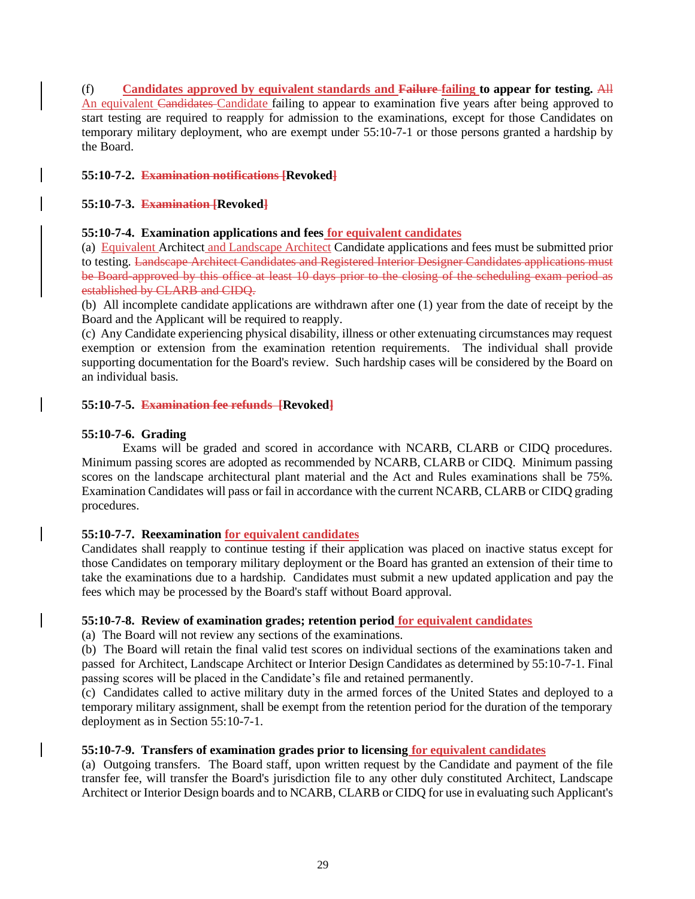(f) **Candidates approved by equivalent standards and ~~Failure~~ failing to appear for testing.** ~~All~~ An equivalent ~~Candidates~~ Candidate failing to appear to examination five years after being approved to start testing are required to reapply for admission to the examinations, except for those Candidates on temporary military deployment, who are exempt under 55:10-7-1 or those persons granted a hardship by the Board.

**55:10-7-2. ~~Examination notifications~~ ~~[~~Revoked~~]~~**

**55:10-7-3. ~~Examination~~ ~~[~~Revoked~~]~~**

**55:10-7-4. Examination applications and fees for equivalent candidates**

(a) Equivalent Architect and Landscape Architect Candidate applications and fees must be submitted prior to testing. ~~Landscape Architect Candidates and Registered Interior Designer Candidates applications must be Board-approved by this office at least 10 days prior to the closing of the scheduling exam period as established by CLARB and CIDQ.~~

(b) All incomplete candidate applications are withdrawn after one (1) year from the date of receipt by the Board and the Applicant will be required to reapply.

(c) Any Candidate experiencing physical disability, illness or other extenuating circumstances may request exemption or extension from the examination retention requirements. The individual shall provide supporting documentation for the Board's review. Such hardship cases will be considered by the Board on an individual basis.

**55:10-7-5. ~~Examination fee refunds~~ ~~[~~Revoked~~]~~**

**55:10-7-6. Grading**

Exams will be graded and scored in accordance with NCARB, CLARB or CIDQ procedures. Minimum passing scores are adopted as recommended by NCARB, CLARB or CIDQ. Minimum passing scores on the landscape architectural plant material and the Act and Rules examinations shall be 75%. Examination Candidates will pass or fail in accordance with the current NCARB, CLARB or CIDQ grading procedures.

**55:10-7-7. Reexamination for equivalent candidates**

Candidates shall reapply to continue testing if their application was placed on inactive status except for those Candidates on temporary military deployment or the Board has granted an extension of their time to take the examinations due to a hardship. Candidates must submit a new updated application and pay the fees which may be processed by the Board's staff without Board approval.

**55:10-7-8. Review of examination grades; retention period for equivalent candidates**

(a) The Board will not review any sections of the examinations.

(b) The Board will retain the final valid test scores on individual sections of the examinations taken and passed for Architect, Landscape Architect or Interior Design Candidates as determined by 55:10-7-1. Final passing scores will be placed in the Candidate's file and retained permanently.

(c) Candidates called to active military duty in the armed forces of the United States and deployed to a temporary military assignment, shall be exempt from the retention period for the duration of the temporary deployment as in Section 55:10-7-1.

**55:10-7-9. Transfers of examination grades prior to licensing for equivalent candidates**

(a) Outgoing transfers. The Board staff, upon written request by the Candidate and payment of the file transfer fee, will transfer the Board's jurisdiction file to any other duly constituted Architect, Landscape Architect or Interior Design boards and to NCARB, CLARB or CIDQ for use in evaluating such Applicant's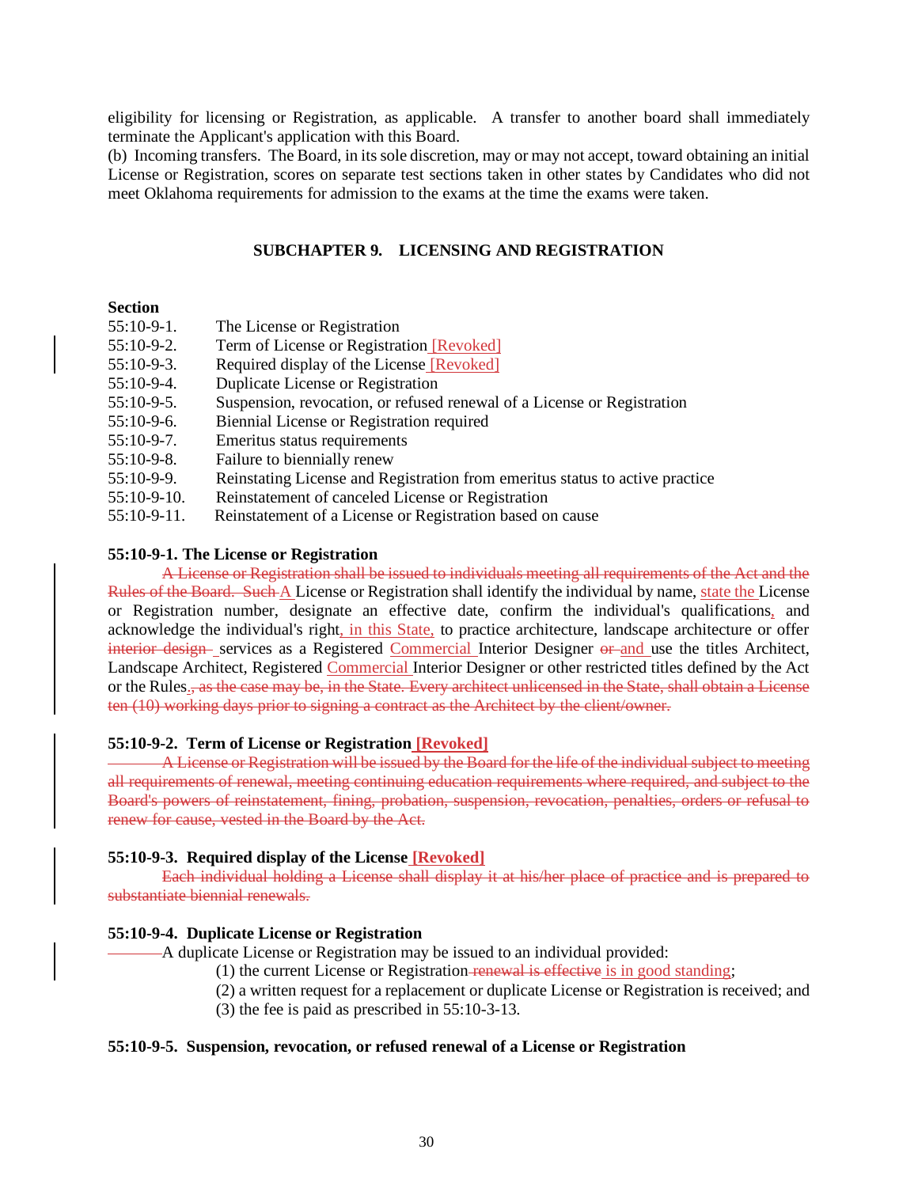eligibility for licensing or Registration, as applicable. A transfer to another board shall immediately terminate the Applicant's application with this Board.

(b) Incoming transfers. The Board, in its sole discretion, may or may not accept, toward obtaining an initial License or Registration, scores on separate test sections taken in other states by Candidates who did not meet Oklahoma requirements for admission to the exams at the time the exams were taken.

## SUBCHAPTER 9. LICENSING AND REGISTRATION

**Section**

| | |
|---|---|
| 55:10-9-1. | The License or Registration |
| 55:10-9-2. | Term of License or Registration [Revoked] |
| 55:10-9-3. | Required display of the License [Revoked] |
| 55:10-9-4. | Duplicate License or Registration |
| 55:10-9-5. | Suspension, revocation, or refused renewal of a License or Registration |
| 55:10-9-6. | Biennial License or Registration required |
| 55:10-9-7. | Emeritus status requirements |
| 55:10-9-8. | Failure to biennially renew |
| 55:10-9-9. | Reinstating License and Registration from emeritus status to active practice |
| 55:10-9-10. | Reinstatement of canceled License or Registration |
| 55:10-9-11. | Reinstatement of a License or Registration based on cause |

### 55:10-9-1. The License or Registration

A License or Registration shall be issued to individuals meeting all requirements of the Act and the Rules of the Board. Such A License or Registration shall identify the individual by name, state the License or Registration number, designate an effective date, confirm the individual's qualifications, and acknowledge the individual's right, in this State, to practice architecture, landscape architecture or offer interior design services as a Registered Commercial Interior Designer or and use the titles Architect, Landscape Architect, Registered Commercial Interior Designer or other restricted titles defined by the Act or the Rules., as the case may be, in the State. Every architect unlicensed in the State, shall obtain a License ten (10) working days prior to signing a contract as the Architect by the client/owner.

### 55:10-9-2. Term of License or Registration [Revoked]

A License or Registration will be issued by the Board for the life of the individual subject to meeting all requirements of renewal, meeting continuing education requirements where required, and subject to the Board's powers of reinstatement, fining, probation, suspension, revocation, penalties, orders or refusal to renew for cause, vested in the Board by the Act.

### 55:10-9-3. Required display of the License [Revoked]

Each individual holding a License shall display it at his/her place of practice and is prepared to substantiate biennial renewals.

### 55:10-9-4. Duplicate License or Registration

A duplicate License or Registration may be issued to an individual provided:

(1) the current License or Registration renewal is effective is in good standing;

(2) a written request for a replacement or duplicate License or Registration is received; and

(3) the fee is paid as prescribed in 55:10-3-13.

### 55:10-9-5. Suspension, revocation, or refused renewal of a License or Registration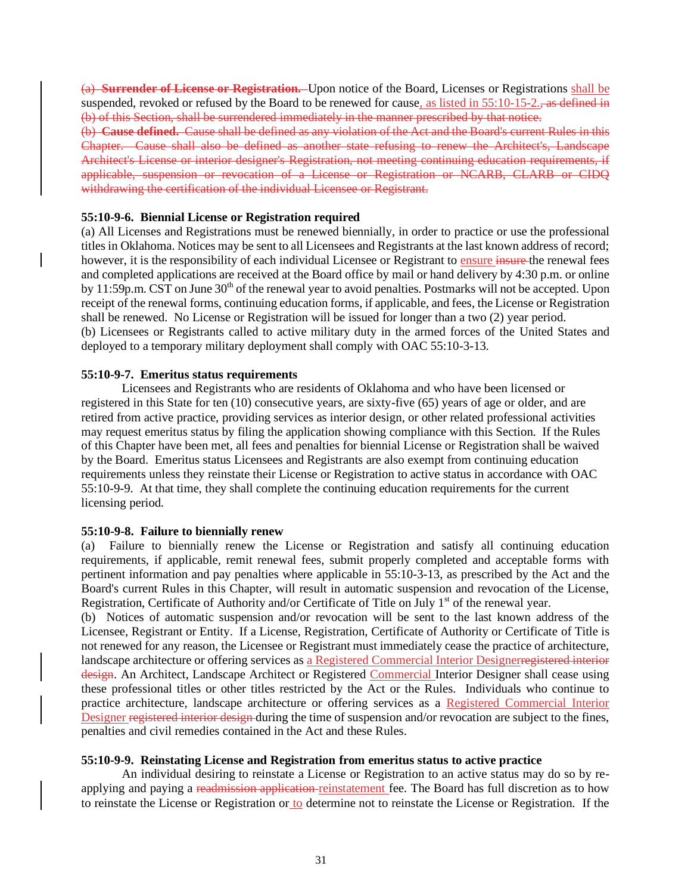(a) **Surrender of License or Registration.** Upon notice of the Board, Licenses or Registrations shall be suspended, revoked or refused by the Board to be renewed for cause, as listed in 55:10-15-2., as defined in (b) of this Section, shall be surrendered immediately in the manner prescribed by that notice.
(b) **Cause defined.** Cause shall be defined as any violation of the Act and the Board's current Rules in this Chapter. Cause shall also be defined as another state refusing to renew the Architect's, Landscape Architect's License or interior designer's Registration, not meeting continuing education requirements, if applicable, suspension or revocation of a License or Registration or NCARB, CLARB or CIDQ withdrawing the certification of the individual Licensee or Registrant.

**55:10-9-6. Biennial License or Registration required**

(a) All Licenses and Registrations must be renewed biennially, in order to practice or use the professional titles in Oklahoma. Notices may be sent to all Licensees and Registrants at the last known address of record; however, it is the responsibility of each individual Licensee or Registrant to ensure insure the renewal fees and completed applications are received at the Board office by mail or hand delivery by 4:30 p.m. or online by 11:59p.m. CST on June 30th of the renewal year to avoid penalties. Postmarks will not be accepted. Upon receipt of the renewal forms, continuing education forms, if applicable, and fees, the License or Registration shall be renewed. No License or Registration will be issued for longer than a two (2) year period.
(b) Licensees or Registrants called to active military duty in the armed forces of the United States and deployed to a temporary military deployment shall comply with OAC 55:10-3-13.

**55:10-9-7. Emeritus status requirements**

Licensees and Registrants who are residents of Oklahoma and who have been licensed or registered in this State for ten (10) consecutive years, are sixty-five (65) years of age or older, and are retired from active practice, providing services as interior design, or other related professional activities may request emeritus status by filing the application showing compliance with this Section. If the Rules of this Chapter have been met, all fees and penalties for biennial License or Registration shall be waived by the Board. Emeritus status Licensees and Registrants are also exempt from continuing education requirements unless they reinstate their License or Registration to active status in accordance with OAC 55:10-9-9. At that time, they shall complete the continuing education requirements for the current licensing period.

**55:10-9-8. Failure to biennially renew**

(a) Failure to biennially renew the License or Registration and satisfy all continuing education requirements, if applicable, remit renewal fees, submit properly completed and acceptable forms with pertinent information and pay penalties where applicable in 55:10-3-13, as prescribed by the Act and the Board's current Rules in this Chapter, will result in automatic suspension and revocation of the License, Registration, Certificate of Authority and/or Certificate of Title on July 1st of the renewal year.
(b) Notices of automatic suspension and/or revocation will be sent to the last known address of the Licensee, Registrant or Entity. If a License, Registration, Certificate of Authority or Certificate of Title is not renewed for any reason, the Licensee or Registrant must immediately cease the practice of architecture, landscape architecture or offering services as a Registered Commercial Interior Designerregistered interior design. An Architect, Landscape Architect or Registered Commercial Interior Designer shall cease using these professional titles or other titles restricted by the Act or the Rules. Individuals who continue to practice architecture, landscape architecture or offering services as a Registered Commercial Interior Designer registered interior design during the time of suspension and/or revocation are subject to the fines, penalties and civil remedies contained in the Act and these Rules.

**55:10-9-9. Reinstating License and Registration from emeritus status to active practice**

An individual desiring to reinstate a License or Registration to an active status may do so by re-applying and paying a readmission application reinstatement fee. The Board has full discretion as to how to reinstate the License or Registration or to determine not to reinstate the License or Registration. If the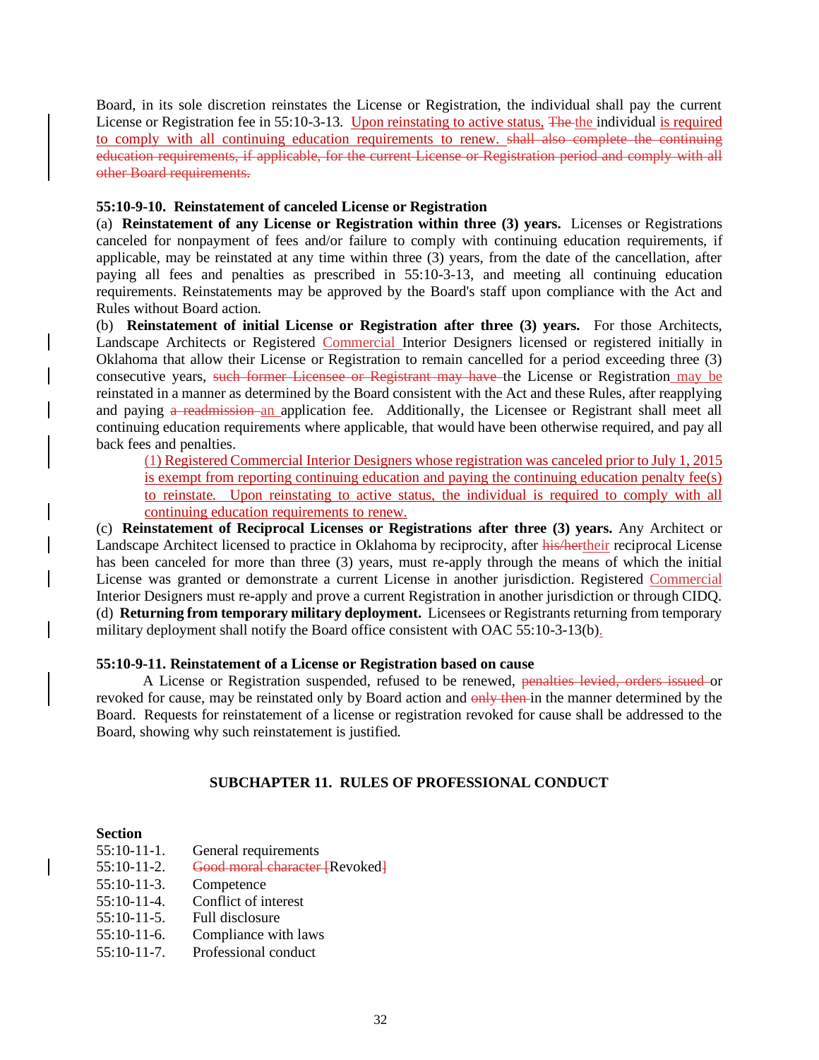Board, in its sole discretion reinstates the License or Registration, the individual shall pay the current License or Registration fee in 55:10-3-13. Upon reinstating to active status, ~~The~~ the individual is required to comply with all continuing education requirements to renew. ~~shall also complete the continuing education requirements, if applicable, for the current License or Registration period and comply with all other Board requirements.~~

**55:10-9-10. Reinstatement of canceled License or Registration**

(a) **Reinstatement of any License or Registration within three (3) years.** Licenses or Registrations canceled for nonpayment of fees and/or failure to comply with continuing education requirements, if applicable, may be reinstated at any time within three (3) years, from the date of the cancellation, after paying all fees and penalties as prescribed in 55:10-3-13, and meeting all continuing education requirements. Reinstatements may be approved by the Board's staff upon compliance with the Act and Rules without Board action.

(b) **Reinstatement of initial License or Registration after three (3) years.** For those Architects, Landscape Architects or Registered Commercial Interior Designers licensed or registered initially in Oklahoma that allow their License or Registration to remain cancelled for a period exceeding three (3) consecutive years, ~~such former Licensee or Registrant may have~~ the License or Registration may be reinstated in a manner as determined by the Board consistent with the Act and these Rules, after reapplying and paying ~~a readmission~~ an application fee. Additionally, the Licensee or Registrant shall meet all continuing education requirements where applicable, that would have been otherwise required, and pay all back fees and penalties.

(1) Registered Commercial Interior Designers whose registration was canceled prior to July 1, 2015 is exempt from reporting continuing education and paying the continuing education penalty fee(s) to reinstate. Upon reinstating to active status, the individual is required to comply with all continuing education requirements to renew.

(c) **Reinstatement of Reciprocal Licenses or Registrations after three (3) years.** Any Architect or Landscape Architect licensed to practice in Oklahoma by reciprocity, after ~~his/her~~their reciprocal License has been canceled for more than three (3) years, must re-apply through the means of which the initial License was granted or demonstrate a current License in another jurisdiction. Registered Commercial Interior Designers must re-apply and prove a current Registration in another jurisdiction or through CIDQ.

(d) **Returning from temporary military deployment.** Licensees or Registrants returning from temporary military deployment shall notify the Board office consistent with OAC 55:10-3-13(b).

**55:10-9-11. Reinstatement of a License or Registration based on cause**

A License or Registration suspended, refused to be renewed, ~~penalties levied, orders issued~~ or revoked for cause, may be reinstated only by Board action and ~~only then~~ in the manner determined by the Board. Requests for reinstatement of a license or registration revoked for cause shall be addressed to the Board, showing why such reinstatement is justified.

## SUBCHAPTER 11. RULES OF PROFESSIONAL CONDUCT

**Section**

55:10-11-1. General requirements
55:10-11-2. ~~Good moral character~~ [Revoked]
55:10-11-3. Competence
55:10-11-4. Conflict of interest
55:10-11-5. Full disclosure
55:10-11-6. Compliance with laws
55:10-11-7. Professional conduct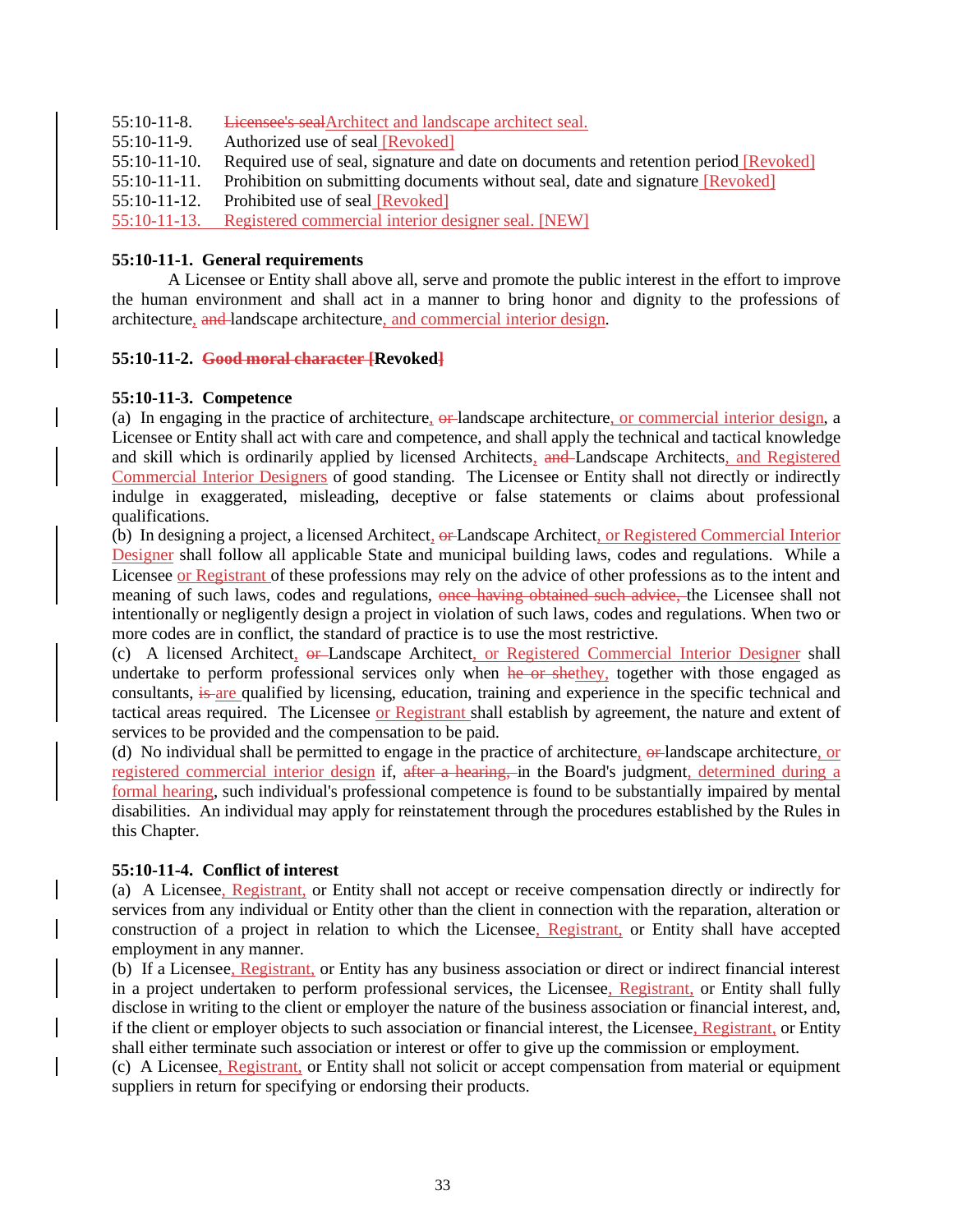55:10-11-8. ~~Licensee's seal~~Architect and landscape architect seal.
55:10-11-9. Authorized use of seal [Revoked]
55:10-11-10. Required use of seal, signature and date on documents and retention period [Revoked]
55:10-11-11. Prohibition on submitting documents without seal, date and signature [Revoked]
55:10-11-12. Prohibited use of seal [Revoked]
55:10-11-13. Registered commercial interior designer seal. [NEW]

**55:10-11-1. General requirements**

A Licensee or Entity shall above all, serve and promote the public interest in the effort to improve the human environment and shall act in a manner to bring honor and dignity to the professions of architecture, ~~and~~ landscape architecture, and commercial interior design.

**55:10-11-2. ~~Good moral character [~~Revoked~~]~~**

**55:10-11-3. Competence**

(a) In engaging in the practice of architecture, ~~or~~ landscape architecture, or commercial interior design, a Licensee or Entity shall act with care and competence, and shall apply the technical and tactical knowledge and skill which is ordinarily applied by licensed Architects, ~~and~~ Landscape Architects, and Registered Commercial Interior Designers of good standing. The Licensee or Entity shall not directly or indirectly indulge in exaggerated, misleading, deceptive or false statements or claims about professional qualifications.

(b) In designing a project, a licensed Architect, ~~or~~ Landscape Architect, or Registered Commercial Interior Designer shall follow all applicable State and municipal building laws, codes and regulations. While a Licensee or Registrant of these professions may rely on the advice of other professions as to the intent and meaning of such laws, codes and regulations, ~~once having obtained such advice,~~ the Licensee shall not intentionally or negligently design a project in violation of such laws, codes and regulations. When two or more codes are in conflict, the standard of practice is to use the most restrictive.

(c) A licensed Architect, ~~or~~ Landscape Architect, or Registered Commercial Interior Designer shall undertake to perform professional services only when ~~he or she~~they, together with those engaged as consultants, ~~is~~ are qualified by licensing, education, training and experience in the specific technical and tactical areas required. The Licensee or Registrant shall establish by agreement, the nature and extent of services to be provided and the compensation to be paid.

(d) No individual shall be permitted to engage in the practice of architecture, ~~or~~ landscape architecture, or registered commercial interior design if, ~~after a hearing,~~ in the Board's judgment, determined during a formal hearing, such individual's professional competence is found to be substantially impaired by mental disabilities. An individual may apply for reinstatement through the procedures established by the Rules in this Chapter.

**55:10-11-4. Conflict of interest**

(a) A Licensee, Registrant, or Entity shall not accept or receive compensation directly or indirectly for services from any individual or Entity other than the client in connection with the reparation, alteration or construction of a project in relation to which the Licensee, Registrant, or Entity shall have accepted employment in any manner.

(b) If a Licensee, Registrant, or Entity has any business association or direct or indirect financial interest in a project undertaken to perform professional services, the Licensee, Registrant, or Entity shall fully disclose in writing to the client or employer the nature of the business association or financial interest, and, if the client or employer objects to such association or financial interest, the Licensee, Registrant, or Entity shall either terminate such association or interest or offer to give up the commission or employment.

(c) A Licensee, Registrant, or Entity shall not solicit or accept compensation from material or equipment suppliers in return for specifying or endorsing their products.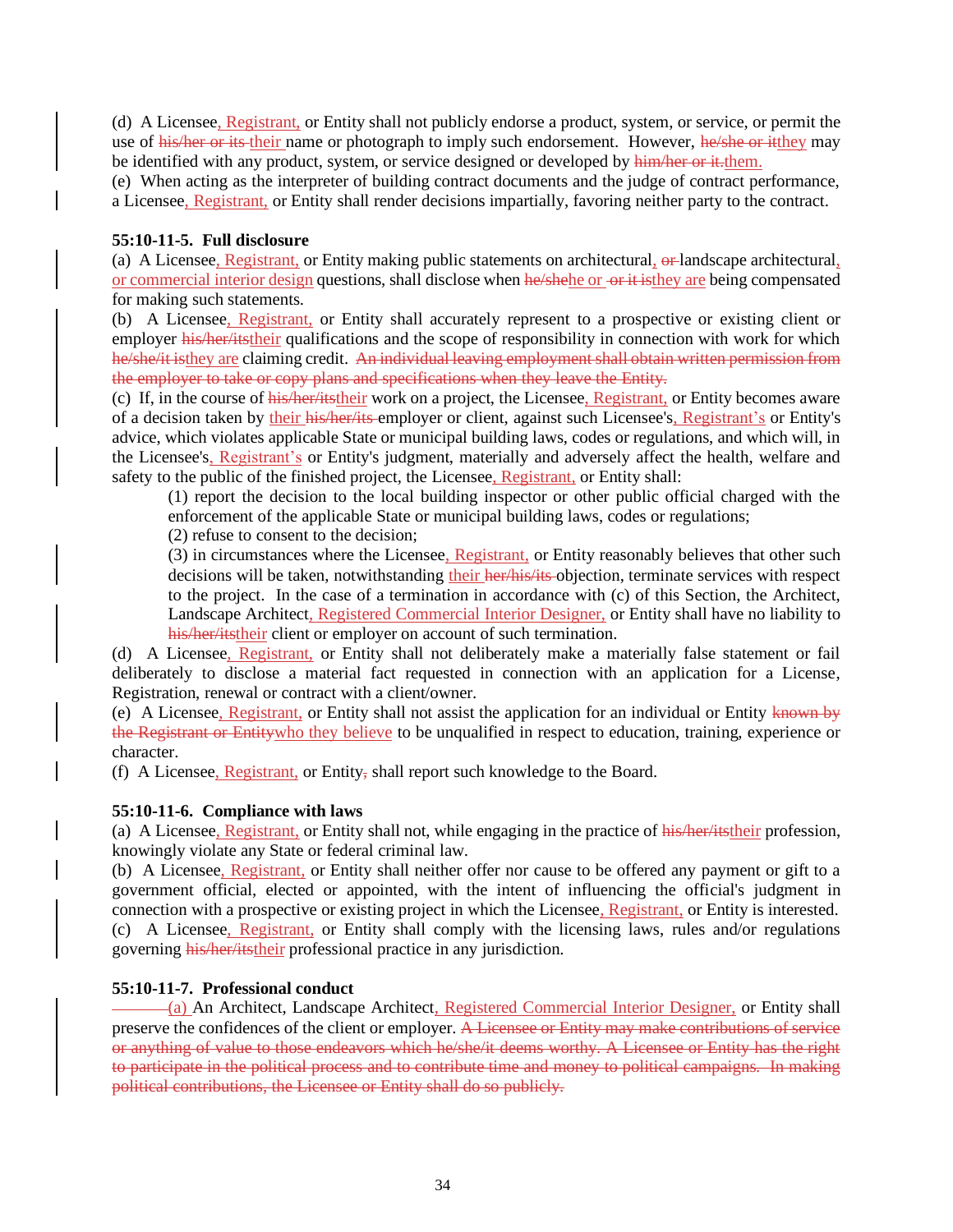(d) A Licensee, Registrant, or Entity shall not publicly endorse a product, system, or service, or permit the use of his/her or its their name or photograph to imply such endorsement. However, he/she or itthey may be identified with any product, system, or service designed or developed by him/her or it.them.

(e) When acting as the interpreter of building contract documents and the judge of contract performance, a Licensee, Registrant, or Entity shall render decisions impartially, favoring neither party to the contract.

**55:10-11-5. Full disclosure**

(a) A Licensee, Registrant, or Entity making public statements on architectural, or landscape architectural, or commercial interior design questions, shall disclose when he/shehe or or it isthey are being compensated for making such statements.

(b) A Licensee, Registrant, or Entity shall accurately represent to a prospective or existing client or employer his/her/itstheir qualifications and the scope of responsibility in connection with work for which he/she/it isthey are claiming credit. An individual leaving employment shall obtain written permission from the employer to take or copy plans and specifications when they leave the Entity.

(c) If, in the course of his/her/itstheir work on a project, the Licensee, Registrant, or Entity becomes aware of a decision taken by their his/her/its employer or client, against such Licensee's, Registrant's or Entity's advice, which violates applicable State or municipal building laws, codes or regulations, and which will, in the Licensee's, Registrant's or Entity's judgment, materially and adversely affect the health, welfare and safety to the public of the finished project, the Licensee, Registrant, or Entity shall:

(1) report the decision to the local building inspector or other public official charged with the enforcement of the applicable State or municipal building laws, codes or regulations;

(2) refuse to consent to the decision;

(3) in circumstances where the Licensee, Registrant, or Entity reasonably believes that other such decisions will be taken, notwithstanding their her/his/its objection, terminate services with respect to the project. In the case of a termination in accordance with (c) of this Section, the Architect, Landscape Architect, Registered Commercial Interior Designer, or Entity shall have no liability to his/her/itstheir client or employer on account of such termination.

(d) A Licensee, Registrant, or Entity shall not deliberately make a materially false statement or fail deliberately to disclose a material fact requested in connection with an application for a License, Registration, renewal or contract with a client/owner.

(e) A Licensee, Registrant, or Entity shall not assist the application for an individual or Entity known by the Registrant or Entitywho they believe to be unqualified in respect to education, training, experience or character.

(f) A Licensee, Registrant, or Entity, shall report such knowledge to the Board.

**55:10-11-6. Compliance with laws**

(a) A Licensee, Registrant, or Entity shall not, while engaging in the practice of his/her/itstheir profession, knowingly violate any State or federal criminal law.

(b) A Licensee, Registrant, or Entity shall neither offer nor cause to be offered any payment or gift to a government official, elected or appointed, with the intent of influencing the official's judgment in connection with a prospective or existing project in which the Licensee, Registrant, or Entity is interested.

(c) A Licensee, Registrant, or Entity shall comply with the licensing laws, rules and/or regulations governing his/her/itstheir professional practice in any jurisdiction.

**55:10-11-7. Professional conduct**

(a) An Architect, Landscape Architect, Registered Commercial Interior Designer, or Entity shall preserve the confidences of the client or employer. A Licensee or Entity may make contributions of service or anything of value to those endeavors which he/she/it deems worthy. A Licensee or Entity has the right to participate in the political process and to contribute time and money to political campaigns. In making political contributions, the Licensee or Entity shall do so publicly.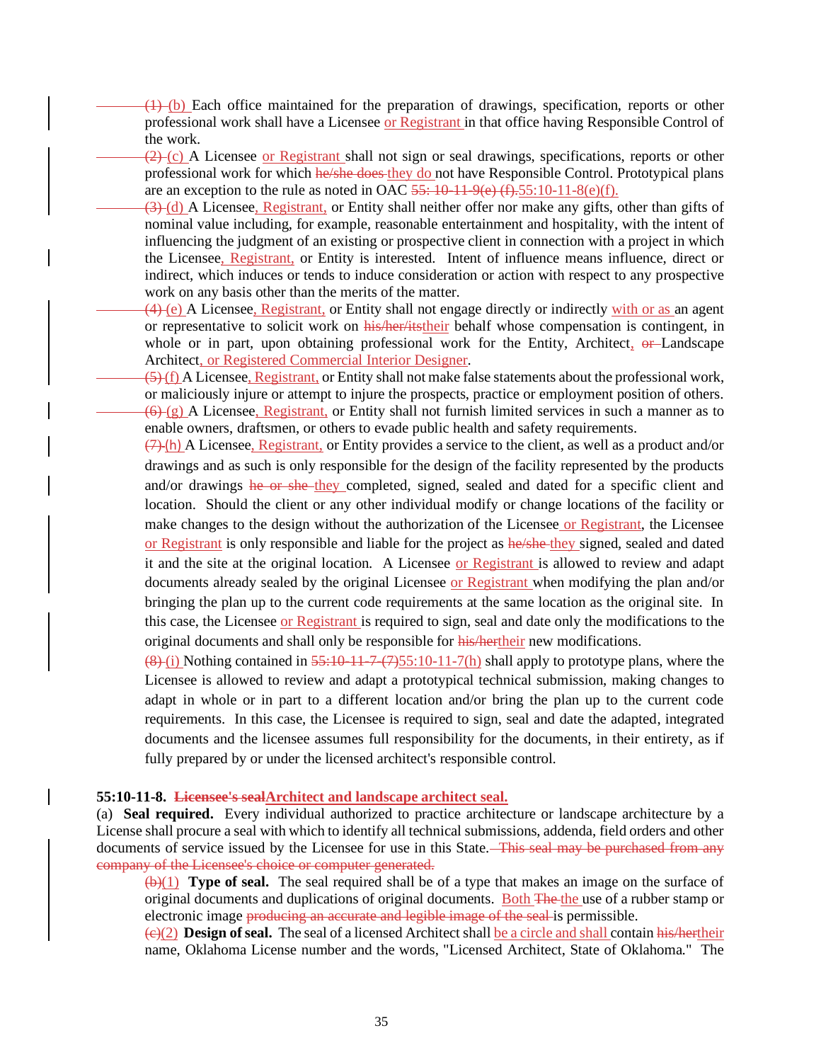(1) (b) Each office maintained for the preparation of drawings, specification, reports or other professional work shall have a Licensee or Registrant in that office having Responsible Control of the work.

(2) (c) A Licensee or Registrant shall not sign or seal drawings, specifications, reports or other professional work for which he/she does they do not have Responsible Control. Prototypical plans are an exception to the rule as noted in OAC 55: 10-11-9(e) (f).55:10-11-8(e)(f).

(3) (d) A Licensee, Registrant, or Entity shall neither offer nor make any gifts, other than gifts of nominal value including, for example, reasonable entertainment and hospitality, with the intent of influencing the judgment of an existing or prospective client in connection with a project in which the Licensee, Registrant, or Entity is interested. Intent of influence means influence, direct or indirect, which induces or tends to induce consideration or action with respect to any prospective work on any basis other than the merits of the matter.

(4) (e) A Licensee, Registrant, or Entity shall not engage directly or indirectly with or as an agent or representative to solicit work on his/her/itstheir behalf whose compensation is contingent, in whole or in part, upon obtaining professional work for the Entity, Architect, or Landscape Architect, or Registered Commercial Interior Designer.

(5) (f) A Licensee, Registrant, or Entity shall not make false statements about the professional work, or maliciously injure or attempt to injure the prospects, practice or employment position of others.

(6) (g) A Licensee, Registrant, or Entity shall not furnish limited services in such a manner as to enable owners, draftsmen, or others to evade public health and safety requirements.

(7) (h) A Licensee, Registrant, or Entity provides a service to the client, as well as a product and/or drawings and as such is only responsible for the design of the facility represented by the products and/or drawings he or she they completed, signed, sealed and dated for a specific client and location. Should the client or any other individual modify or change locations of the facility or make changes to the design without the authorization of the Licensee or Registrant, the Licensee or Registrant is only responsible and liable for the project as he/she they signed, sealed and dated it and the site at the original location. A Licensee or Registrant is allowed to review and adapt documents already sealed by the original Licensee or Registrant when modifying the plan and/or bringing the plan up to the current code requirements at the same location as the original site. In this case, the Licensee or Registrant is required to sign, seal and date only the modifications to the original documents and shall only be responsible for his/hertheir new modifications.

(8) (i) Nothing contained in 55:10-11-7 (7)55:10-11-7(h) shall apply to prototype plans, where the Licensee is allowed to review and adapt a prototypical technical submission, making changes to adapt in whole or in part to a different location and/or bring the plan up to the current code requirements. In this case, the Licensee is required to sign, seal and date the adapted, integrated documents and the licensee assumes full responsibility for the documents, in their entirety, as if fully prepared by or under the licensed architect's responsible control.

**55:10-11-8. Licensee's sealArchitect and landscape architect seal.**

(a) **Seal required.** Every individual authorized to practice architecture or landscape architecture by a License shall procure a seal with which to identify all technical submissions, addenda, field orders and other documents of service issued by the Licensee for use in this State. This seal may be purchased from any company of the Licensee's choice or computer generated.

(b)(1) **Type of seal.** The seal required shall be of a type that makes an image on the surface of original documents and duplications of original documents. Both The the use of a rubber stamp or electronic image producing an accurate and legible image of the seal is permissible.

(c)(2) **Design of seal.** The seal of a licensed Architect shall be a circle and shall contain his/hertheir name, Oklahoma License number and the words, "Licensed Architect, State of Oklahoma." The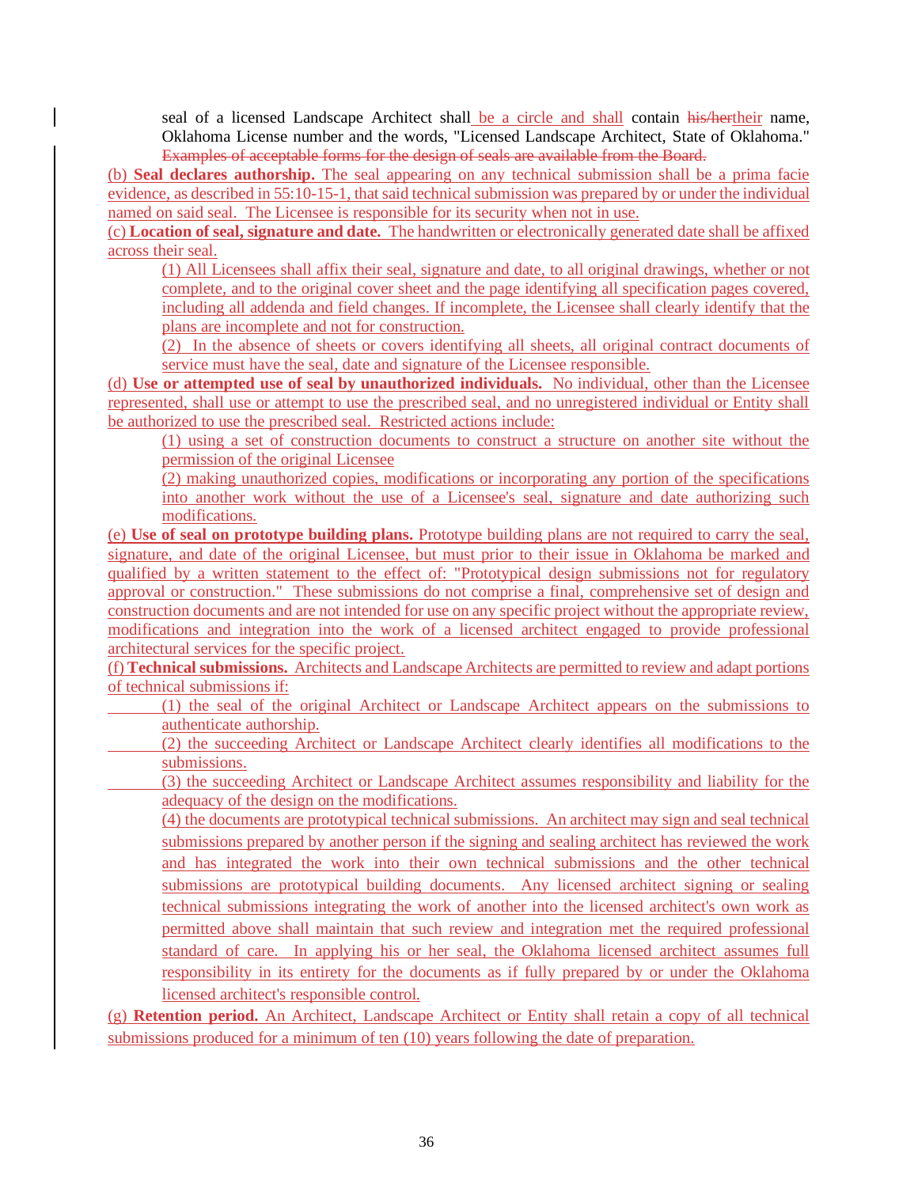seal of a licensed Landscape Architect shall be a circle and shall contain ~~his/her~~their name, Oklahoma License number and the words, "Licensed Landscape Architect, State of Oklahoma." ~~Examples of acceptable forms for the design of seals are available from the Board.~~

(b) **Seal declares authorship.** The seal appearing on any technical submission shall be a prima facie evidence, as described in 55:10-15-1, that said technical submission was prepared by or under the individual named on said seal. The Licensee is responsible for its security when not in use.

(c) **Location of seal, signature and date.** The handwritten or electronically generated date shall be affixed across their seal.

(1) All Licensees shall affix their seal, signature and date, to all original drawings, whether or not complete, and to the original cover sheet and the page identifying all specification pages covered, including all addenda and field changes. If incomplete, the Licensee shall clearly identify that the plans are incomplete and not for construction.

(2) In the absence of sheets or covers identifying all sheets, all original contract documents of service must have the seal, date and signature of the Licensee responsible.

(d) **Use or attempted use of seal by unauthorized individuals.** No individual, other than the Licensee represented, shall use or attempt to use the prescribed seal, and no unregistered individual or Entity shall be authorized to use the prescribed seal. Restricted actions include:

(1) using a set of construction documents to construct a structure on another site without the permission of the original Licensee

(2) making unauthorized copies, modifications or incorporating any portion of the specifications into another work without the use of a Licensee's seal, signature and date authorizing such modifications.

(e) **Use of seal on prototype building plans.** Prototype building plans are not required to carry the seal, signature, and date of the original Licensee, but must prior to their issue in Oklahoma be marked and qualified by a written statement to the effect of: "Prototypical design submissions not for regulatory approval or construction." These submissions do not comprise a final, comprehensive set of design and construction documents and are not intended for use on any specific project without the appropriate review, modifications and integration into the work of a licensed architect engaged to provide professional architectural services for the specific project.

(f) **Technical submissions.** Architects and Landscape Architects are permitted to review and adapt portions of technical submissions if:

(1) the seal of the original Architect or Landscape Architect appears on the submissions to authenticate authorship.

(2) the succeeding Architect or Landscape Architect clearly identifies all modifications to the submissions.

(3) the succeeding Architect or Landscape Architect assumes responsibility and liability for the adequacy of the design on the modifications.

(4) the documents are prototypical technical submissions. An architect may sign and seal technical submissions prepared by another person if the signing and sealing architect has reviewed the work and has integrated the work into their own technical submissions and the other technical submissions are prototypical building documents. Any licensed architect signing or sealing technical submissions integrating the work of another into the licensed architect's own work as permitted above shall maintain that such review and integration met the required professional standard of care. In applying his or her seal, the Oklahoma licensed architect assumes full responsibility in its entirety for the documents as if fully prepared by or under the Oklahoma licensed architect's responsible control.

(g) **Retention period.** An Architect, Landscape Architect or Entity shall retain a copy of all technical submissions produced for a minimum of ten (10) years following the date of preparation.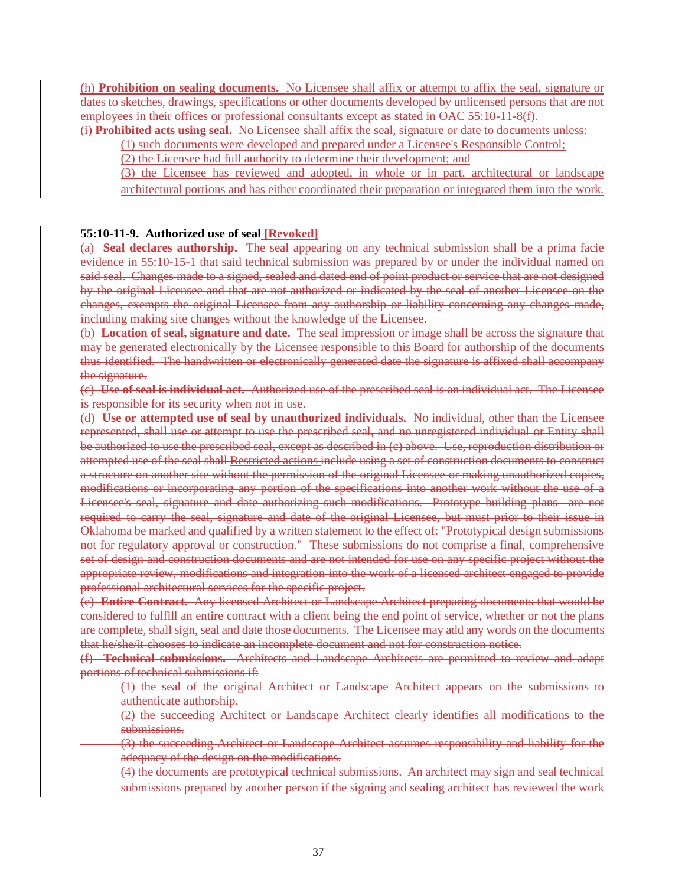(h) **Prohibition on sealing documents.** No Licensee shall affix or attempt to affix the seal, signature or dates to sketches, drawings, specifications or other documents developed by unlicensed persons that are not employees in their offices or professional consultants except as stated in OAC 55:10-11-8(f).

(i) **Prohibited acts using seal.** No Licensee shall affix the seal, signature or date to documents unless:

(1) such documents were developed and prepared under a Licensee's Responsible Control;

(2) the Licensee had full authority to determine their development; and

(3) the Licensee has reviewed and adopted, in whole or in part, architectural or landscape architectural portions and has either coordinated their preparation or integrated them into the work.

**55:10-11-9. Authorized use of seal [Revoked]**

~~(a) **Seal declares authorship.** The seal appearing on any technical submission shall be a prima facie evidence in 55:10-15-1 that said technical submission was prepared by or under the individual named on said seal. Changes made to a signed, sealed and dated end of point product or service that are not designed by the original Licensee and that are not authorized or indicated by the seal of another Licensee on the changes, exempts the original Licensee from any authorship or liability concerning any changes made, including making site changes without the knowledge of the Licensee.~~

~~(b) **Location of seal, signature and date.** The seal impression or image shall be across the signature that may be generated electronically by the Licensee responsible to this Board for authorship of the documents thus identified. The handwritten or electronically generated date the signature is affixed shall accompany the signature.~~

~~(c) **Use of seal is individual act.** Authorized use of the prescribed seal is an individual act. The Licensee is responsible for its security when not in use.~~

~~(d) **Use or attempted use of seal by unauthorized individuals.** No individual, other than the Licensee represented, shall use or attempt to use the prescribed seal, and no unregistered individual or Entity shall be authorized to use the prescribed seal, except as described in (c) above. Use, reproduction distribution or attempted use of the seal shall Restricted actions include using a set of construction documents to construct a structure on another site without the permission of the original Licensee or making unauthorized copies, modifications or incorporating any portion of the specifications into another work without the use of a Licensee's seal, signature and date authorizing such modifications. Prototype building plans are not required to carry the seal, signature and date of the original Licensee, but must prior to their issue in Oklahoma be marked and qualified by a written statement to the effect of: "Prototypical design submissions not for regulatory approval or construction." These submissions do not comprise a final, comprehensive set of design and construction documents and are not intended for use on any specific project without the appropriate review, modifications and integration into the work of a licensed architect engaged to provide professional architectural services for the specific project.~~

~~(e) **Entire Contract.** Any licensed Architect or Landscape Architect preparing documents that would be considered to fulfill an entire contract with a client being the end point of service, whether or not the plans are complete, shall sign, seal and date those documents. The Licensee may add any words on the documents that he/she/it chooses to indicate an incomplete document and not for construction notice.~~

~~(f) **Technical submissions.** Architects and Landscape Architects are permitted to review and adapt portions of technical submissions if:~~

~~(1) the seal of the original Architect or Landscape Architect appears on the submissions to authenticate authorship.~~

~~(2) the succeeding Architect or Landscape Architect clearly identifies all modifications to the submissions.~~

~~(3) the succeeding Architect or Landscape Architect assumes responsibility and liability for the adequacy of the design on the modifications.~~

~~(4) the documents are prototypical technical submissions. An architect may sign and seal technical submissions prepared by another person if the signing and sealing architect has reviewed the work~~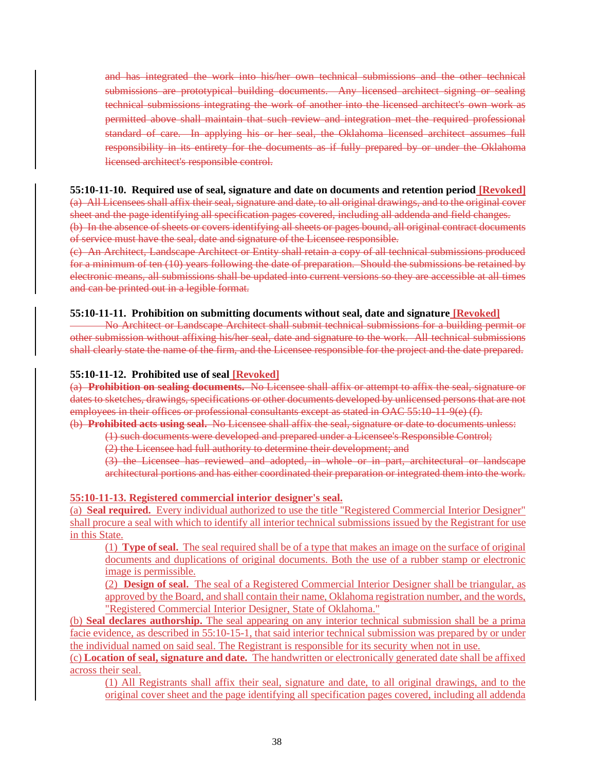~~and has integrated the work into his/her own technical submissions and the other technical submissions are prototypical building documents. Any licensed architect signing or sealing technical submissions integrating the work of another into the licensed architect's own work as permitted above shall maintain that such review and integration met the required professional standard of care. In applying his or her seal, the Oklahoma licensed architect assumes full responsibility in its entirety for the documents as if fully prepared by or under the Oklahoma licensed architect's responsible control.~~

**55:10-11-10. Required use of seal, signature and date on documents and retention period [Revoked]**

~~(a) All Licensees shall affix their seal, signature and date, to all original drawings, and to the original cover sheet and the page identifying all specification pages covered, including all addenda and field changes.~~

~~(b) In the absence of sheets or covers identifying all sheets or pages bound, all original contract documents of service must have the seal, date and signature of the Licensee responsible.~~

~~(c) An Architect, Landscape Architect or Entity shall retain a copy of all technical submissions produced for a minimum of ten (10) years following the date of preparation. Should the submissions be retained by electronic means, all submissions shall be updated into current versions so they are accessible at all times and can be printed out in a legible format.~~

**55:10-11-11. Prohibition on submitting documents without seal, date and signature [Revoked]**

~~No Architect or Landscape Architect shall submit technical submissions for a building permit or other submission without affixing his/her seal, date and signature to the work. All technical submissions shall clearly state the name of the firm, and the Licensee responsible for the project and the date prepared.~~

**55:10-11-12. Prohibited use of seal [Revoked]**

~~(a) **Prohibition on sealing documents.** No Licensee shall affix or attempt to affix the seal, signature or dates to sketches, drawings, specifications or other documents developed by unlicensed persons that are not employees in their offices or professional consultants except as stated in OAC 55:10-11-9(e) (f).~~

~~(b) **Prohibited acts using seal.** No Licensee shall affix the seal, signature or date to documents unless:~~

~~(1) such documents were developed and prepared under a Licensee's Responsible Control;~~

~~(2) the Licensee had full authority to determine their development; and~~

~~(3) the Licensee has reviewed and adopted, in whole or in part, architectural or landscape architectural portions and has either coordinated their preparation or integrated them into the work.~~

<u>**55:10-11-13. Registered commercial interior designer's seal.**</u>

<u>(a) **Seal required.** Every individual authorized to use the title "Registered Commercial Interior Designer" shall procure a seal with which to identify all interior technical submissions issued by the Registrant for use in this State.</u>

<u>(1) **Type of seal.** The seal required shall be of a type that makes an image on the surface of original documents and duplications of original documents. Both the use of a rubber stamp or electronic image is permissible.</u>

<u>(2) **Design of seal.** The seal of a Registered Commercial Interior Designer shall be triangular, as approved by the Board, and shall contain their name, Oklahoma registration number, and the words, "Registered Commercial Interior Designer, State of Oklahoma."</u>

<u>(b) **Seal declares authorship.** The seal appearing on any interior technical submission shall be a prima facie evidence, as described in 55:10-15-1, that said interior technical submission was prepared by or under the individual named on said seal. The Registrant is responsible for its security when not in use.</u>

<u>(c) **Location of seal, signature and date.** The handwritten or electronically generated date shall be affixed across their seal.</u>

<u>(1) All Registrants shall affix their seal, signature and date, to all original drawings, and to the original cover sheet and the page identifying all specification pages covered, including all addenda</u>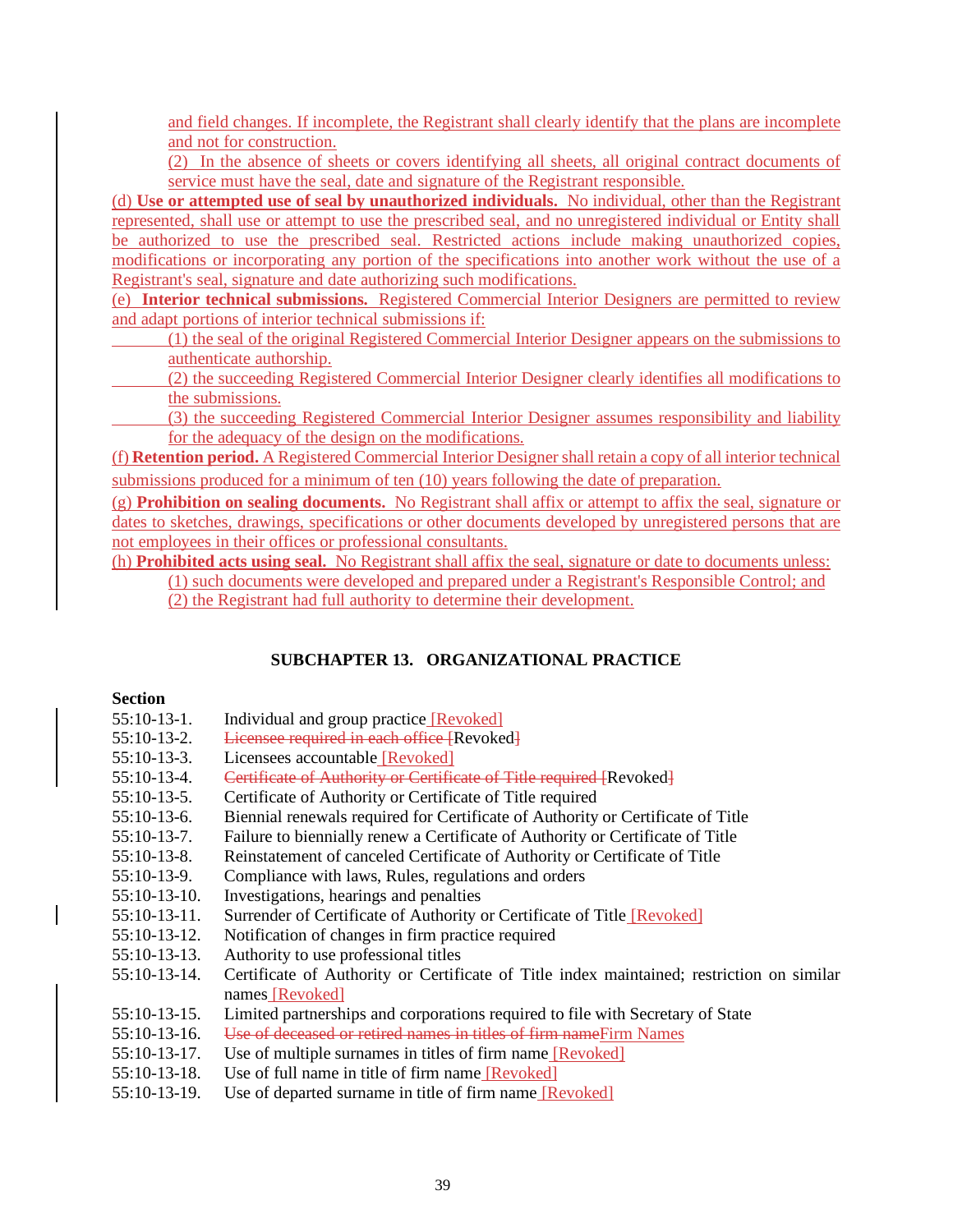and field changes. If incomplete, the Registrant shall clearly identify that the plans are incomplete and not for construction.

(2) In the absence of sheets or covers identifying all sheets, all original contract documents of service must have the seal, date and signature of the Registrant responsible.

(d) **Use or attempted use of seal by unauthorized individuals.** No individual, other than the Registrant represented, shall use or attempt to use the prescribed seal, and no unregistered individual or Entity shall be authorized to use the prescribed seal. Restricted actions include making unauthorized copies, modifications or incorporating any portion of the specifications into another work without the use of a Registrant's seal, signature and date authorizing such modifications.

(e) **Interior technical submissions.** Registered Commercial Interior Designers are permitted to review and adapt portions of interior technical submissions if:

(1) the seal of the original Registered Commercial Interior Designer appears on the submissions to authenticate authorship.

(2) the succeeding Registered Commercial Interior Designer clearly identifies all modifications to the submissions.

(3) the succeeding Registered Commercial Interior Designer assumes responsibility and liability for the adequacy of the design on the modifications.

(f) **Retention period.** A Registered Commercial Interior Designer shall retain a copy of all interior technical submissions produced for a minimum of ten (10) years following the date of preparation.

(g) **Prohibition on sealing documents.** No Registrant shall affix or attempt to affix the seal, signature or dates to sketches, drawings, specifications or other documents developed by unregistered persons that are not employees in their offices or professional consultants.

(h) **Prohibited acts using seal.** No Registrant shall affix the seal, signature or date to documents unless:

(1) such documents were developed and prepared under a Registrant's Responsible Control; and

(2) the Registrant had full authority to determine their development.

## SUBCHAPTER 13. ORGANIZATIONAL PRACTICE

**Section**

55:10-13-1. Individual and group practice [Revoked]
55:10-13-2. ~~Licensee required in each office~~ [Revoked]
55:10-13-3. Licensees accountable [Revoked]
55:10-13-4. ~~Certificate of Authority or Certificate of Title required~~ [Revoked]
55:10-13-5. Certificate of Authority or Certificate of Title required
55:10-13-6. Biennial renewals required for Certificate of Authority or Certificate of Title
55:10-13-7. Failure to biennially renew a Certificate of Authority or Certificate of Title
55:10-13-8. Reinstatement of canceled Certificate of Authority or Certificate of Title
55:10-13-9. Compliance with laws, Rules, regulations and orders
55:10-13-10. Investigations, hearings and penalties
55:10-13-11. Surrender of Certificate of Authority or Certificate of Title [Revoked]
55:10-13-12. Notification of changes in firm practice required
55:10-13-13. Authority to use professional titles
55:10-13-14. Certificate of Authority or Certificate of Title index maintained; restriction on similar names [Revoked]
55:10-13-15. Limited partnerships and corporations required to file with Secretary of State
55:10-13-16. ~~Use of deceased or retired names in titles of firm name~~ Firm Names
55:10-13-17. Use of multiple surnames in titles of firm name [Revoked]
55:10-13-18. Use of full name in title of firm name [Revoked]
55:10-13-19. Use of departed surname in title of firm name [Revoked]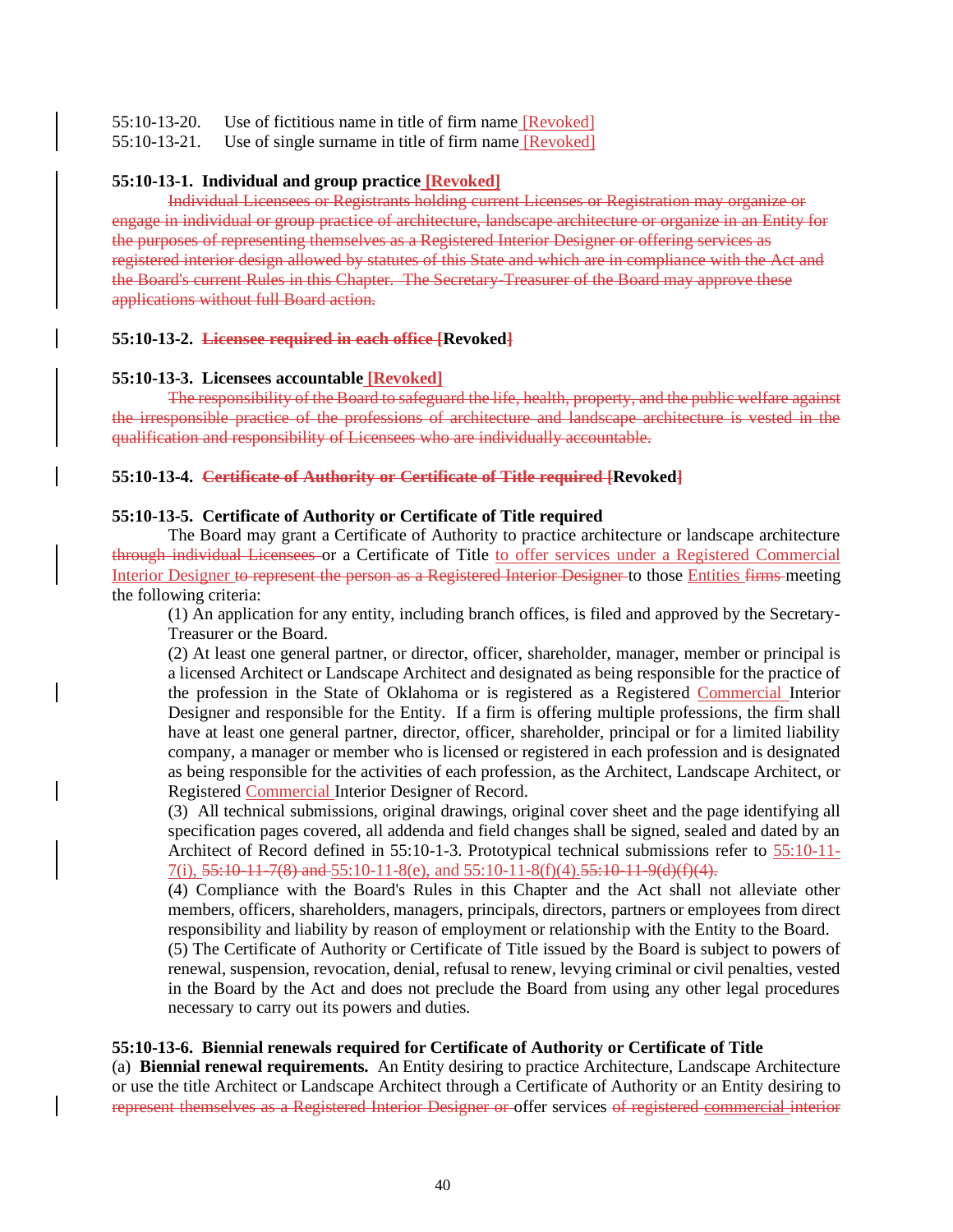55:10-13-20. Use of fictitious name in title of firm name [Revoked]
55:10-13-21. Use of single surname in title of firm name [Revoked]

**55:10-13-1. Individual and group practice [Revoked]**

~~Individual Licensees or Registrants holding current Licenses or Registration may organize or engage in individual or group practice of architecture, landscape architecture or organize in an Entity for the purposes of representing themselves as a Registered Interior Designer or offering services as registered interior design allowed by statutes of this State and which are in compliance with the Act and the Board's current Rules in this Chapter. The Secretary-Treasurer of the Board may approve these applications without full Board action.~~

**55:10-13-2. ~~Licensee required in each office~~ [Revoked]**

**55:10-13-3. Licensees accountable [Revoked]**

~~The responsibility of the Board to safeguard the life, health, property, and the public welfare against the irresponsible practice of the professions of architecture and landscape architecture is vested in the qualification and responsibility of Licensees who are individually accountable.~~

**55:10-13-4. ~~Certificate of Authority or Certificate of Title required~~ [Revoked]**

**55:10-13-5. Certificate of Authority or Certificate of Title required**

The Board may grant a Certificate of Authority to practice architecture or landscape architecture ~~through individual Licensees~~ or a Certificate of Title to offer services under a Registered Commercial Interior Designer ~~to represent the person as a Registered Interior Designer~~ to those Entities ~~firms~~ meeting the following criteria:

(1) An application for any entity, including branch offices, is filed and approved by the Secretary-Treasurer or the Board.

(2) At least one general partner, or director, officer, shareholder, manager, member or principal is a licensed Architect or Landscape Architect and designated as being responsible for the practice of the profession in the State of Oklahoma or is registered as a Registered Commercial Interior Designer and responsible for the Entity. If a firm is offering multiple professions, the firm shall have at least one general partner, director, officer, shareholder, principal or for a limited liability company, a manager or member who is licensed or registered in each profession and is designated as being responsible for the activities of each profession, as the Architect, Landscape Architect, or Registered Commercial Interior Designer of Record.

(3) All technical submissions, original drawings, original cover sheet and the page identifying all specification pages covered, all addenda and field changes shall be signed, sealed and dated by an Architect of Record defined in 55:10-1-3. Prototypical technical submissions refer to 55:10-11-7(i), ~~55:10-11-7(8) and~~ 55:10-11-8(e), and 55:10-11-8(f)(4).~~55:10-11-9(d)(f)(4).~~

(4) Compliance with the Board's Rules in this Chapter and the Act shall not alleviate other members, officers, shareholders, managers, principals, directors, partners or employees from direct responsibility and liability by reason of employment or relationship with the Entity to the Board.

(5) The Certificate of Authority or Certificate of Title issued by the Board is subject to powers of renewal, suspension, revocation, denial, refusal to renew, levying criminal or civil penalties, vested in the Board by the Act and does not preclude the Board from using any other legal procedures necessary to carry out its powers and duties.

**55:10-13-6. Biennial renewals required for Certificate of Authority or Certificate of Title**

(a) **Biennial renewal requirements.** An Entity desiring to practice Architecture, Landscape Architecture or use the title Architect or Landscape Architect through a Certificate of Authority or an Entity desiring to ~~represent themselves as a Registered Interior Designer or~~ offer services ~~of registered commercial interior~~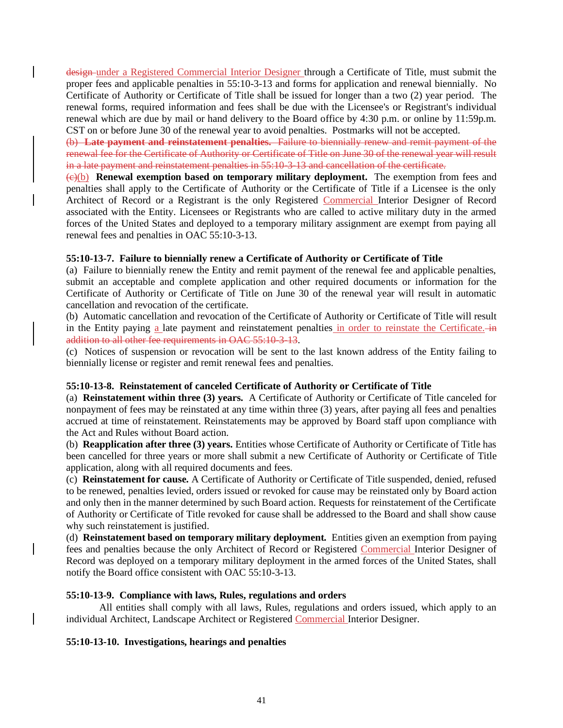~~design~~ under a Registered Commercial Interior Designer through a Certificate of Title, must submit the proper fees and applicable penalties in 55:10-3-13 and forms for application and renewal biennially. No Certificate of Authority or Certificate of Title shall be issued for longer than a two (2) year period. The renewal forms, required information and fees shall be due with the Licensee's or Registrant's individual renewal which are due by mail or hand delivery to the Board office by 4:30 p.m. or online by 11:59p.m. CST on or before June 30 of the renewal year to avoid penalties. Postmarks will not be accepted.

~~(b) **Late payment and reinstatement penalties.** Failure to biennially renew and remit payment of the renewal fee for the Certificate of Authority or Certificate of Title on June 30 of the renewal year will result in a late payment and reinstatement penalties in 55:10-3-13 and cancellation of the certificate.~~

~~(c)~~(b) **Renewal exemption based on temporary military deployment.** The exemption from fees and penalties shall apply to the Certificate of Authority or the Certificate of Title if a Licensee is the only Architect of Record or a Registrant is the only Registered Commercial Interior Designer of Record associated with the Entity. Licensees or Registrants who are called to active military duty in the armed forces of the United States and deployed to a temporary military assignment are exempt from paying all renewal fees and penalties in OAC 55:10-3-13.

**55:10-13-7. Failure to biennially renew a Certificate of Authority or Certificate of Title**

(a) Failure to biennially renew the Entity and remit payment of the renewal fee and applicable penalties, submit an acceptable and complete application and other required documents or information for the Certificate of Authority or Certificate of Title on June 30 of the renewal year will result in automatic cancellation and revocation of the certificate.

(b) Automatic cancellation and revocation of the Certificate of Authority or Certificate of Title will result in the Entity paying a late payment and reinstatement penalties in order to reinstate the Certificate. ~~in addition to all other fee requirements in OAC 55:10-3-13~~.

(c) Notices of suspension or revocation will be sent to the last known address of the Entity failing to biennially license or register and remit renewal fees and penalties.

**55:10-13-8. Reinstatement of canceled Certificate of Authority or Certificate of Title**

(a) **Reinstatement within three (3) years.** A Certificate of Authority or Certificate of Title canceled for nonpayment of fees may be reinstated at any time within three (3) years, after paying all fees and penalties accrued at time of reinstatement. Reinstatements may be approved by Board staff upon compliance with the Act and Rules without Board action.

(b) **Reapplication after three (3) years.** Entities whose Certificate of Authority or Certificate of Title has been cancelled for three years or more shall submit a new Certificate of Authority or Certificate of Title application, along with all required documents and fees.

(c) **Reinstatement for cause.** A Certificate of Authority or Certificate of Title suspended, denied, refused to be renewed, penalties levied, orders issued or revoked for cause may be reinstated only by Board action and only then in the manner determined by such Board action. Requests for reinstatement of the Certificate of Authority or Certificate of Title revoked for cause shall be addressed to the Board and shall show cause why such reinstatement is justified.

(d) **Reinstatement based on temporary military deployment.** Entities given an exemption from paying fees and penalties because the only Architect of Record or Registered Commercial Interior Designer of Record was deployed on a temporary military deployment in the armed forces of the United States, shall notify the Board office consistent with OAC 55:10-3-13.

**55:10-13-9. Compliance with laws, Rules, regulations and orders**

All entities shall comply with all laws, Rules, regulations and orders issued, which apply to an individual Architect, Landscape Architect or Registered Commercial Interior Designer.

**55:10-13-10. Investigations, hearings and penalties**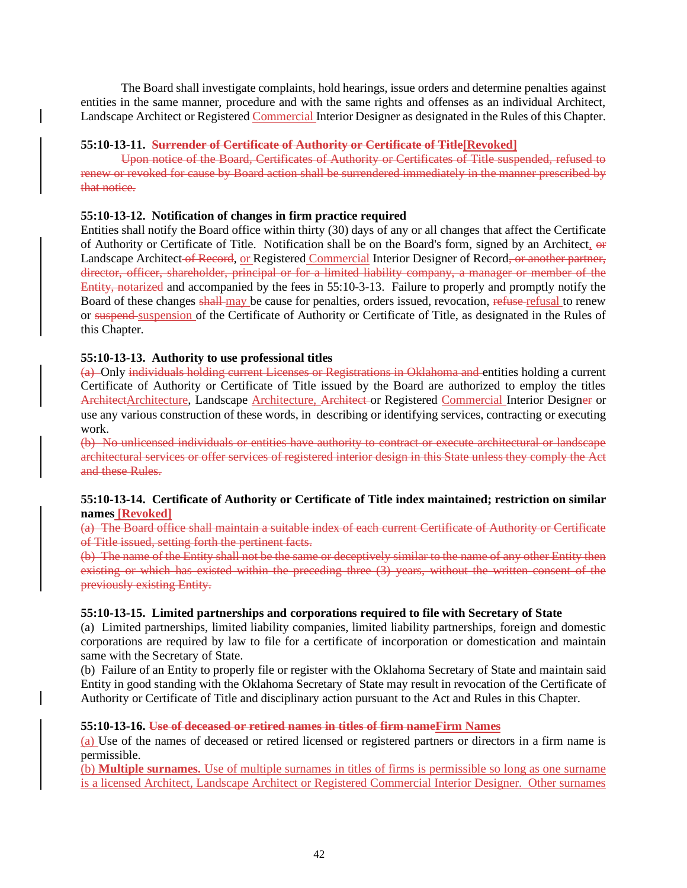The Board shall investigate complaints, hold hearings, issue orders and determine penalties against entities in the same manner, procedure and with the same rights and offenses as an individual Architect, Landscape Architect or Registered Commercial Interior Designer as designated in the Rules of this Chapter.

**55:10-13-11. ~~Surrender of Certificate of Authority or Certificate of Title~~[Revoked]**

~~Upon notice of the Board, Certificates of Authority or Certificates of Title suspended, refused to renew or revoked for cause by Board action shall be surrendered immediately in the manner prescribed by that notice.~~

**55:10-13-12. Notification of changes in firm practice required**

Entities shall notify the Board office within thirty (30) days of any or all changes that affect the Certificate of Authority or Certificate of Title. Notification shall be on the Board's form, signed by an Architect, ~~or~~ Landscape Architect ~~of Record~~, or Registered Commercial Interior Designer of Record~~, or another partner, director, officer, shareholder, principal or for a limited liability company, a manager or member of the Entity, notarized~~ and accompanied by the fees in 55:10-3-13. Failure to properly and promptly notify the Board of these changes ~~shall~~ may be cause for penalties, orders issued, revocation, ~~refuse~~ refusal to renew or ~~suspend~~ suspension of the Certificate of Authority or Certificate of Title, as designated in the Rules of this Chapter.

**55:10-13-13. Authority to use professional titles**

~~(a)~~ Only ~~individuals holding current Licenses or Registrations in Oklahoma and~~ entities holding a current Certificate of Authority or Certificate of Title issued by the Board are authorized to employ the titles ~~Architect~~Architecture, Landscape Architecture, ~~Architect~~ or Registered Commercial Interior Design~~er~~ or use any various construction of these words, in describing or identifying services, contracting or executing work.

~~(b) No unlicensed individuals or entities have authority to contract or execute architectural or landscape architectural services or offer services of registered interior design in this State unless they comply the Act and these Rules.~~

**55:10-13-14. Certificate of Authority or Certificate of Title index maintained; restriction on similar names [Revoked]**

~~(a) The Board office shall maintain a suitable index of each current Certificate of Authority or Certificate of Title issued, setting forth the pertinent facts.~~

~~(b) The name of the Entity shall not be the same or deceptively similar to the name of any other Entity then existing or which has existed within the preceding three (3) years, without the written consent of the previously existing Entity.~~

**55:10-13-15. Limited partnerships and corporations required to file with Secretary of State**

(a) Limited partnerships, limited liability companies, limited liability partnerships, foreign and domestic corporations are required by law to file for a certificate of incorporation or domestication and maintain same with the Secretary of State.

(b) Failure of an Entity to properly file or register with the Oklahoma Secretary of State and maintain said Entity in good standing with the Oklahoma Secretary of State may result in revocation of the Certificate of Authority or Certificate of Title and disciplinary action pursuant to the Act and Rules in this Chapter.

**55:10-13-16. ~~Use of deceased or retired names in titles of firm name~~Firm Names**

(a) Use of the names of deceased or retired licensed or registered partners or directors in a firm name is permissible.

(b) **Multiple surnames.** Use of multiple surnames in titles of firms is permissible so long as one surname is a licensed Architect, Landscape Architect or Registered Commercial Interior Designer. Other surnames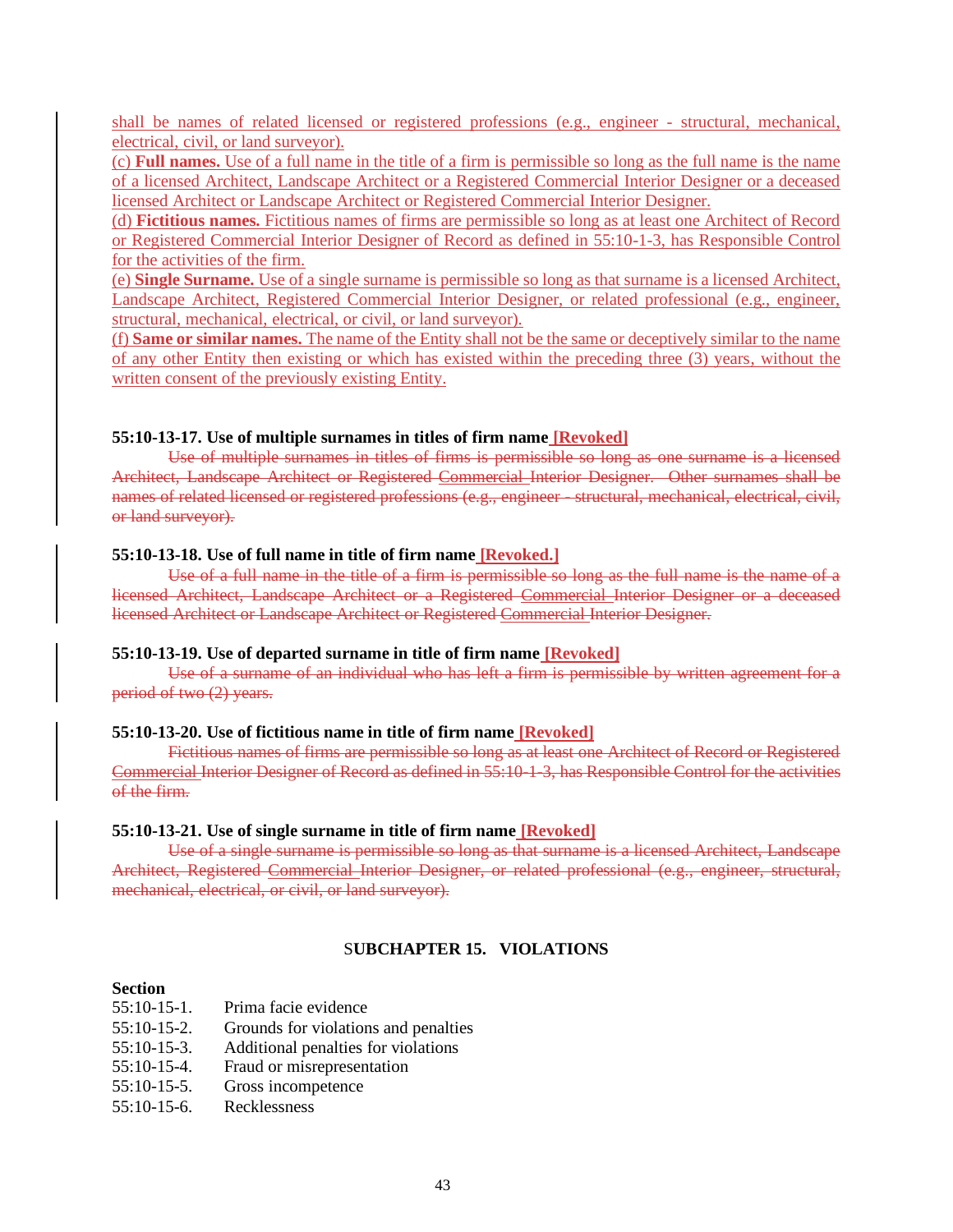shall be names of related licensed or registered professions (e.g., engineer - structural, mechanical, electrical, civil, or land surveyor).

(c) **Full names.** Use of a full name in the title of a firm is permissible so long as the full name is the name of a licensed Architect, Landscape Architect or a Registered Commercial Interior Designer or a deceased licensed Architect or Landscape Architect or Registered Commercial Interior Designer.

(d) **Fictitious names.** Fictitious names of firms are permissible so long as at least one Architect of Record or Registered Commercial Interior Designer of Record as defined in 55:10-1-3, has Responsible Control for the activities of the firm.

(e) **Single Surname.** Use of a single surname is permissible so long as that surname is a licensed Architect, Landscape Architect, Registered Commercial Interior Designer, or related professional (e.g., engineer, structural, mechanical, electrical, or civil, or land surveyor).

(f) **Same or similar names.** The name of the Entity shall not be the same or deceptively similar to the name of any other Entity then existing or which has existed within the preceding three (3) years, without the written consent of the previously existing Entity.

**55:10-13-17. Use of multiple surnames in titles of firm name [Revoked]**

~~Use of multiple surnames in titles of firms is permissible so long as one surname is a licensed Architect, Landscape Architect or Registered Commercial Interior Designer. Other surnames shall be names of related licensed or registered professions (e.g., engineer - structural, mechanical, electrical, civil, or land surveyor).~~

**55:10-13-18. Use of full name in title of firm name [Revoked.]**

~~Use of a full name in the title of a firm is permissible so long as the full name is the name of a licensed Architect, Landscape Architect or a Registered Commercial Interior Designer or a deceased licensed Architect or Landscape Architect or Registered Commercial Interior Designer.~~

**55:10-13-19. Use of departed surname in title of firm name [Revoked]**

~~Use of a surname of an individual who has left a firm is permissible by written agreement for a period of two (2) years.~~

**55:10-13-20. Use of fictitious name in title of firm name [Revoked]**

~~Fictitious names of firms are permissible so long as at least one Architect of Record or Registered Commercial Interior Designer of Record as defined in 55:10-1-3, has Responsible Control for the activities of the firm.~~

**55:10-13-21. Use of single surname in title of firm name [Revoked]**

~~Use of a single surname is permissible so long as that surname is a licensed Architect, Landscape Architect, Registered Commercial Interior Designer, or related professional (e.g., engineer, structural, mechanical, electrical, or civil, or land surveyor).~~

## SUBCHAPTER 15. VIOLATIONS

**Section**

55:10-15-1. Prima facie evidence
55:10-15-2. Grounds for violations and penalties
55:10-15-3. Additional penalties for violations
55:10-15-4. Fraud or misrepresentation
55:10-15-5. Gross incompetence
55:10-15-6. Recklessness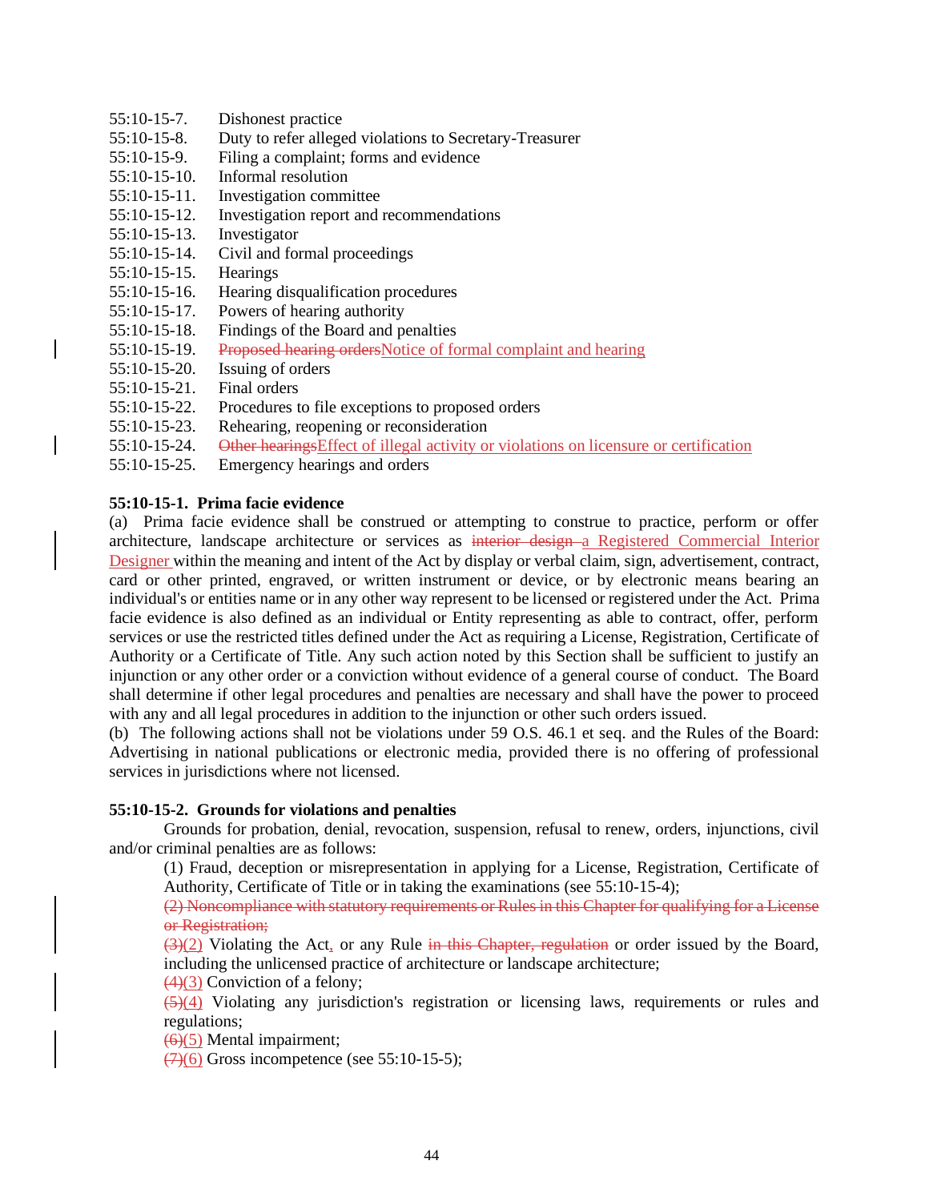55:10-15-7. Dishonest practice
55:10-15-8. Duty to refer alleged violations to Secretary-Treasurer
55:10-15-9. Filing a complaint; forms and evidence
55:10-15-10. Informal resolution
55:10-15-11. Investigation committee
55:10-15-12. Investigation report and recommendations
55:10-15-13. Investigator
55:10-15-14. Civil and formal proceedings
55:10-15-15. Hearings
55:10-15-16. Hearing disqualification procedures
55:10-15-17. Powers of hearing authority
55:10-15-18. Findings of the Board and penalties
55:10-15-19. ~~Proposed hearing orders~~Notice of formal complaint and hearing
55:10-15-20. Issuing of orders
55:10-15-21. Final orders
55:10-15-22. Procedures to file exceptions to proposed orders
55:10-15-23. Rehearing, reopening or reconsideration
55:10-15-24. ~~Other hearings~~Effect of illegal activity or violations on licensure or certification
55:10-15-25. Emergency hearings and orders

**55:10-15-1. Prima facie evidence**

(a) Prima facie evidence shall be construed or attempting to construe to practice, perform or offer architecture, landscape architecture or services as ~~interior design~~ a Registered Commercial Interior Designer within the meaning and intent of the Act by display or verbal claim, sign, advertisement, contract, card or other printed, engraved, or written instrument or device, or by electronic means bearing an individual's or entities name or in any other way represent to be licensed or registered under the Act. Prima facie evidence is also defined as an individual or Entity representing as able to contract, offer, perform services or use the restricted titles defined under the Act as requiring a License, Registration, Certificate of Authority or a Certificate of Title. Any such action noted by this Section shall be sufficient to justify an injunction or any other order or a conviction without evidence of a general course of conduct. The Board shall determine if other legal procedures and penalties are necessary and shall have the power to proceed with any and all legal procedures in addition to the injunction or other such orders issued.

(b) The following actions shall not be violations under 59 O.S. 46.1 et seq. and the Rules of the Board: Advertising in national publications or electronic media, provided there is no offering of professional services in jurisdictions where not licensed.

**55:10-15-2. Grounds for violations and penalties**

Grounds for probation, denial, revocation, suspension, refusal to renew, orders, injunctions, civil and/or criminal penalties are as follows:

(1) Fraud, deception or misrepresentation in applying for a License, Registration, Certificate of Authority, Certificate of Title or in taking the examinations (see 55:10-15-4);

~~(2) Noncompliance with statutory requirements or Rules in this Chapter for qualifying for a License or Registration;~~

~~(3)~~(2) Violating the Act, or any Rule ~~in this Chapter, regulation~~ or order issued by the Board, including the unlicensed practice of architecture or landscape architecture;

~~(4)~~(3) Conviction of a felony;

~~(5)~~(4) Violating any jurisdiction's registration or licensing laws, requirements or rules and regulations;

~~(6)~~(5) Mental impairment;

~~(7)~~(6) Gross incompetence (see 55:10-15-5);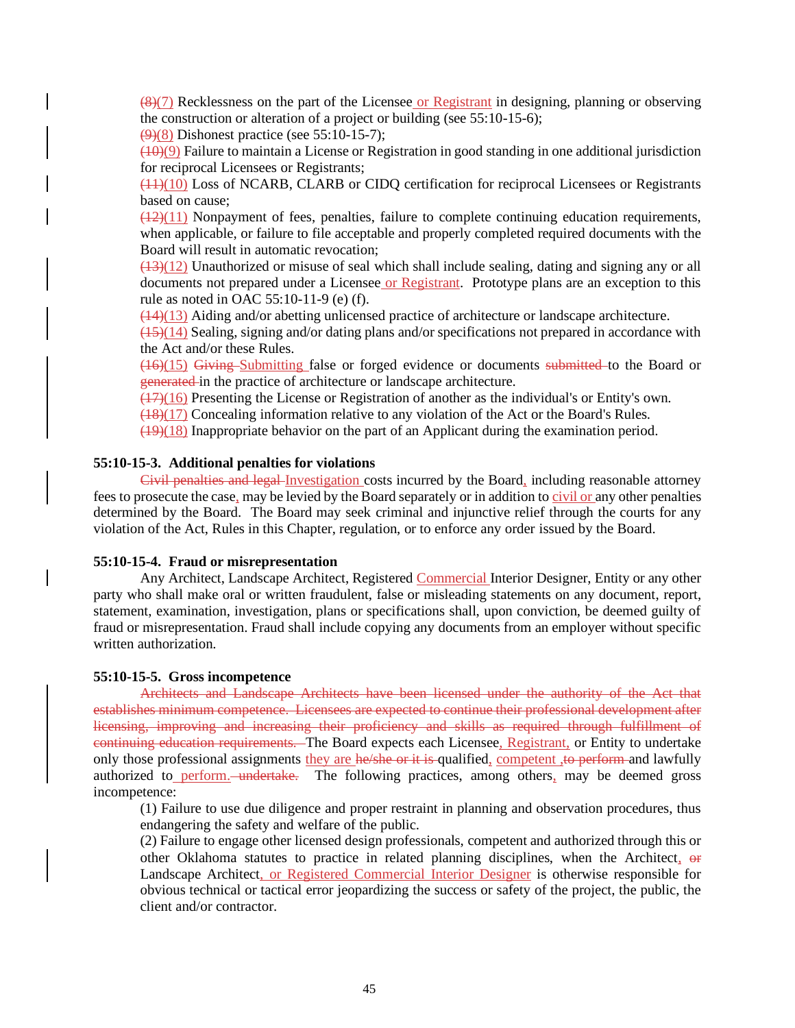~~(8)~~(7) Recklessness on the part of the Licensee or Registrant in designing, planning or observing the construction or alteration of a project or building (see 55:10-15-6);

~~(9)~~(8) Dishonest practice (see 55:10-15-7);

~~(10)~~(9) Failure to maintain a License or Registration in good standing in one additional jurisdiction for reciprocal Licensees or Registrants;

~~(11)~~(10) Loss of NCARB, CLARB or CIDQ certification for reciprocal Licensees or Registrants based on cause;

~~(12)~~(11) Nonpayment of fees, penalties, failure to complete continuing education requirements, when applicable, or failure to file acceptable and properly completed required documents with the Board will result in automatic revocation;

~~(13)~~(12) Unauthorized or misuse of seal which shall include sealing, dating and signing any or all documents not prepared under a Licensee or Registrant. Prototype plans are an exception to this rule as noted in OAC 55:10-11-9 (e) (f).

~~(14)~~(13) Aiding and/or abetting unlicensed practice of architecture or landscape architecture.

~~(15)~~(14) Sealing, signing and/or dating plans and/or specifications not prepared in accordance with the Act and/or these Rules.

~~(16)~~(15) ~~Giving~~ Submitting false or forged evidence or documents ~~submitted~~ to the Board or ~~generated~~ in the practice of architecture or landscape architecture.

~~(17)~~(16) Presenting the License or Registration of another as the individual's or Entity's own.

~~(18)~~(17) Concealing information relative to any violation of the Act or the Board's Rules.

~~(19)~~(18) Inappropriate behavior on the part of an Applicant during the examination period.

**55:10-15-3. Additional penalties for violations**

~~Civil penalties and legal~~ Investigation costs incurred by the Board, including reasonable attorney fees to prosecute the case, may be levied by the Board separately or in addition to civil or any other penalties determined by the Board. The Board may seek criminal and injunctive relief through the courts for any violation of the Act, Rules in this Chapter, regulation, or to enforce any order issued by the Board.

**55:10-15-4. Fraud or misrepresentation**

Any Architect, Landscape Architect, Registered Commercial Interior Designer, Entity or any other party who shall make oral or written fraudulent, false or misleading statements on any document, report, statement, examination, investigation, plans or specifications shall, upon conviction, be deemed guilty of fraud or misrepresentation. Fraud shall include copying any documents from an employer without specific written authorization.

**55:10-15-5. Gross incompetence**

~~Architects and Landscape Architects have been licensed under the authority of the Act that establishes minimum competence. Licensees are expected to continue their professional development after licensing, improving and increasing their proficiency and skills as required through fulfillment of continuing education requirements.~~ The Board expects each Licensee, Registrant, or Entity to undertake only those professional assignments they are ~~he/she or it is~~ qualified, competent ~~,to perform~~ and lawfully authorized to perform. ~~undertake.~~ The following practices, among others, may be deemed gross incompetence:

(1) Failure to use due diligence and proper restraint in planning and observation procedures, thus endangering the safety and welfare of the public.

(2) Failure to engage other licensed design professionals, competent and authorized through this or other Oklahoma statutes to practice in related planning disciplines, when the Architect, ~~or~~ Landscape Architect, or Registered Commercial Interior Designer is otherwise responsible for obvious technical or tactical error jeopardizing the success or safety of the project, the public, the client and/or contractor.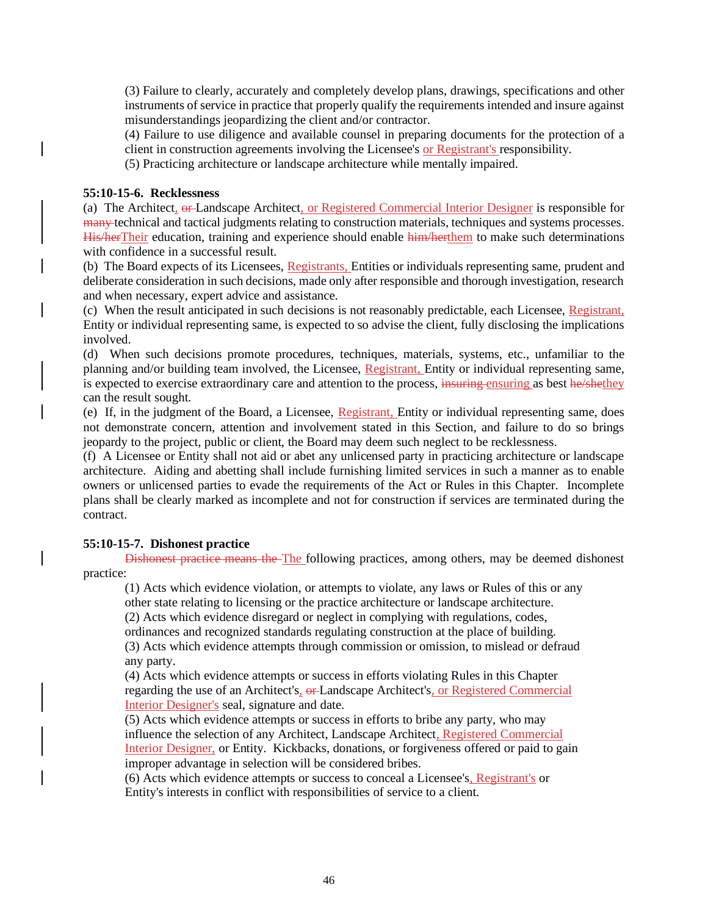(3) Failure to clearly, accurately and completely develop plans, drawings, specifications and other instruments of service in practice that properly qualify the requirements intended and insure against misunderstandings jeopardizing the client and/or contractor.

(4) Failure to use diligence and available counsel in preparing documents for the protection of a client in construction agreements involving the Licensee's or Registrant's responsibility.

(5) Practicing architecture or landscape architecture while mentally impaired.

**55:10-15-6. Recklessness**

(a) The Architect, ~~or~~ Landscape Architect, or Registered Commercial Interior Designer is responsible for ~~many~~ technical and tactical judgments relating to construction materials, techniques and systems processes. ~~His/her~~Their education, training and experience should enable ~~him/her~~them to make such determinations with confidence in a successful result.

(b) The Board expects of its Licensees, Registrants, Entities or individuals representing same, prudent and deliberate consideration in such decisions, made only after responsible and thorough investigation, research and when necessary, expert advice and assistance.

(c) When the result anticipated in such decisions is not reasonably predictable, each Licensee, Registrant, Entity or individual representing same, is expected to so advise the client, fully disclosing the implications involved.

(d) When such decisions promote procedures, techniques, materials, systems, etc., unfamiliar to the planning and/or building team involved, the Licensee, Registrant, Entity or individual representing same, is expected to exercise extraordinary care and attention to the process, ~~insuring~~ ensuring as best ~~he/she~~they can the result sought.

(e) If, in the judgment of the Board, a Licensee, Registrant, Entity or individual representing same, does not demonstrate concern, attention and involvement stated in this Section, and failure to do so brings jeopardy to the project, public or client, the Board may deem such neglect to be recklessness.

(f) A Licensee or Entity shall not aid or abet any unlicensed party in practicing architecture or landscape architecture. Aiding and abetting shall include furnishing limited services in such a manner as to enable owners or unlicensed parties to evade the requirements of the Act or Rules in this Chapter. Incomplete plans shall be clearly marked as incomplete and not for construction if services are terminated during the contract.

**55:10-15-7. Dishonest practice**

~~Dishonest practice means the~~ The following practices, among others, may be deemed dishonest practice:

(1) Acts which evidence violation, or attempts to violate, any laws or Rules of this or any other state relating to licensing or the practice architecture or landscape architecture.

(2) Acts which evidence disregard or neglect in complying with regulations, codes, ordinances and recognized standards regulating construction at the place of building.

(3) Acts which evidence attempts through commission or omission, to mislead or defraud any party.

(4) Acts which evidence attempts or success in efforts violating Rules in this Chapter regarding the use of an Architect's, ~~or~~ Landscape Architect's, or Registered Commercial Interior Designer's seal, signature and date.

(5) Acts which evidence attempts or success in efforts to bribe any party, who may influence the selection of any Architect, Landscape Architect, Registered Commercial Interior Designer, or Entity. Kickbacks, donations, or forgiveness offered or paid to gain improper advantage in selection will be considered bribes.

(6) Acts which evidence attempts or success to conceal a Licensee's, Registrant's or Entity's interests in conflict with responsibilities of service to a client.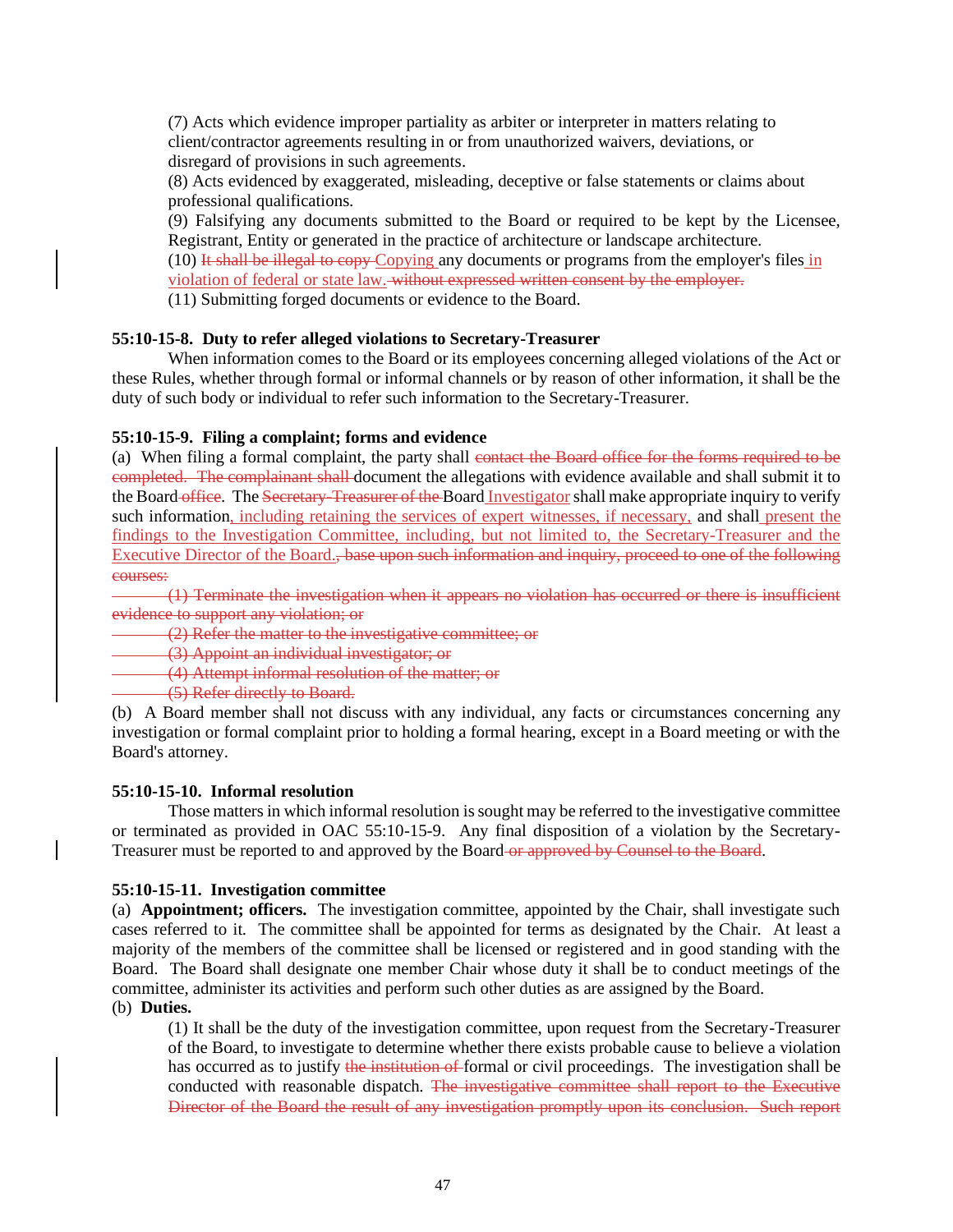(7) Acts which evidence improper partiality as arbiter or interpreter in matters relating to client/contractor agreements resulting in or from unauthorized waivers, deviations, or disregard of provisions in such agreements.

(8) Acts evidenced by exaggerated, misleading, deceptive or false statements or claims about professional qualifications.

(9) Falsifying any documents submitted to the Board or required to be kept by the Licensee, Registrant, Entity or generated in the practice of architecture or landscape architecture.

(10) ~~It shall be illegal to copy~~ <u>Copying</u> any documents or programs from the employer's files <u>in violation of federal or state law.</u> ~~without expressed written consent by the employer.~~

(11) Submitting forged documents or evidence to the Board.

**55:10-15-8. Duty to refer alleged violations to Secretary-Treasurer**

When information comes to the Board or its employees concerning alleged violations of the Act or these Rules, whether through formal or informal channels or by reason of other information, it shall be the duty of such body or individual to refer such information to the Secretary-Treasurer.

**55:10-15-9. Filing a complaint; forms and evidence**

(a) When filing a formal complaint, the party shall ~~contact the Board office for the forms required to be completed. The complainant shall~~ document the allegations with evidence available and shall submit it to the Board ~~office~~. The ~~Secretary-Treasurer of the~~ Board <u>Investigator</u> shall make appropriate inquiry to verify such information<u>, including retaining the services of expert witnesses, if necessary,</u> and shall <u>present the findings to the Investigation Committee, including, but not limited to, the Secretary-Treasurer and the Executive Director of the Board.</u>~~, base upon such information and inquiry, proceed to one of the following courses:~~

~~(1) Terminate the investigation when it appears no violation has occurred or there is insufficient evidence to support any violation; or~~

~~(2) Refer the matter to the investigative committee; or~~

~~(3) Appoint an individual investigator; or~~

~~(4) Attempt informal resolution of the matter; or~~

~~(5) Refer directly to Board.~~

(b) A Board member shall not discuss with any individual, any facts or circumstances concerning any investigation or formal complaint prior to holding a formal hearing, except in a Board meeting or with the Board's attorney.

**55:10-15-10. Informal resolution**

Those matters in which informal resolution is sought may be referred to the investigative committee or terminated as provided in OAC 55:10-15-9. Any final disposition of a violation by the Secretary-Treasurer must be reported to and approved by the Board ~~or approved by Counsel to the Board~~.

**55:10-15-11. Investigation committee**

(a) **Appointment; officers.** The investigation committee, appointed by the Chair, shall investigate such cases referred to it. The committee shall be appointed for terms as designated by the Chair. At least a majority of the members of the committee shall be licensed or registered and in good standing with the Board. The Board shall designate one member Chair whose duty it shall be to conduct meetings of the committee, administer its activities and perform such other duties as are assigned by the Board.

(b) **Duties.**

(1) It shall be the duty of the investigation committee, upon request from the Secretary-Treasurer of the Board, to investigate to determine whether there exists probable cause to believe a violation has occurred as to justify ~~the institution of~~ formal or civil proceedings. The investigation shall be conducted with reasonable dispatch. ~~The investigative committee shall report to the Executive Director of the Board the result of any investigation promptly upon its conclusion. Such report~~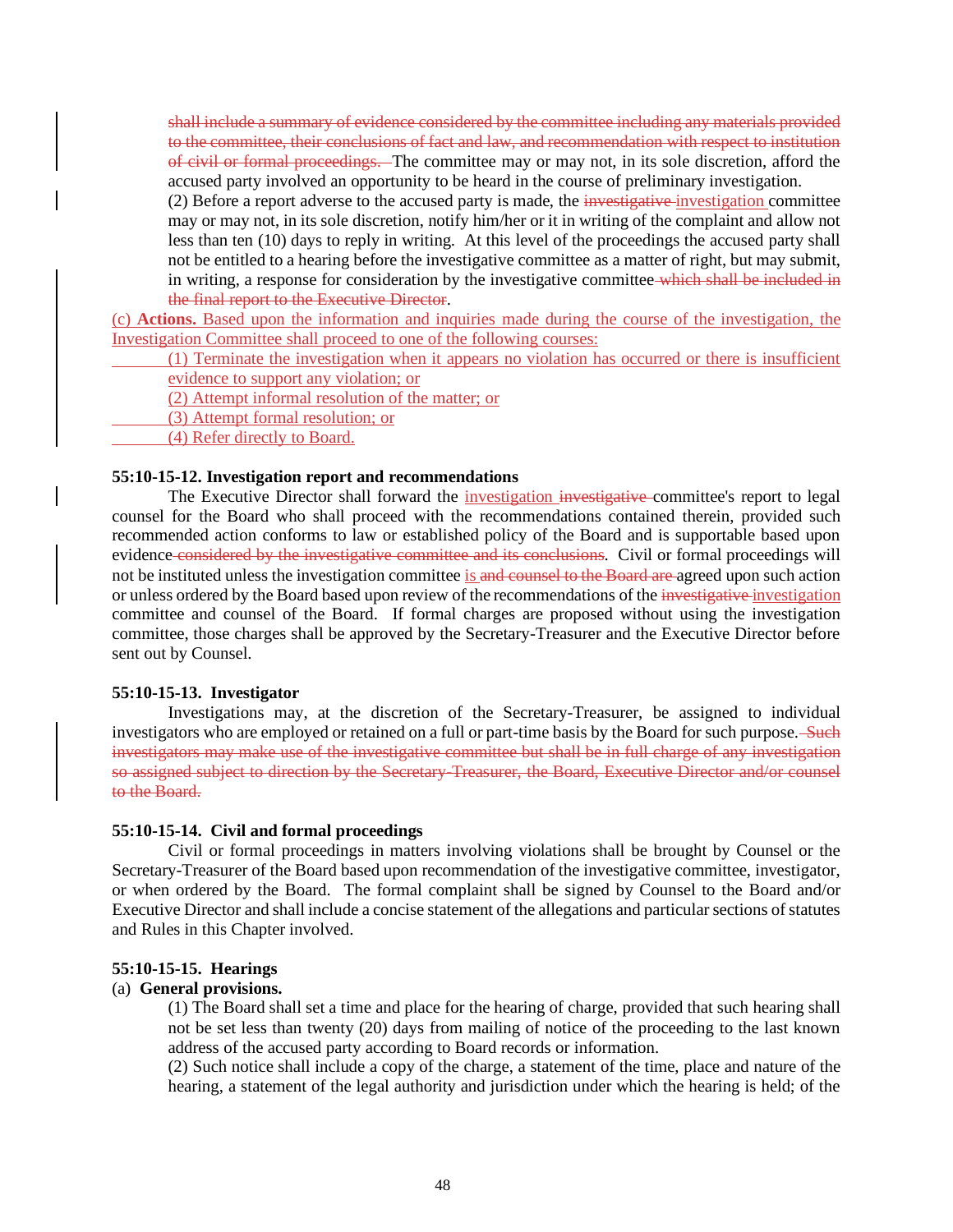~~shall include a summary of evidence considered by the committee including any materials provided to the committee, their conclusions of fact and law, and recommendation with respect to institution of civil or formal proceedings.~~ The committee may or may not, in its sole discretion, afford the accused party involved an opportunity to be heard in the course of preliminary investigation.

(2) Before a report adverse to the accused party is made, the ~~investigative~~ investigation committee may or may not, in its sole discretion, notify him/her or it in writing of the complaint and allow not less than ten (10) days to reply in writing. At this level of the proceedings the accused party shall not be entitled to a hearing before the investigative committee as a matter of right, but may submit, in writing, a response for consideration by the investigative committee ~~which shall be included in the final report to the Executive Director~~.

(c) **Actions.** Based upon the information and inquiries made during the course of the investigation, the Investigation Committee shall proceed to one of the following courses:

(1) Terminate the investigation when it appears no violation has occurred or there is insufficient evidence to support any violation; or

(2) Attempt informal resolution of the matter; or

(3) Attempt formal resolution; or

(4) Refer directly to Board.

### 55:10-15-12. Investigation report and recommendations

The Executive Director shall forward the investigation ~~investigative~~ committee's report to legal counsel for the Board who shall proceed with the recommendations contained therein, provided such recommended action conforms to law or established policy of the Board and is supportable based upon evidence ~~considered by the investigative committee and its conclusions~~. Civil or formal proceedings will not be instituted unless the investigation committee is ~~and counsel to the Board are~~ agreed upon such action or unless ordered by the Board based upon review of the recommendations of the ~~investigative~~ investigation committee and counsel of the Board. If formal charges are proposed without using the investigation committee, those charges shall be approved by the Secretary-Treasurer and the Executive Director before sent out by Counsel.

### 55:10-15-13. Investigator

Investigations may, at the discretion of the Secretary-Treasurer, be assigned to individual investigators who are employed or retained on a full or part-time basis by the Board for such purpose. ~~Such investigators may make use of the investigative committee but shall be in full charge of any investigation so assigned subject to direction by the Secretary-Treasurer, the Board, Executive Director and/or counsel to the Board.~~

### 55:10-15-14. Civil and formal proceedings

Civil or formal proceedings in matters involving violations shall be brought by Counsel or the Secretary-Treasurer of the Board based upon recommendation of the investigative committee, investigator, or when ordered by the Board. The formal complaint shall be signed by Counsel to the Board and/or Executive Director and shall include a concise statement of the allegations and particular sections of statutes and Rules in this Chapter involved.

### 55:10-15-15. Hearings

(a) **General provisions.**

(1) The Board shall set a time and place for the hearing of charge, provided that such hearing shall not be set less than twenty (20) days from mailing of notice of the proceeding to the last known address of the accused party according to Board records or information.

(2) Such notice shall include a copy of the charge, a statement of the time, place and nature of the hearing, a statement of the legal authority and jurisdiction under which the hearing is held; of the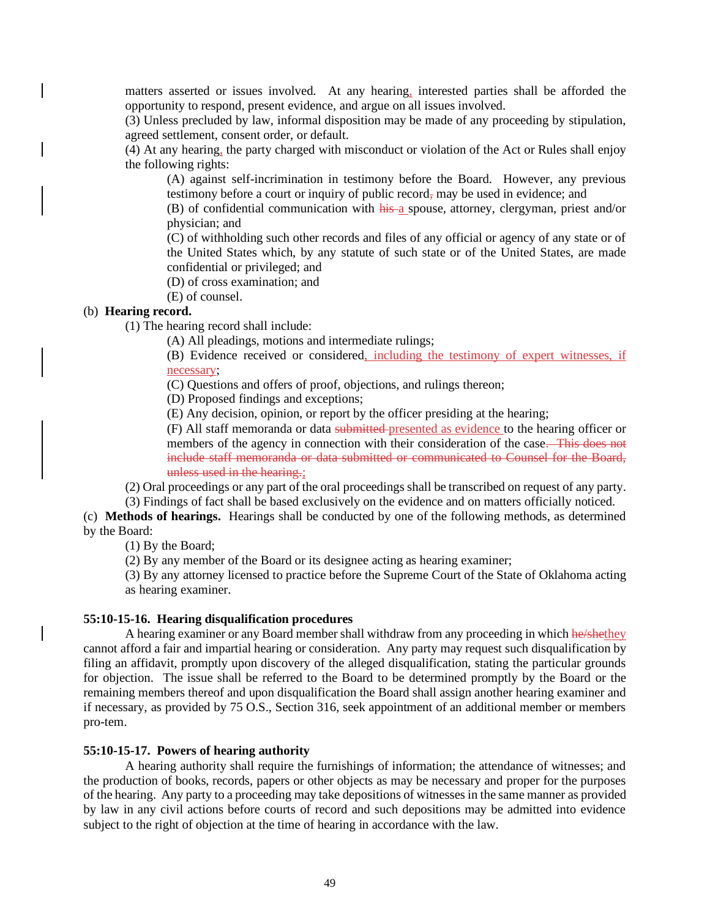matters asserted or issues involved. At any hearing, interested parties shall be afforded the opportunity to respond, present evidence, and argue on all issues involved.

(3) Unless precluded by law, informal disposition may be made of any proceeding by stipulation, agreed settlement, consent order, or default.

(4) At any hearing, the party charged with misconduct or violation of the Act or Rules shall enjoy the following rights:

(A) against self-incrimination in testimony before the Board. However, any previous testimony before a court or inquiry of public record, may be used in evidence; and

(B) of confidential communication with ~~his~~ a spouse, attorney, clergyman, priest and/or physician; and

(C) of withholding such other records and files of any official or agency of any state or of the United States which, by any statute of such state or of the United States, are made confidential or privileged; and

(D) of cross examination; and

(E) of counsel.

(b) **Hearing record.**

(1) The hearing record shall include:

(A) All pleadings, motions and intermediate rulings;

(B) Evidence received or considered, including the testimony of expert witnesses, if necessary;

(C) Questions and offers of proof, objections, and rulings thereon;

(D) Proposed findings and exceptions;

(E) Any decision, opinion, or report by the officer presiding at the hearing;

(F) All staff memoranda or data ~~submitted~~ presented as evidence to the hearing officer or members of the agency in connection with their consideration of the case~~. This does not include staff memoranda or data submitted or communicated to Counsel for the Board, unless used in the hearing.~~;

(2) Oral proceedings or any part of the oral proceedings shall be transcribed on request of any party.

(3) Findings of fact shall be based exclusively on the evidence and on matters officially noticed.

(c) **Methods of hearings.** Hearings shall be conducted by one of the following methods, as determined by the Board:

(1) By the Board;

(2) By any member of the Board or its designee acting as hearing examiner;

(3) By any attorney licensed to practice before the Supreme Court of the State of Oklahoma acting as hearing examiner.

**55:10-15-16. Hearing disqualification procedures**

A hearing examiner or any Board member shall withdraw from any proceeding in which ~~he/she~~they cannot afford a fair and impartial hearing or consideration. Any party may request such disqualification by filing an affidavit, promptly upon discovery of the alleged disqualification, stating the particular grounds for objection. The issue shall be referred to the Board to be determined promptly by the Board or the remaining members thereof and upon disqualification the Board shall assign another hearing examiner and if necessary, as provided by 75 O.S., Section 316, seek appointment of an additional member or members pro-tem.

**55:10-15-17. Powers of hearing authority**

A hearing authority shall require the furnishings of information; the attendance of witnesses; and the production of books, records, papers or other objects as may be necessary and proper for the purposes of the hearing. Any party to a proceeding may take depositions of witnesses in the same manner as provided by law in any civil actions before courts of record and such depositions may be admitted into evidence subject to the right of objection at the time of hearing in accordance with the law.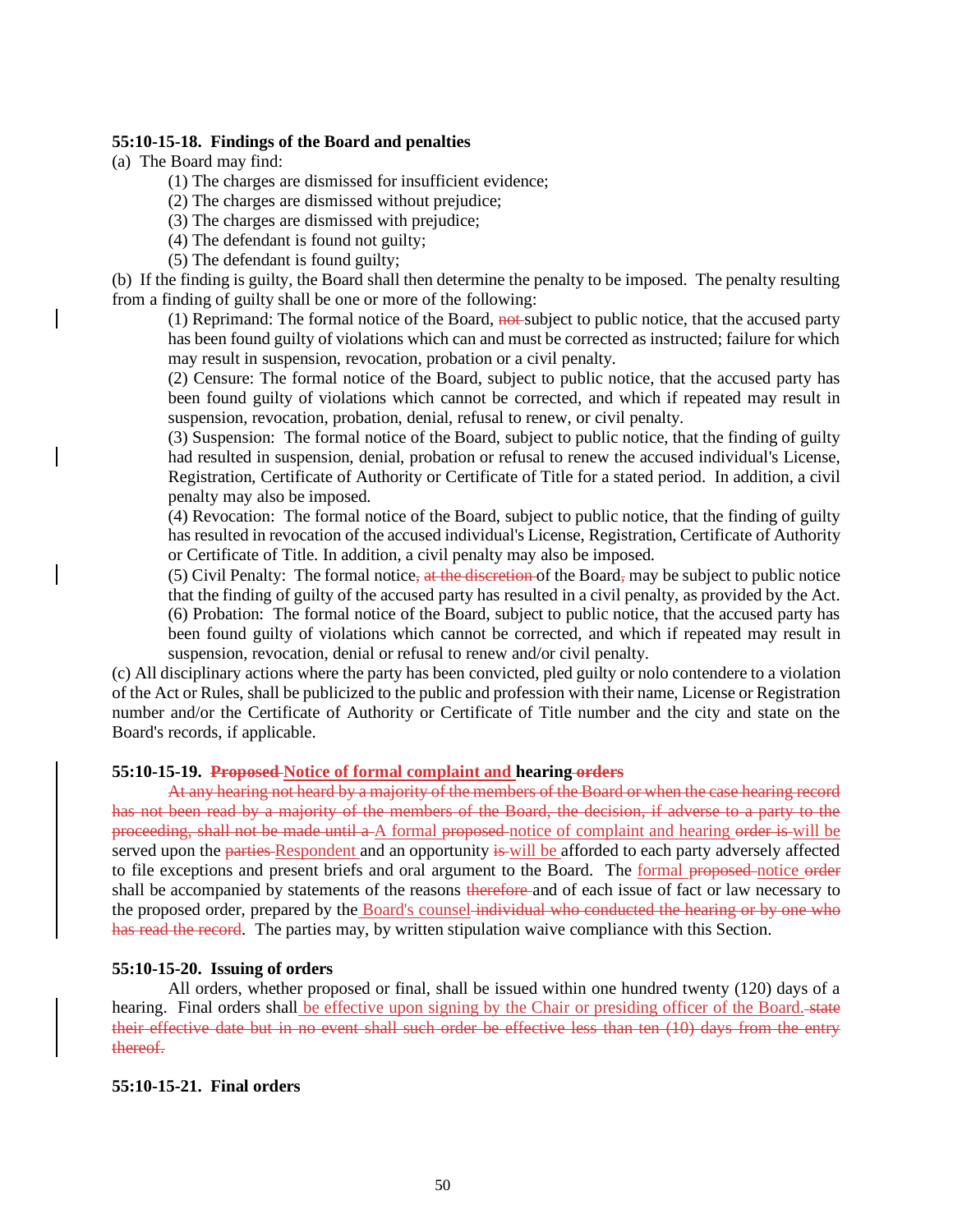**55:10-15-18. Findings of the Board and penalties**

(a) The Board may find:

(1) The charges are dismissed for insufficient evidence;

(2) The charges are dismissed without prejudice;

(3) The charges are dismissed with prejudice;

(4) The defendant is found not guilty;

(5) The defendant is found guilty;

(b) If the finding is guilty, the Board shall then determine the penalty to be imposed. The penalty resulting from a finding of guilty shall be one or more of the following:

(1) Reprimand: The formal notice of the Board, ~~not~~ subject to public notice, that the accused party has been found guilty of violations which can and must be corrected as instructed; failure for which may result in suspension, revocation, probation or a civil penalty.

(2) Censure: The formal notice of the Board, subject to public notice, that the accused party has been found guilty of violations which cannot be corrected, and which if repeated may result in suspension, revocation, probation, denial, refusal to renew, or civil penalty.

(3) Suspension: The formal notice of the Board, subject to public notice, that the finding of guilty had resulted in suspension, denial, probation or refusal to renew the accused individual's License, Registration, Certificate of Authority or Certificate of Title for a stated period. In addition, a civil penalty may also be imposed.

(4) Revocation: The formal notice of the Board, subject to public notice, that the finding of guilty has resulted in revocation of the accused individual's License, Registration, Certificate of Authority or Certificate of Title. In addition, a civil penalty may also be imposed.

(5) Civil Penalty: The formal notice~~, at the discretion~~ of the Board~~,~~ may be subject to public notice that the finding of guilty of the accused party has resulted in a civil penalty, as provided by the Act.

(6) Probation: The formal notice of the Board, subject to public notice, that the accused party has been found guilty of violations which cannot be corrected, and which if repeated may result in suspension, revocation, denial or refusal to renew and/or civil penalty.

(c) All disciplinary actions where the party has been convicted, pled guilty or nolo contendere to a violation of the Act or Rules, shall be publicized to the public and profession with their name, License or Registration number and/or the Certificate of Authority or Certificate of Title number and the city and state on the Board's records, if applicable.

**55:10-15-19. ~~Proposed~~ <u>Notice of formal complaint and</u> hearing ~~orders~~**

~~At any hearing not heard by a majority of the members of the Board or when the case hearing record has not been read by a majority of the members of the Board, the decision, if adverse to a party to the proceeding, shall not be made until a~~ <u>A</u> formal ~~proposed~~ <u>notice of complaint and hearing</u> ~~order is~~ <u>will be</u> served upon the ~~parties~~ <u>Respondent</u> and an opportunity ~~is~~ <u>will be</u> afforded to each party adversely affected to file exceptions and present briefs and oral argument to the Board. The <u>formal</u> ~~proposed~~ <u>notice</u> ~~order~~ shall be accompanied by statements of the reasons ~~therefore~~ and of each issue of fact or law necessary to the proposed order, prepared by the <u>Board's counsel</u> ~~individual who conducted the hearing or by one who has read the record~~. The parties may, by written stipulation waive compliance with this Section.

**55:10-15-20. Issuing of orders**

All orders, whether proposed or final, shall be issued within one hundred twenty (120) days of a hearing. Final orders shall <u>be effective upon signing by the Chair or presiding officer of the Board.</u> ~~state their effective date but in no event shall such order be effective less than ten (10) days from the entry thereof.~~

**55:10-15-21. Final orders**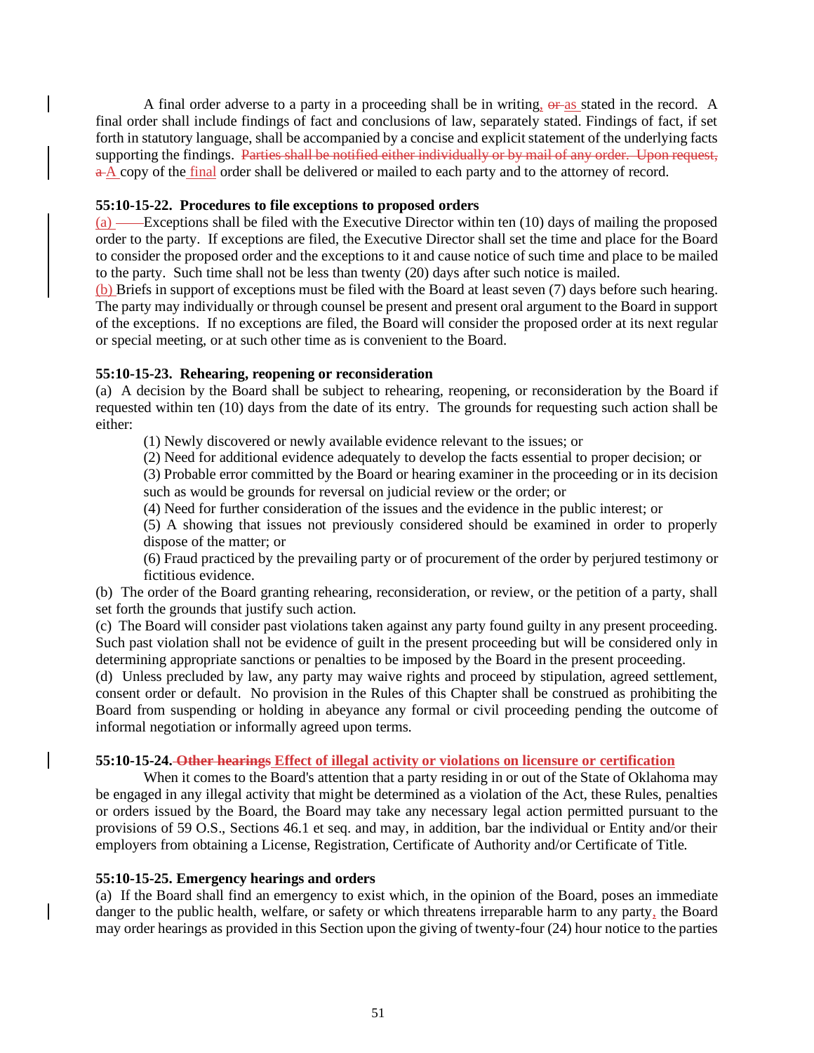A final order adverse to a party in a proceeding shall be in writing, ~~or~~ as stated in the record. A final order shall include findings of fact and conclusions of law, separately stated. Findings of fact, if set forth in statutory language, shall be accompanied by a concise and explicit statement of the underlying facts supporting the findings. ~~Parties shall be notified either individually or by mail of any order. Upon request, a~~ A copy of the final order shall be delivered or mailed to each party and to the attorney of record.

**55:10-15-22. Procedures to file exceptions to proposed orders**

(a) Exceptions shall be filed with the Executive Director within ten (10) days of mailing the proposed order to the party. If exceptions are filed, the Executive Director shall set the time and place for the Board to consider the proposed order and the exceptions to it and cause notice of such time and place to be mailed to the party. Such time shall not be less than twenty (20) days after such notice is mailed.

(b) Briefs in support of exceptions must be filed with the Board at least seven (7) days before such hearing. The party may individually or through counsel be present and present oral argument to the Board in support of the exceptions. If no exceptions are filed, the Board will consider the proposed order at its next regular or special meeting, or at such other time as is convenient to the Board.

**55:10-15-23. Rehearing, reopening or reconsideration**

(a) A decision by the Board shall be subject to rehearing, reopening, or reconsideration by the Board if requested within ten (10) days from the date of its entry. The grounds for requesting such action shall be either:

(1) Newly discovered or newly available evidence relevant to the issues; or

(2) Need for additional evidence adequately to develop the facts essential to proper decision; or

(3) Probable error committed by the Board or hearing examiner in the proceeding or in its decision such as would be grounds for reversal on judicial review or the order; or

(4) Need for further consideration of the issues and the evidence in the public interest; or

(5) A showing that issues not previously considered should be examined in order to properly dispose of the matter; or

(6) Fraud practiced by the prevailing party or of procurement of the order by perjured testimony or fictitious evidence.

(b) The order of the Board granting rehearing, reconsideration, or review, or the petition of a party, shall set forth the grounds that justify such action.

(c) The Board will consider past violations taken against any party found guilty in any present proceeding. Such past violation shall not be evidence of guilt in the present proceeding but will be considered only in determining appropriate sanctions or penalties to be imposed by the Board in the present proceeding.

(d) Unless precluded by law, any party may waive rights and proceed by stipulation, agreed settlement, consent order or default. No provision in the Rules of this Chapter shall be construed as prohibiting the Board from suspending or holding in abeyance any formal or civil proceeding pending the outcome of informal negotiation or informally agreed upon terms.

**55:10-15-24. ~~Other hearings~~ Effect of illegal activity or violations on licensure or certification**

When it comes to the Board's attention that a party residing in or out of the State of Oklahoma may be engaged in any illegal activity that might be determined as a violation of the Act, these Rules, penalties or orders issued by the Board, the Board may take any necessary legal action permitted pursuant to the provisions of 59 O.S., Sections 46.1 et seq. and may, in addition, bar the individual or Entity and/or their employers from obtaining a License, Registration, Certificate of Authority and/or Certificate of Title.

**55:10-15-25. Emergency hearings and orders**

(a) If the Board shall find an emergency to exist which, in the opinion of the Board, poses an immediate danger to the public health, welfare, or safety or which threatens irreparable harm to any party, the Board may order hearings as provided in this Section upon the giving of twenty-four (24) hour notice to the parties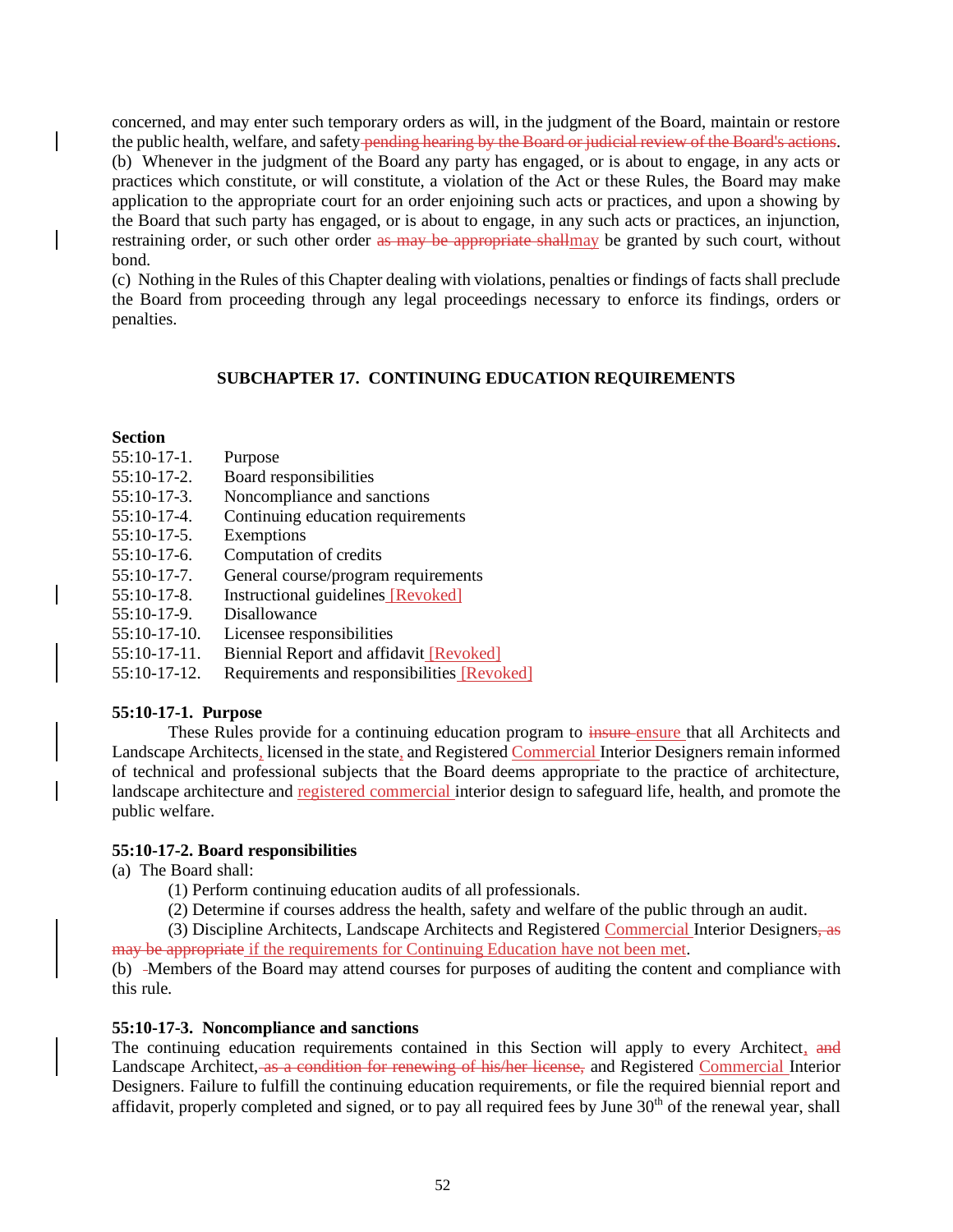concerned, and may enter such temporary orders as will, in the judgment of the Board, maintain or restore the public health, welfare, and safety ~~pending hearing by the Board or judicial review of the Board's actions~~.

(b) Whenever in the judgment of the Board any party has engaged, or is about to engage, in any acts or practices which constitute, or will constitute, a violation of the Act or these Rules, the Board may make application to the appropriate court for an order enjoining such acts or practices, and upon a showing by the Board that such party has engaged, or is about to engage, in any such acts or practices, an injunction, restraining order, or such other order ~~as may be appropriate shall~~may be granted by such court, without bond.

(c) Nothing in the Rules of this Chapter dealing with violations, penalties or findings of facts shall preclude the Board from proceeding through any legal proceedings necessary to enforce its findings, orders or penalties.

## SUBCHAPTER 17. CONTINUING EDUCATION REQUIREMENTS

**Section**

| | |
|---|---|
| 55:10-17-1. | Purpose |
| 55:10-17-2. | Board responsibilities |
| 55:10-17-3. | Noncompliance and sanctions |
| 55:10-17-4. | Continuing education requirements |
| 55:10-17-5. | Exemptions |
| 55:10-17-6. | Computation of credits |
| 55:10-17-7. | General course/program requirements |
| 55:10-17-8. | Instructional guidelines [Revoked] |
| 55:10-17-9. | Disallowance |
| 55:10-17-10. | Licensee responsibilities |
| 55:10-17-11. | Biennial Report and affidavit [Revoked] |
| 55:10-17-12. | Requirements and responsibilities [Revoked] |

**55:10-17-1. Purpose**

These Rules provide for a continuing education program to ~~insure~~ ensure that all Architects and Landscape Architects, licensed in the state, and Registered Commercial Interior Designers remain informed of technical and professional subjects that the Board deems appropriate to the practice of architecture, landscape architecture and registered commercial interior design to safeguard life, health, and promote the public welfare.

**55:10-17-2. Board responsibilities**

(a) The Board shall:

(1) Perform continuing education audits of all professionals.

(2) Determine if courses address the health, safety and welfare of the public through an audit.

(3) Discipline Architects, Landscape Architects and Registered Commercial Interior Designers~~, as may be appropriate~~ if the requirements for Continuing Education have not been met.

(b) Members of the Board may attend courses for purposes of auditing the content and compliance with this rule.

**55:10-17-3. Noncompliance and sanctions**

The continuing education requirements contained in this Section will apply to every Architect, ~~and~~ Landscape Architect, ~~as a condition for renewing of his/her license,~~ and Registered Commercial Interior Designers. Failure to fulfill the continuing education requirements, or file the required biennial report and affidavit, properly completed and signed, or to pay all required fees by June 30th of the renewal year, shall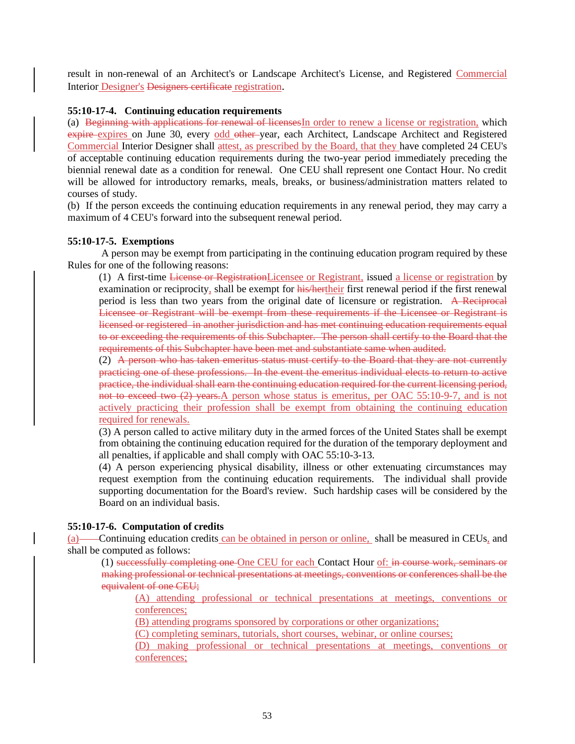result in non-renewal of an Architect's or Landscape Architect's License, and Registered Commercial Interior Designer's ~~Designers certificate~~ registration.

**55:10-17-4. Continuing education requirements**

(a) ~~Beginning with applications for renewal of licenses~~In order to renew a license or registration, which ~~expire~~ expires on June 30, every odd ~~other~~ year, each Architect, Landscape Architect and Registered Commercial Interior Designer shall attest, as prescribed by the Board, that they have completed 24 CEU's of acceptable continuing education requirements during the two-year period immediately preceding the biennial renewal date as a condition for renewal. One CEU shall represent one Contact Hour. No credit will be allowed for introductory remarks, meals, breaks, or business/administration matters related to courses of study.

(b) If the person exceeds the continuing education requirements in any renewal period, they may carry a maximum of 4 CEU's forward into the subsequent renewal period.

**55:10-17-5. Exemptions**

A person may be exempt from participating in the continuing education program required by these Rules for one of the following reasons:

(1) A first-time ~~License or Registration~~Licensee or Registrant, issued a license or registration by examination or reciprocity, shall be exempt for ~~his/her~~their first renewal period if the first renewal period is less than two years from the original date of licensure or registration. ~~A Reciprocal Licensee or Registrant will be exempt from these requirements if the Licensee or Registrant is licensed or registered in another jurisdiction and has met continuing education requirements equal to or exceeding the requirements of this Subchapter. The person shall certify to the Board that the requirements of this Subchapter have been met and substantiate same when audited.~~

(2) ~~A person who has taken emeritus status must certify to the Board that they are not currently practicing one of these professions. In the event the emeritus individual elects to return to active practice, the individual shall earn the continuing education required for the current licensing period, not to exceed two (2) years.~~A person whose status is emeritus, per OAC 55:10-9-7, and is not actively practicing their profession shall be exempt from obtaining the continuing education required for renewals.

(3) A person called to active military duty in the armed forces of the United States shall be exempt from obtaining the continuing education required for the duration of the temporary deployment and all penalties, if applicable and shall comply with OAC 55:10-3-13.

(4) A person experiencing physical disability, illness or other extenuating circumstances may request exemption from the continuing education requirements. The individual shall provide supporting documentation for the Board's review. Such hardship cases will be considered by the Board on an individual basis.

**55:10-17-6. Computation of credits**

(a) Continuing education credits can be obtained in person or online, shall be measured in CEUs, and shall be computed as follows:

(1) ~~successfully completing one~~ One CEU for each Contact Hour of: ~~in course work, seminars or making professional or technical presentations at meetings, conventions or conferences shall be the equivalent of one CEU;~~

(A) attending professional or technical presentations at meetings, conventions or conferences;

(B) attending programs sponsored by corporations or other organizations;

(C) completing seminars, tutorials, short courses, webinar, or online courses;

(D) making professional or technical presentations at meetings, conventions or conferences;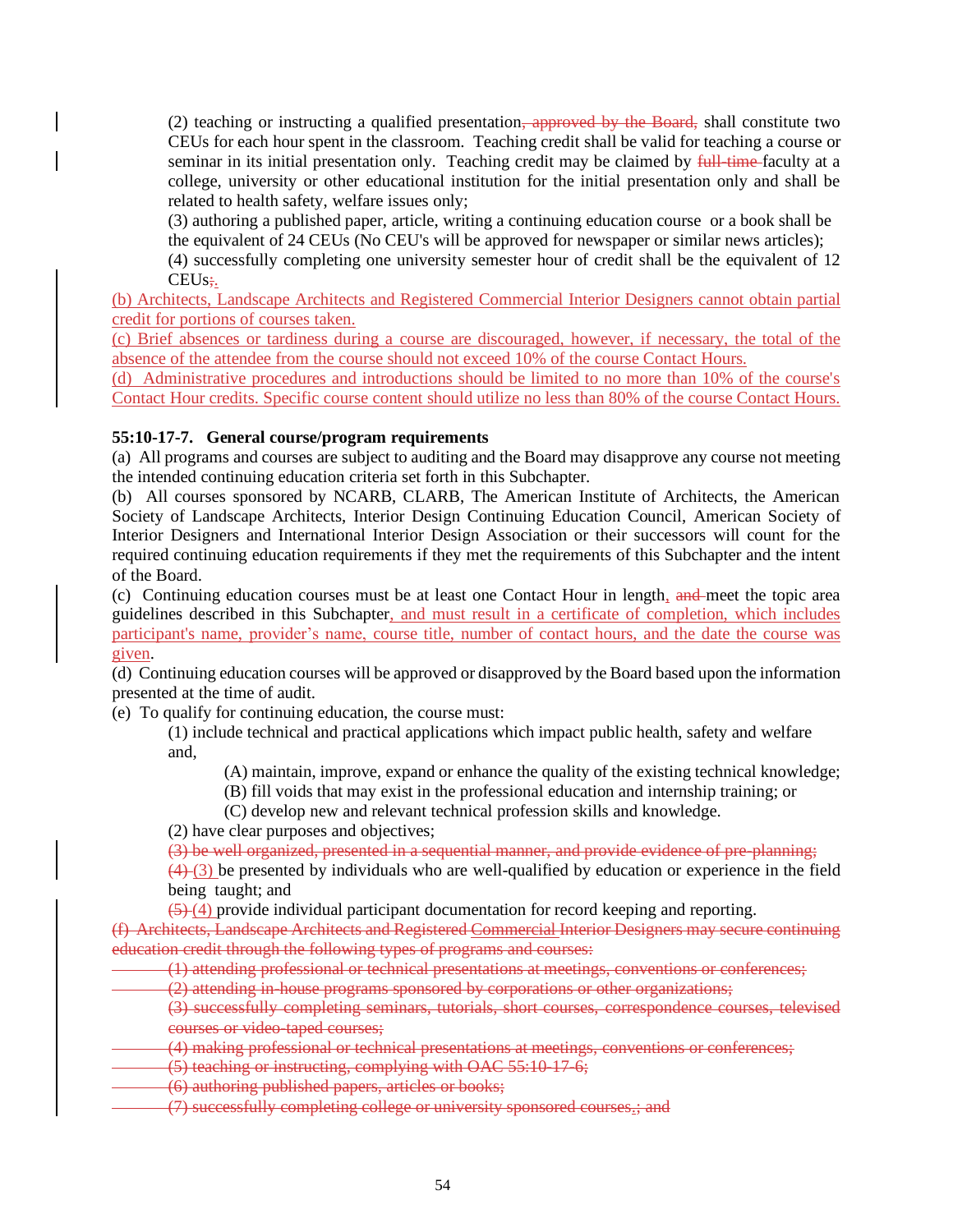(2) teaching or instructing a qualified presentation~~, approved by the Board,~~ shall constitute two CEUs for each hour spent in the classroom. Teaching credit shall be valid for teaching a course or seminar in its initial presentation only. Teaching credit may be claimed by ~~full-time~~ faculty at a college, university or other educational institution for the initial presentation only and shall be related to health safety, welfare issues only;

(3) authoring a published paper, article, writing a continuing education course or a book shall be the equivalent of 24 CEUs (No CEU's will be approved for newspaper or similar news articles);

(4) successfully completing one university semester hour of credit shall be the equivalent of 12 CEUs~~;~~.

(b) Architects, Landscape Architects and Registered Commercial Interior Designers cannot obtain partial credit for portions of courses taken.

(c) Brief absences or tardiness during a course are discouraged, however, if necessary, the total of the absence of the attendee from the course should not exceed 10% of the course Contact Hours.

(d) Administrative procedures and introductions should be limited to no more than 10% of the course's Contact Hour credits. Specific course content should utilize no less than 80% of the course Contact Hours.

**55:10-17-7. General course/program requirements**

(a) All programs and courses are subject to auditing and the Board may disapprove any course not meeting the intended continuing education criteria set forth in this Subchapter.

(b) All courses sponsored by NCARB, CLARB, The American Institute of Architects, the American Society of Landscape Architects, Interior Design Continuing Education Council, American Society of Interior Designers and International Interior Design Association or their successors will count for the required continuing education requirements if they met the requirements of this Subchapter and the intent of the Board.

(c) Continuing education courses must be at least one Contact Hour in length, ~~and~~ meet the topic area guidelines described in this Subchapter, and must result in a certificate of completion, which includes participant's name, provider's name, course title, number of contact hours, and the date the course was given.

(d) Continuing education courses will be approved or disapproved by the Board based upon the information presented at the time of audit.

(e) To qualify for continuing education, the course must:

(1) include technical and practical applications which impact public health, safety and welfare and,

(A) maintain, improve, expand or enhance the quality of the existing technical knowledge;

(B) fill voids that may exist in the professional education and internship training; or

(C) develop new and relevant technical profession skills and knowledge.

(2) have clear purposes and objectives;

~~(3) be well organized, presented in a sequential manner, and provide evidence of pre-planning;~~

~~(4)~~ (3) be presented by individuals who are well-qualified by education or experience in the field being taught; and

~~(5)~~ (4) provide individual participant documentation for record keeping and reporting.

~~(f) Architects, Landscape Architects and Registered Commercial Interior Designers may secure continuing education credit through the following types of programs and courses:~~

~~(1) attending professional or technical presentations at meetings, conventions or conferences;~~

~~(2) attending in-house programs sponsored by corporations or other organizations;~~

~~(3) successfully completing seminars, tutorials, short courses, correspondence courses, televised courses or video-taped courses;~~

~~(4) making professional or technical presentations at meetings, conventions or conferences;~~

~~(5) teaching or instructing, complying with OAC 55:10-17-6;~~

~~(6) authoring published papers, articles or books;~~

~~(7) successfully completing college or university sponsored courses,; and~~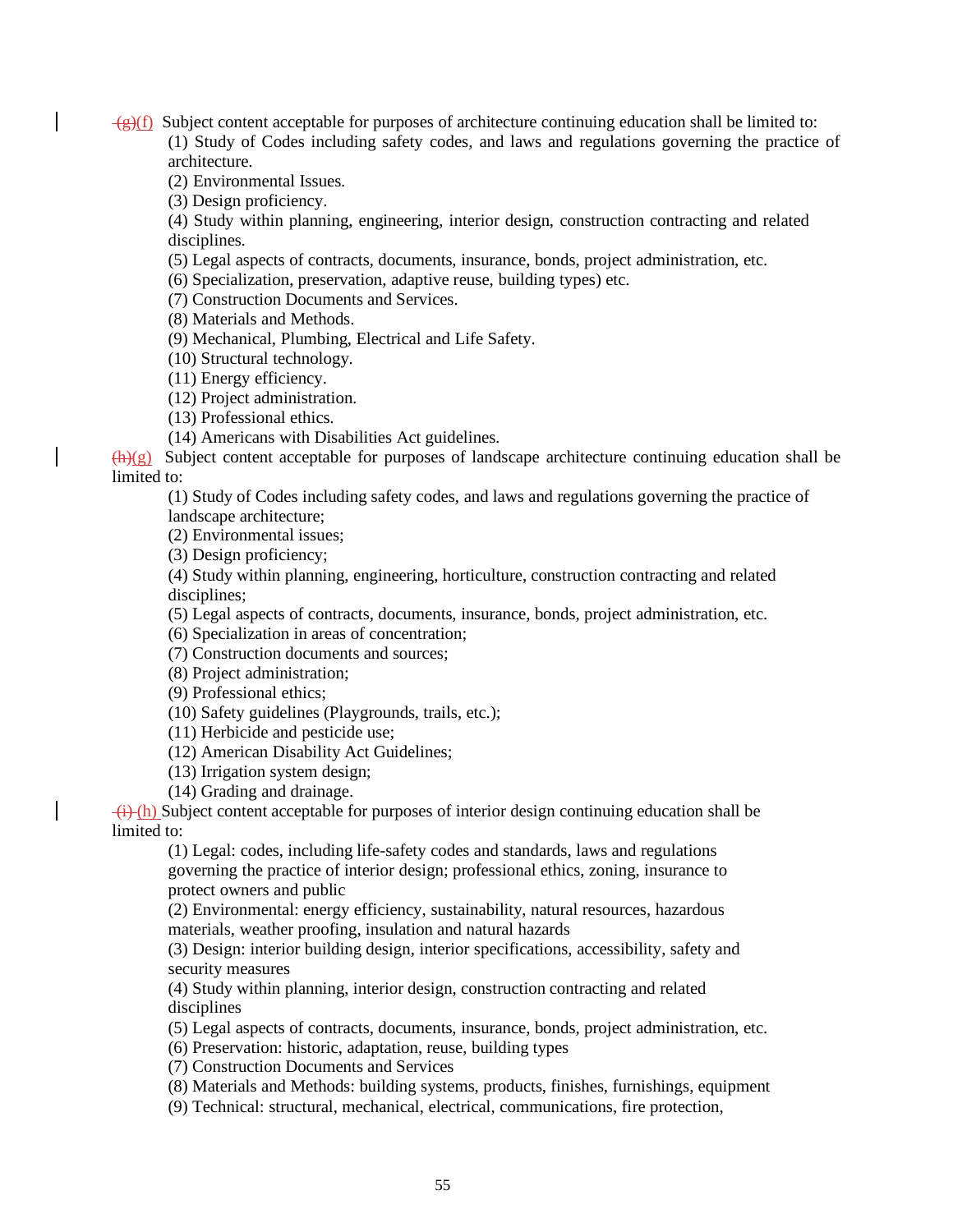~~(g)~~(f) Subject content acceptable for purposes of architecture continuing education shall be limited to:

(1) Study of Codes including safety codes, and laws and regulations governing the practice of architecture.
(2) Environmental Issues.
(3) Design proficiency.
(4) Study within planning, engineering, interior design, construction contracting and related disciplines.
(5) Legal aspects of contracts, documents, insurance, bonds, project administration, etc.
(6) Specialization, preservation, adaptive reuse, building types) etc.
(7) Construction Documents and Services.
(8) Materials and Methods.
(9) Mechanical, Plumbing, Electrical and Life Safety.
(10) Structural technology.
(11) Energy efficiency.
(12) Project administration.
(13) Professional ethics.
(14) Americans with Disabilities Act guidelines.

~~(h)~~(g) Subject content acceptable for purposes of landscape architecture continuing education shall be limited to:

(1) Study of Codes including safety codes, and laws and regulations governing the practice of landscape architecture;
(2) Environmental issues;
(3) Design proficiency;
(4) Study within planning, engineering, horticulture, construction contracting and related disciplines;
(5) Legal aspects of contracts, documents, insurance, bonds, project administration, etc.
(6) Specialization in areas of concentration;
(7) Construction documents and sources;
(8) Project administration;
(9) Professional ethics;
(10) Safety guidelines (Playgrounds, trails, etc.);
(11) Herbicide and pesticide use;
(12) American Disability Act Guidelines;
(13) Irrigation system design;
(14) Grading and drainage.

~~(i)~~ (h) Subject content acceptable for purposes of interior design continuing education shall be limited to:

(1) Legal: codes, including life-safety codes and standards, laws and regulations governing the practice of interior design; professional ethics, zoning, insurance to protect owners and public
(2) Environmental: energy efficiency, sustainability, natural resources, hazardous materials, weather proofing, insulation and natural hazards
(3) Design: interior building design, interior specifications, accessibility, safety and security measures
(4) Study within planning, interior design, construction contracting and related disciplines
(5) Legal aspects of contracts, documents, insurance, bonds, project administration, etc.
(6) Preservation: historic, adaptation, reuse, building types
(7) Construction Documents and Services
(8) Materials and Methods: building systems, products, finishes, furnishings, equipment
(9) Technical: structural, mechanical, electrical, communications, fire protection,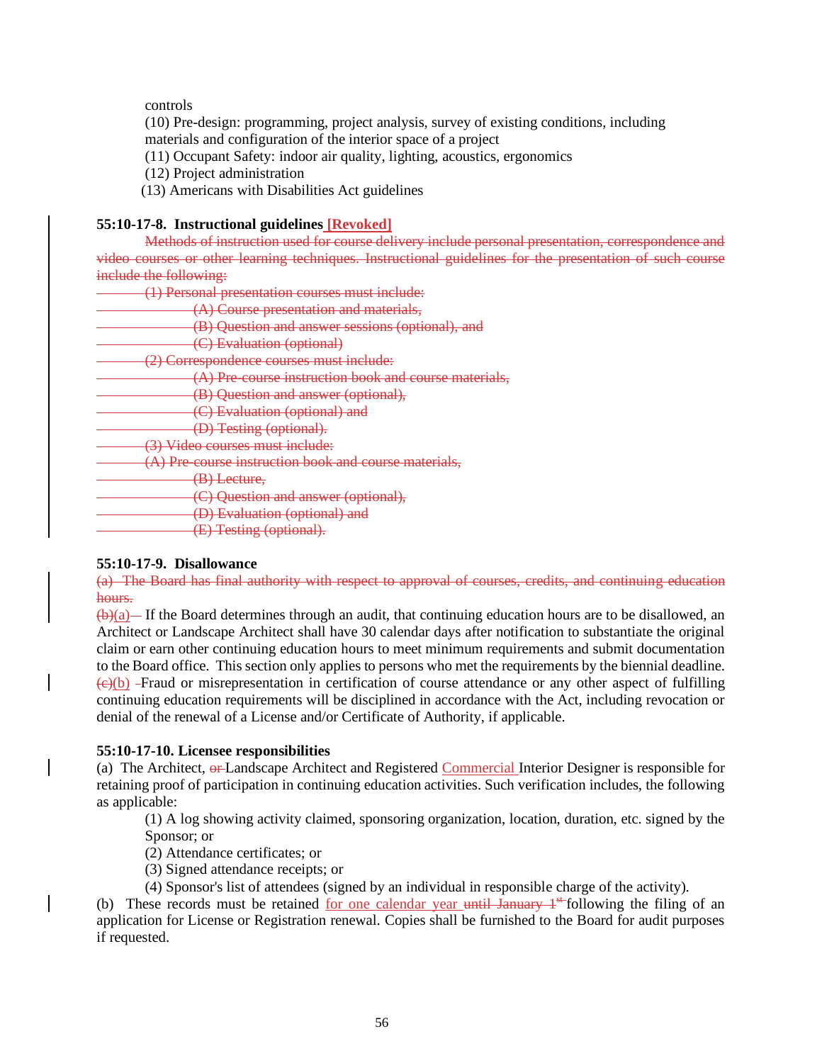controls

(10) Pre-design: programming, project analysis, survey of existing conditions, including materials and configuration of the interior space of a project

(11) Occupant Safety: indoor air quality, lighting, acoustics, ergonomics

(12) Project administration

(13) Americans with Disabilities Act guidelines

**55:10-17-8. Instructional guidelines [Revoked]**

~~Methods of instruction used for course delivery include personal presentation, correspondence and video courses or other learning techniques. Instructional guidelines for the presentation of such course include the following:~~

~~(1) Personal presentation courses must include:~~

~~(A) Course presentation and materials,~~

~~(B) Question and answer sessions (optional), and~~

~~(C) Evaluation (optional)~~

~~(2) Correspondence courses must include:~~

~~(A) Pre-course instruction book and course materials,~~

~~(B) Question and answer (optional),~~

~~(C) Evaluation (optional) and~~

~~(D) Testing (optional).~~

~~(3) Video courses must include:~~

~~(A) Pre-course instruction book and course materials,~~

~~(B) Lecture,~~

~~(C) Question and answer (optional),~~

~~(D) Evaluation (optional) and~~

~~(E) Testing (optional).~~

**55:10-17-9. Disallowance**

~~(a) The Board has final authority with respect to approval of courses, credits, and continuing education hours.~~

~~(b)~~(a) If the Board determines through an audit, that continuing education hours are to be disallowed, an Architect or Landscape Architect shall have 30 calendar days after notification to substantiate the original claim or earn other continuing education hours to meet minimum requirements and submit documentation to the Board office. This section only applies to persons who met the requirements by the biennial deadline.

~~(c)~~(b) Fraud or misrepresentation in certification of course attendance or any other aspect of fulfilling continuing education requirements will be disciplined in accordance with the Act, including revocation or denial of the renewal of a License and/or Certificate of Authority, if applicable.

**55:10-17-10. Licensee responsibilities**

(a) The Architect, ~~or~~ Landscape Architect and Registered Commercial Interior Designer is responsible for retaining proof of participation in continuing education activities. Such verification includes, the following as applicable:

(1) A log showing activity claimed, sponsoring organization, location, duration, etc. signed by the Sponsor; or

(2) Attendance certificates; or

(3) Signed attendance receipts; or

(4) Sponsor's list of attendees (signed by an individual in responsible charge of the activity).

(b) These records must be retained for one calendar year ~~until January 1st~~ following the filing of an application for License or Registration renewal. Copies shall be furnished to the Board for audit purposes if requested.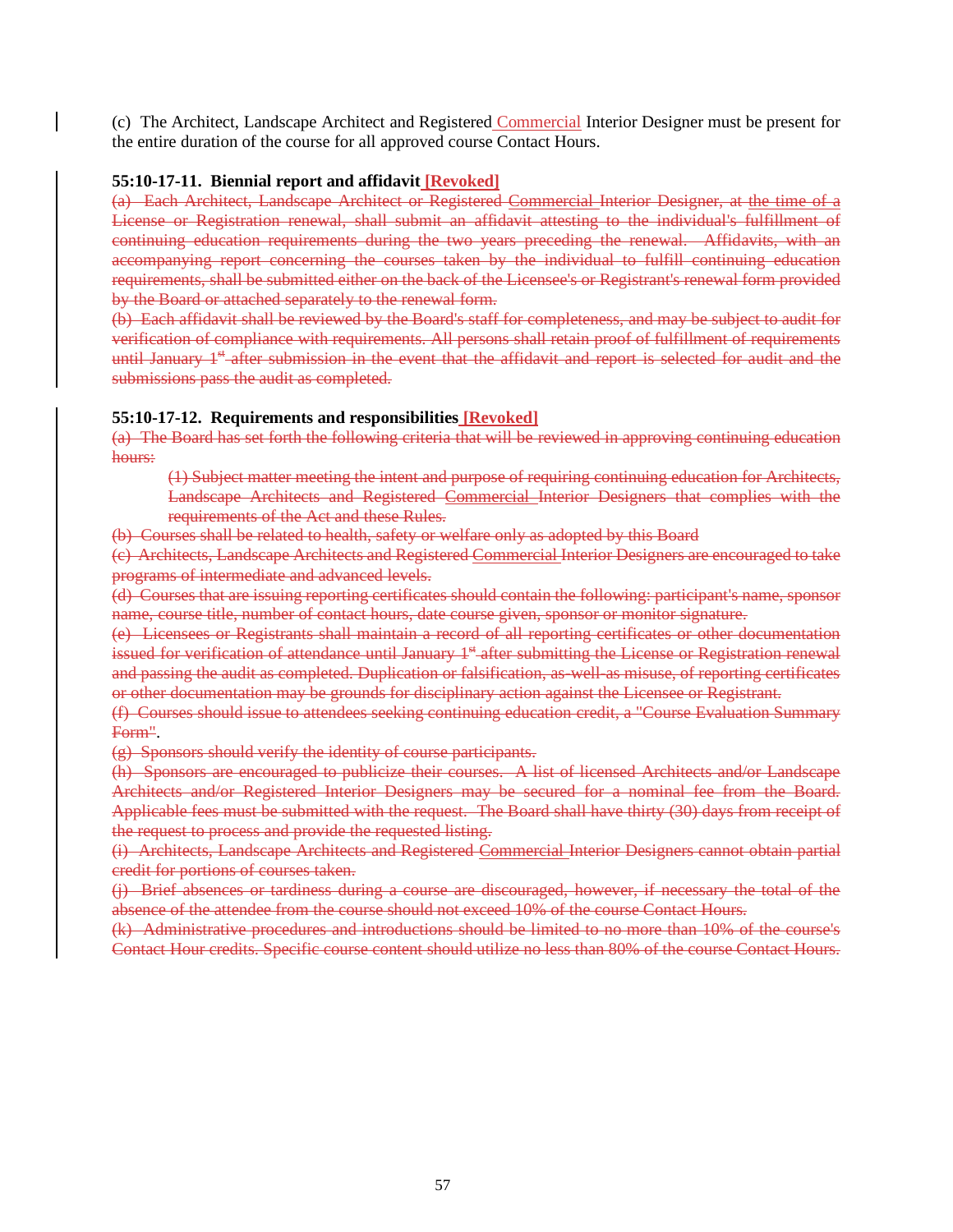(c) The Architect, Landscape Architect and Registered Commercial Interior Designer must be present for the entire duration of the course for all approved course Contact Hours.

**55:10-17-11. Biennial report and affidavit [Revoked]**

~~(a) Each Architect, Landscape Architect or Registered Commercial Interior Designer, at the time of a License or Registration renewal, shall submit an affidavit attesting to the individual's fulfillment of continuing education requirements during the two years preceding the renewal. Affidavits, with an accompanying report concerning the courses taken by the individual to fulfill continuing education requirements, shall be submitted either on the back of the Licensee's or Registrant's renewal form provided by the Board or attached separately to the renewal form.~~

~~(b) Each affidavit shall be reviewed by the Board's staff for completeness, and may be subject to audit for verification of compliance with requirements. All persons shall retain proof of fulfillment of requirements until January 1st after submission in the event that the affidavit and report is selected for audit and the submissions pass the audit as completed.~~

**55:10-17-12. Requirements and responsibilities [Revoked]**

~~(a) The Board has set forth the following criteria that will be reviewed in approving continuing education hours:~~

> ~~(1) Subject matter meeting the intent and purpose of requiring continuing education for Architects, Landscape Architects and Registered Commercial Interior Designers that complies with the requirements of the Act and these Rules.~~

~~(b) Courses shall be related to health, safety or welfare only as adopted by this Board~~

~~(c) Architects, Landscape Architects and Registered Commercial Interior Designers are encouraged to take programs of intermediate and advanced levels.~~

~~(d) Courses that are issuing reporting certificates should contain the following: participant's name, sponsor name, course title, number of contact hours, date course given, sponsor or monitor signature.~~

~~(e) Licensees or Registrants shall maintain a record of all reporting certificates or other documentation issued for verification of attendance until January 1st after submitting the License or Registration renewal and passing the audit as completed. Duplication or falsification, as-well-as misuse, of reporting certificates or other documentation may be grounds for disciplinary action against the Licensee or Registrant.~~

~~(f) Courses should issue to attendees seeking continuing education credit, a "Course Evaluation Summary Form".~~

~~(g) Sponsors should verify the identity of course participants.~~

~~(h) Sponsors are encouraged to publicize their courses. A list of licensed Architects and/or Landscape Architects and/or Registered Interior Designers may be secured for a nominal fee from the Board. Applicable fees must be submitted with the request. The Board shall have thirty (30) days from receipt of the request to process and provide the requested listing.~~

~~(i) Architects, Landscape Architects and Registered Commercial Interior Designers cannot obtain partial credit for portions of courses taken.~~

~~(j) Brief absences or tardiness during a course are discouraged, however, if necessary the total of the absence of the attendee from the course should not exceed 10% of the course Contact Hours.~~

~~(k) Administrative procedures and introductions should be limited to no more than 10% of the course's Contact Hour credits. Specific course content should utilize no less than 80% of the course Contact Hours.~~